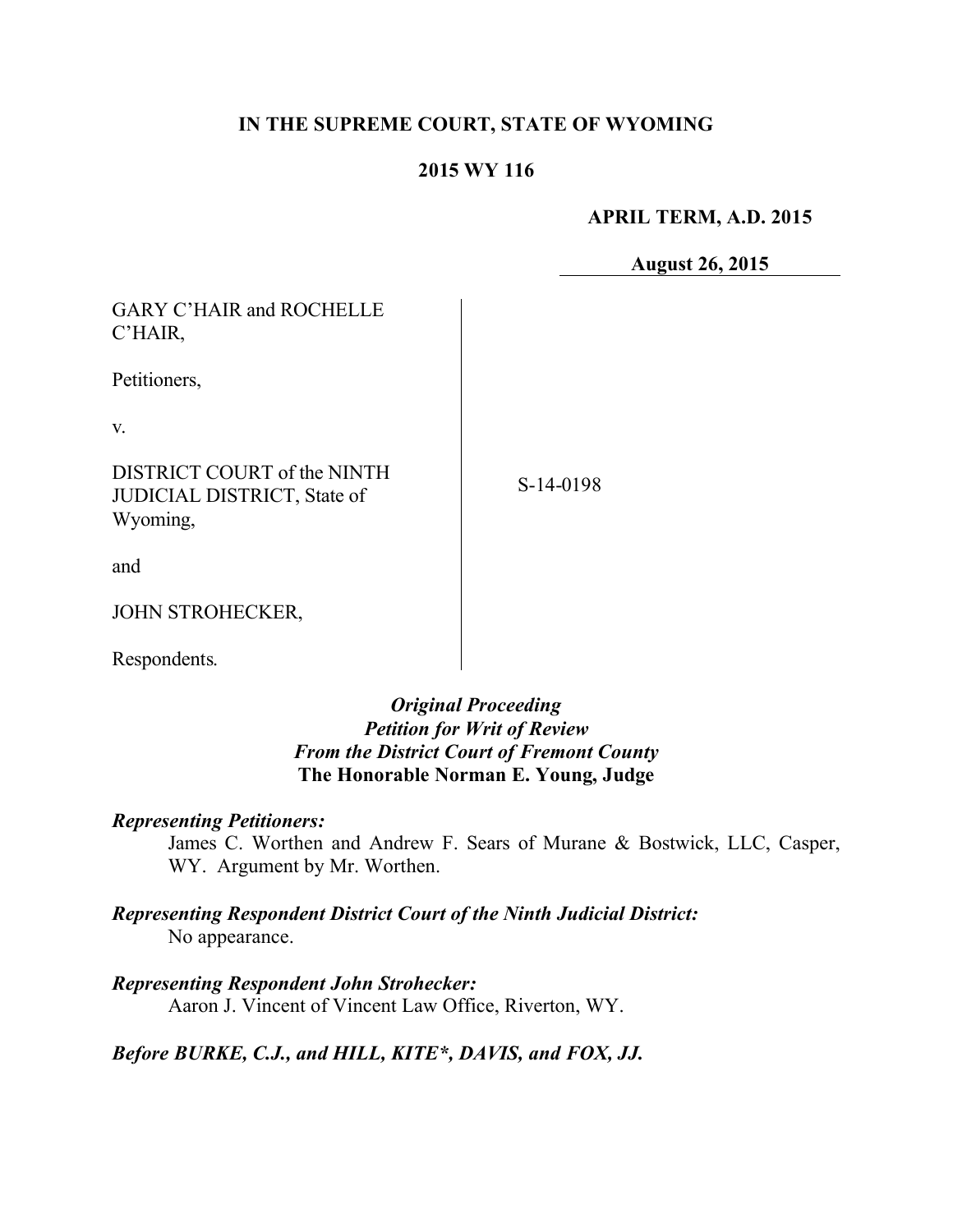**IN THE SUPREME COURT, STATE OF WYOMING**

**2015 WY 116**

**APRIL TERM, A.D. 2015**

**August 26, 2015**

GARY C'HAIR and ROCHELLE C'HAIR,

Petitioners,

v.

DISTRICT COURT of the NINTH JUDICIAL DISTRICT, State of Wyoming,

and

JOHN STROHECKER,

Respondents.

S-14-0198

***Original Proceeding***
***Petition for Writ of Review***
***From the District Court of Fremont County***
**The Honorable Norman E. Young, Judge**

***Representing Petitioners:***

James C. Worthen and Andrew F. Sears of Murane & Bostwick, LLC, Casper, WY. Argument by Mr. Worthen.

***Representing Respondent District Court of the Ninth Judicial District:***

No appearance.

***Representing Respondent John Strohecker:***

Aaron J. Vincent of Vincent Law Office, Riverton, WY.

***Before BURKE, C.J., and HILL, KITE\*, DAVIS, and FOX, JJ.***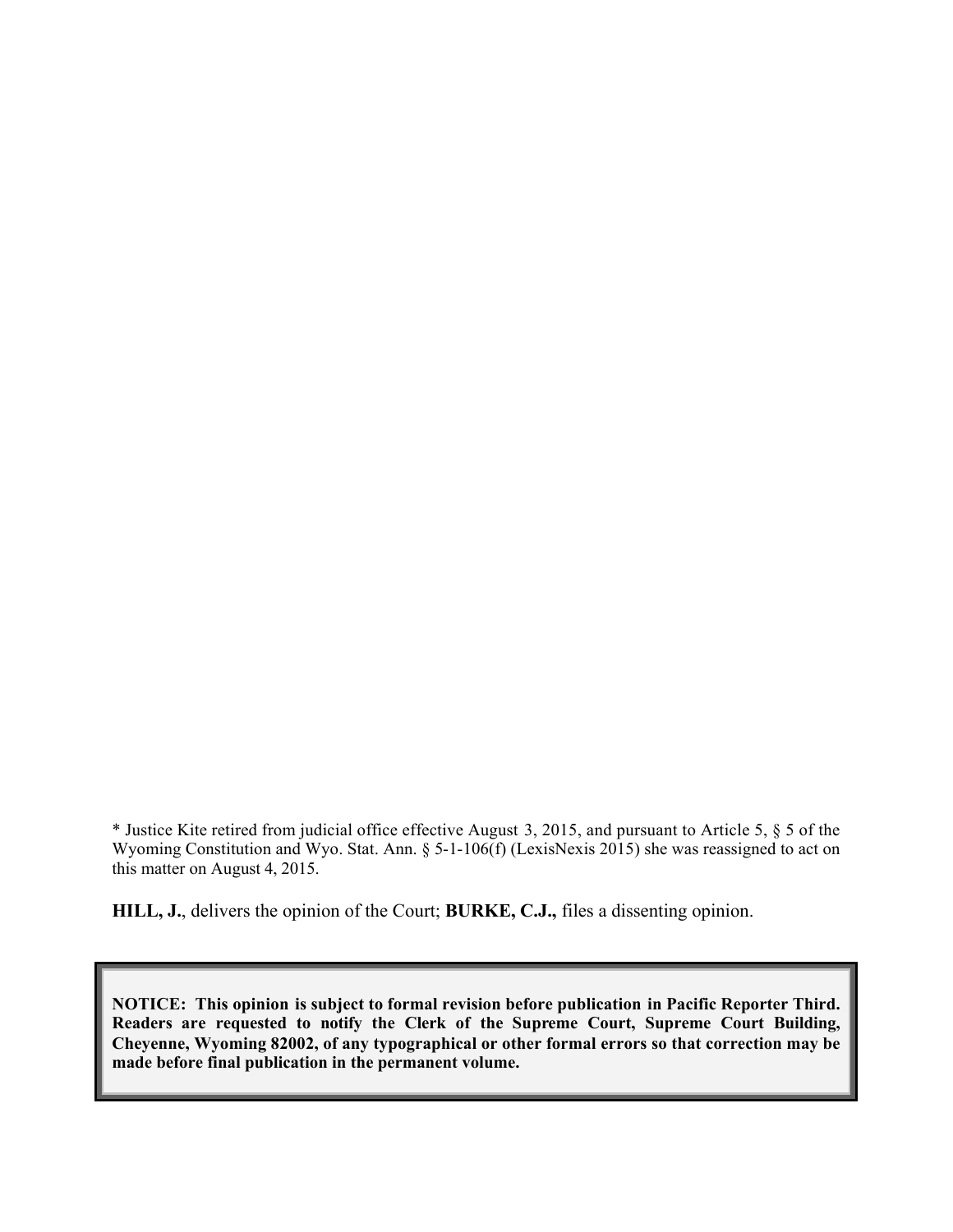* Justice Kite retired from judicial office effective August 3, 2015, and pursuant to Article 5, § 5 of the Wyoming Constitution and Wyo. Stat. Ann. § 5-1-106(f) (LexisNexis 2015) she was reassigned to act on this matter on August 4, 2015.

**HILL, J.**, delivers the opinion of the Court; **BURKE, C.J.,** files a dissenting opinion.

**NOTICE: This opinion is subject to formal revision before publication in Pacific Reporter Third. Readers are requested to notify the Clerk of the Supreme Court, Supreme Court Building, Cheyenne, Wyoming 82002, of any typographical or other formal errors so that correction may be made before final publication in the permanent volume.**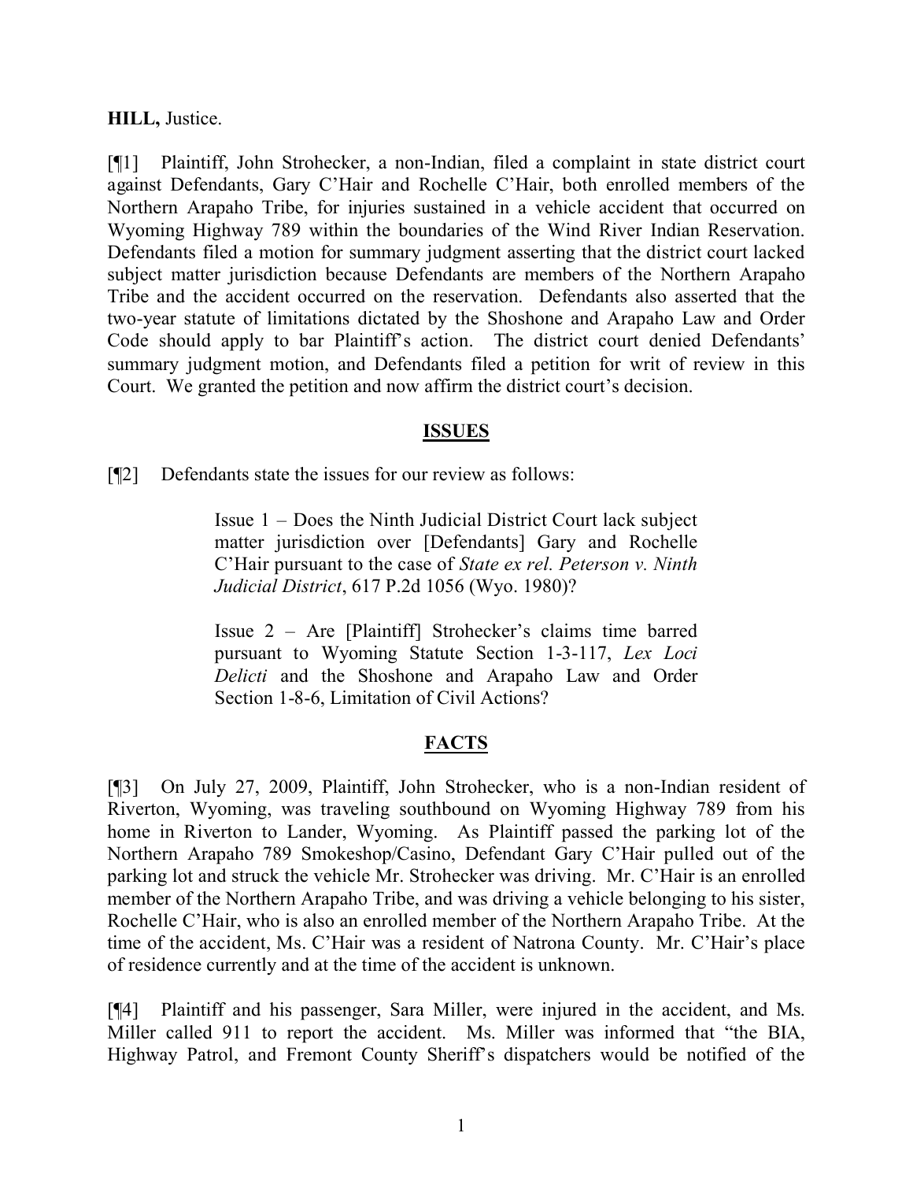**HILL,** Justice.

[¶1] Plaintiff, John Strohecker, a non-Indian, filed a complaint in state district court against Defendants, Gary C'Hair and Rochelle C'Hair, both enrolled members of the Northern Arapaho Tribe, for injuries sustained in a vehicle accident that occurred on Wyoming Highway 789 within the boundaries of the Wind River Indian Reservation. Defendants filed a motion for summary judgment asserting that the district court lacked subject matter jurisdiction because Defendants are members of the Northern Arapaho Tribe and the accident occurred on the reservation. Defendants also asserted that the two-year statute of limitations dictated by the Shoshone and Arapaho Law and Order Code should apply to bar Plaintiff's action. The district court denied Defendants' summary judgment motion, and Defendants filed a petition for writ of review in this Court. We granted the petition and now affirm the district court's decision.

## ISSUES

[¶2] Defendants state the issues for our review as follows:

> Issue 1 – Does the Ninth Judicial District Court lack subject matter jurisdiction over [Defendants] Gary and Rochelle C'Hair pursuant to the case of *State ex rel. Peterson v. Ninth Judicial District*, 617 P.2d 1056 (Wyo. 1980)?
>
> Issue 2 – Are [Plaintiff] Strohecker's claims time barred pursuant to Wyoming Statute Section 1-3-117, *Lex Loci Delicti* and the Shoshone and Arapaho Law and Order Section 1-8-6, Limitation of Civil Actions?

## FACTS

[¶3] On July 27, 2009, Plaintiff, John Strohecker, who is a non-Indian resident of Riverton, Wyoming, was traveling southbound on Wyoming Highway 789 from his home in Riverton to Lander, Wyoming. As Plaintiff passed the parking lot of the Northern Arapaho 789 Smokeshop/Casino, Defendant Gary C'Hair pulled out of the parking lot and struck the vehicle Mr. Strohecker was driving. Mr. C'Hair is an enrolled member of the Northern Arapaho Tribe, and was driving a vehicle belonging to his sister, Rochelle C'Hair, who is also an enrolled member of the Northern Arapaho Tribe. At the time of the accident, Ms. C'Hair was a resident of Natrona County. Mr. C'Hair's place of residence currently and at the time of the accident is unknown.

[¶4] Plaintiff and his passenger, Sara Miller, were injured in the accident, and Ms. Miller called 911 to report the accident. Ms. Miller was informed that "the BIA, Highway Patrol, and Fremont County Sheriff's dispatchers would be notified of the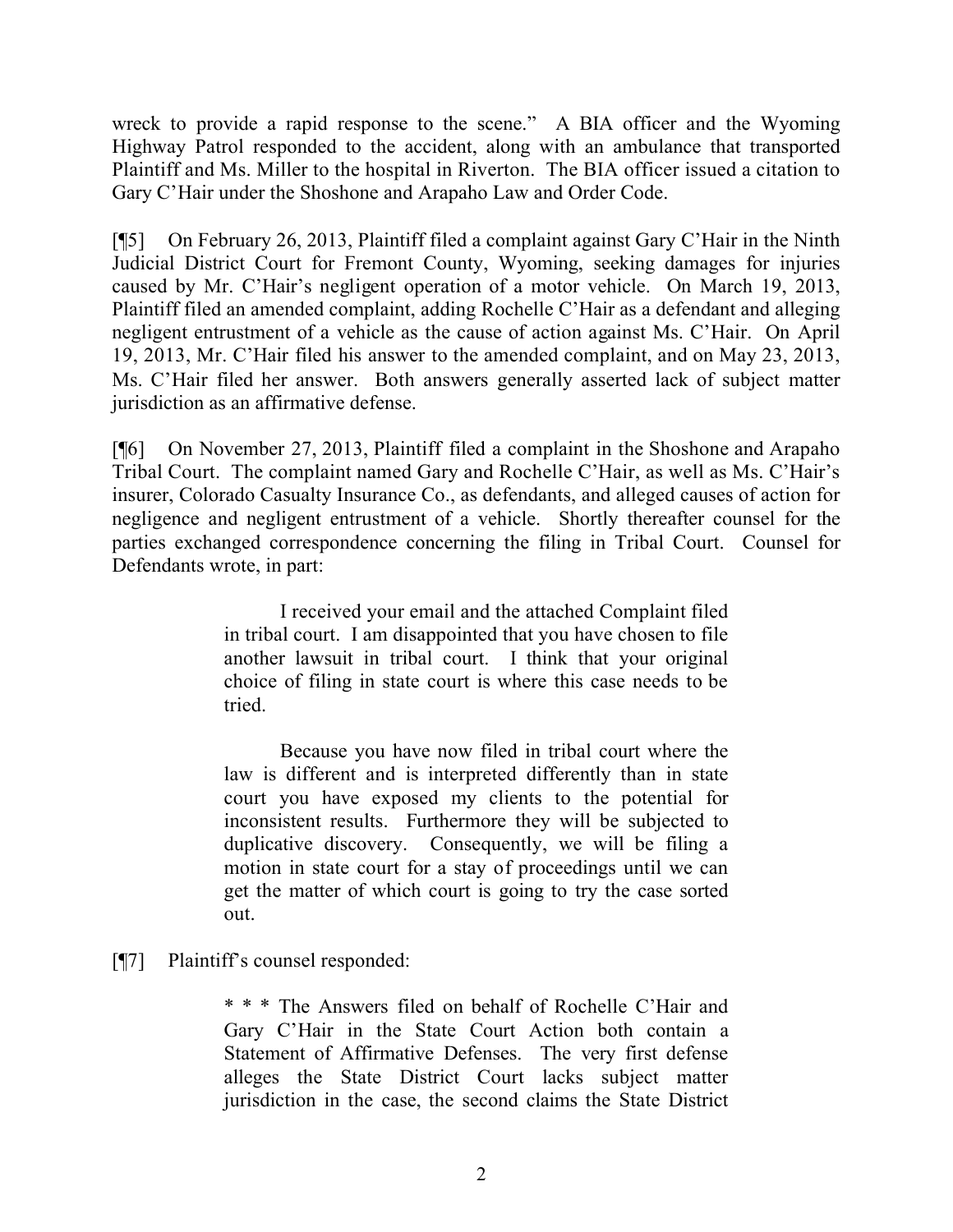wreck to provide a rapid response to the scene." A BIA officer and the Wyoming Highway Patrol responded to the accident, along with an ambulance that transported Plaintiff and Ms. Miller to the hospital in Riverton. The BIA officer issued a citation to Gary C'Hair under the Shoshone and Arapaho Law and Order Code.

[¶5] On February 26, 2013, Plaintiff filed a complaint against Gary C'Hair in the Ninth Judicial District Court for Fremont County, Wyoming, seeking damages for injuries caused by Mr. C'Hair's negligent operation of a motor vehicle. On March 19, 2013, Plaintiff filed an amended complaint, adding Rochelle C'Hair as a defendant and alleging negligent entrustment of a vehicle as the cause of action against Ms. C'Hair. On April 19, 2013, Mr. C'Hair filed his answer to the amended complaint, and on May 23, 2013, Ms. C'Hair filed her answer. Both answers generally asserted lack of subject matter jurisdiction as an affirmative defense.

[¶6] On November 27, 2013, Plaintiff filed a complaint in the Shoshone and Arapaho Tribal Court. The complaint named Gary and Rochelle C'Hair, as well as Ms. C'Hair's insurer, Colorado Casualty Insurance Co., as defendants, and alleged causes of action for negligence and negligent entrustment of a vehicle. Shortly thereafter counsel for the parties exchanged correspondence concerning the filing in Tribal Court. Counsel for Defendants wrote, in part:

> I received your email and the attached Complaint filed in tribal court. I am disappointed that you have chosen to file another lawsuit in tribal court. I think that your original choice of filing in state court is where this case needs to be tried.
>
> Because you have now filed in tribal court where the law is different and is interpreted differently than in state court you have exposed my clients to the potential for inconsistent results. Furthermore they will be subjected to duplicative discovery. Consequently, we will be filing a motion in state court for a stay of proceedings until we can get the matter of which court is going to try the case sorted out.

[¶7] Plaintiff's counsel responded:

> \* \* \* The Answers filed on behalf of Rochelle C'Hair and Gary C'Hair in the State Court Action both contain a Statement of Affirmative Defenses. The very first defense alleges the State District Court lacks subject matter jurisdiction in the case, the second claims the State District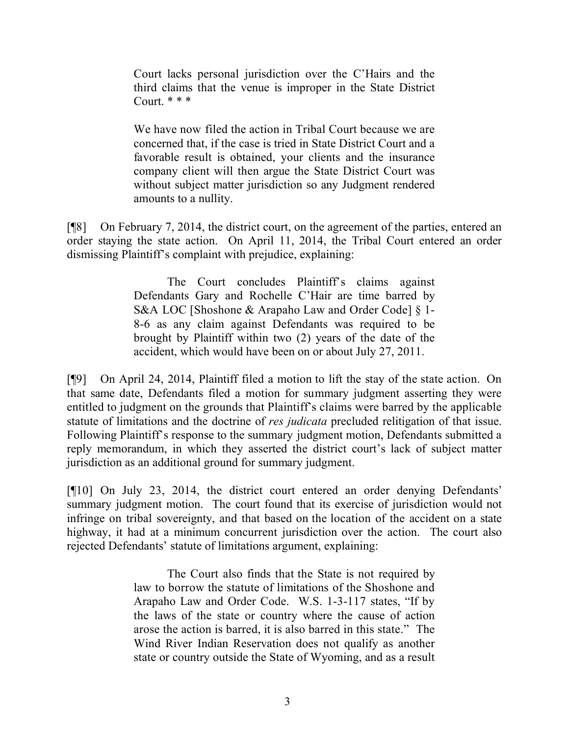> Court lacks personal jurisdiction over the C'Hairs and the third claims that the venue is improper in the State District Court. * * *
>
> We have now filed the action in Tribal Court because we are concerned that, if the case is tried in State District Court and a favorable result is obtained, your clients and the insurance company client will then argue the State District Court was without subject matter jurisdiction so any Judgment rendered amounts to a nullity.

[¶8] On February 7, 2014, the district court, on the agreement of the parties, entered an order staying the state action. On April 11, 2014, the Tribal Court entered an order dismissing Plaintiff's complaint with prejudice, explaining:

> The Court concludes Plaintiff's claims against Defendants Gary and Rochelle C'Hair are time barred by S&A LOC [Shoshone & Arapaho Law and Order Code] § 1-8-6 as any claim against Defendants was required to be brought by Plaintiff within two (2) years of the date of the accident, which would have been on or about July 27, 2011.

[¶9] On April 24, 2014, Plaintiff filed a motion to lift the stay of the state action. On that same date, Defendants filed a motion for summary judgment asserting they were entitled to judgment on the grounds that Plaintiff's claims were barred by the applicable statute of limitations and the doctrine of *res judicata* precluded relitigation of that issue. Following Plaintiff's response to the summary judgment motion, Defendants submitted a reply memorandum, in which they asserted the district court's lack of subject matter jurisdiction as an additional ground for summary judgment.

[¶10] On July 23, 2014, the district court entered an order denying Defendants' summary judgment motion. The court found that its exercise of jurisdiction would not infringe on tribal sovereignty, and that based on the location of the accident on a state highway, it had at a minimum concurrent jurisdiction over the action. The court also rejected Defendants' statute of limitations argument, explaining:

> The Court also finds that the State is not required by law to borrow the statute of limitations of the Shoshone and Arapaho Law and Order Code. W.S. 1-3-117 states, "If by the laws of the state or country where the cause of action arose the action is barred, it is also barred in this state." The Wind River Indian Reservation does not qualify as another state or country outside the State of Wyoming, and as a result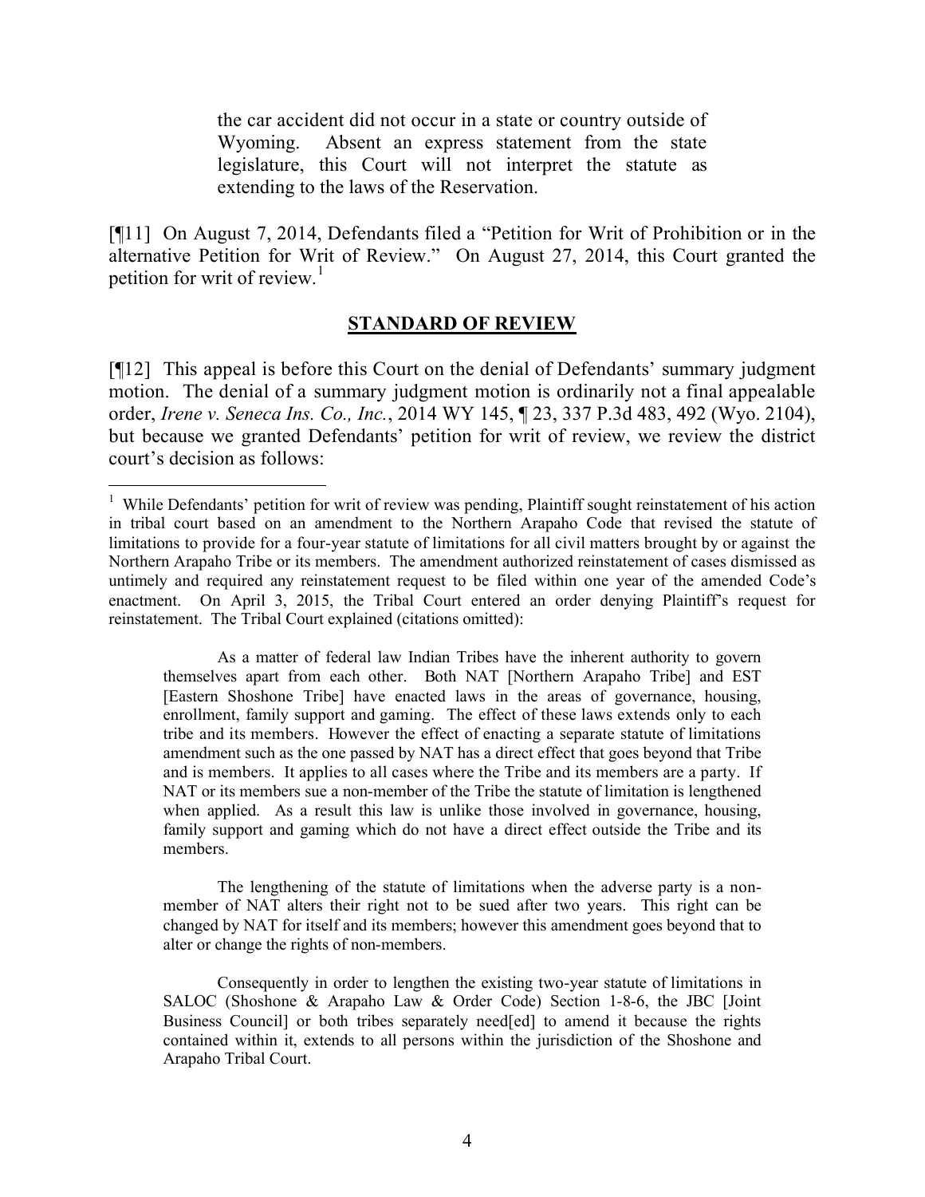> the car accident did not occur in a state or country outside of Wyoming. Absent an express statement from the state legislature, this Court will not interpret the statute as extending to the laws of the Reservation.

[¶11] On August 7, 2014, Defendants filed a "Petition for Writ of Prohibition or in the alternative Petition for Writ of Review." On August 27, 2014, this Court granted the petition for writ of review.[1]

## STANDARD OF REVIEW

[¶12] This appeal is before this Court on the denial of Defendants' summary judgment motion. The denial of a summary judgment motion is ordinarily not a final appealable order, *Irene v. Seneca Ins. Co., Inc.*, 2014 WY 145, ¶ 23, 337 P.3d 483, 492 (Wyo. 2104), but because we granted Defendants' petition for writ of review, we review the district court's decision as follows:

---

[1] While Defendants' petition for writ of review was pending, Plaintiff sought reinstatement of his action in tribal court based on an amendment to the Northern Arapaho Code that revised the statute of limitations to provide for a four-year statute of limitations for all civil matters brought by or against the Northern Arapaho Tribe or its members. The amendment authorized reinstatement of cases dismissed as untimely and required any reinstatement request to be filed within one year of the amended Code's enactment. On April 3, 2015, the Tribal Court entered an order denying Plaintiff's request for reinstatement. The Tribal Court explained (citations omitted):

> As a matter of federal law Indian Tribes have the inherent authority to govern themselves apart from each other. Both NAT [Northern Arapaho Tribe] and EST [Eastern Shoshone Tribe] have enacted laws in the areas of governance, housing, enrollment, family support and gaming. The effect of these laws extends only to each tribe and its members. However the effect of enacting a separate statute of limitations amendment such as the one passed by NAT has a direct effect that goes beyond that Tribe and is members. It applies to all cases where the Tribe and its members are a party. If NAT or its members sue a non-member of the Tribe the statute of limitation is lengthened when applied. As a result this law is unlike those involved in governance, housing, family support and gaming which do not have a direct effect outside the Tribe and its members.
>
> The lengthening of the statute of limitations when the adverse party is a non-member of NAT alters their right not to be sued after two years. This right can be changed by NAT for itself and its members; however this amendment goes beyond that to alter or change the rights of non-members.
>
> Consequently in order to lengthen the existing two-year statute of limitations in SALOC (Shoshone & Arapaho Law & Order Code) Section 1-8-6, the JBC [Joint Business Council] or both tribes separately need[ed] to amend it because the rights contained within it, extends to all persons within the jurisdiction of the Shoshone and Arapaho Tribal Court.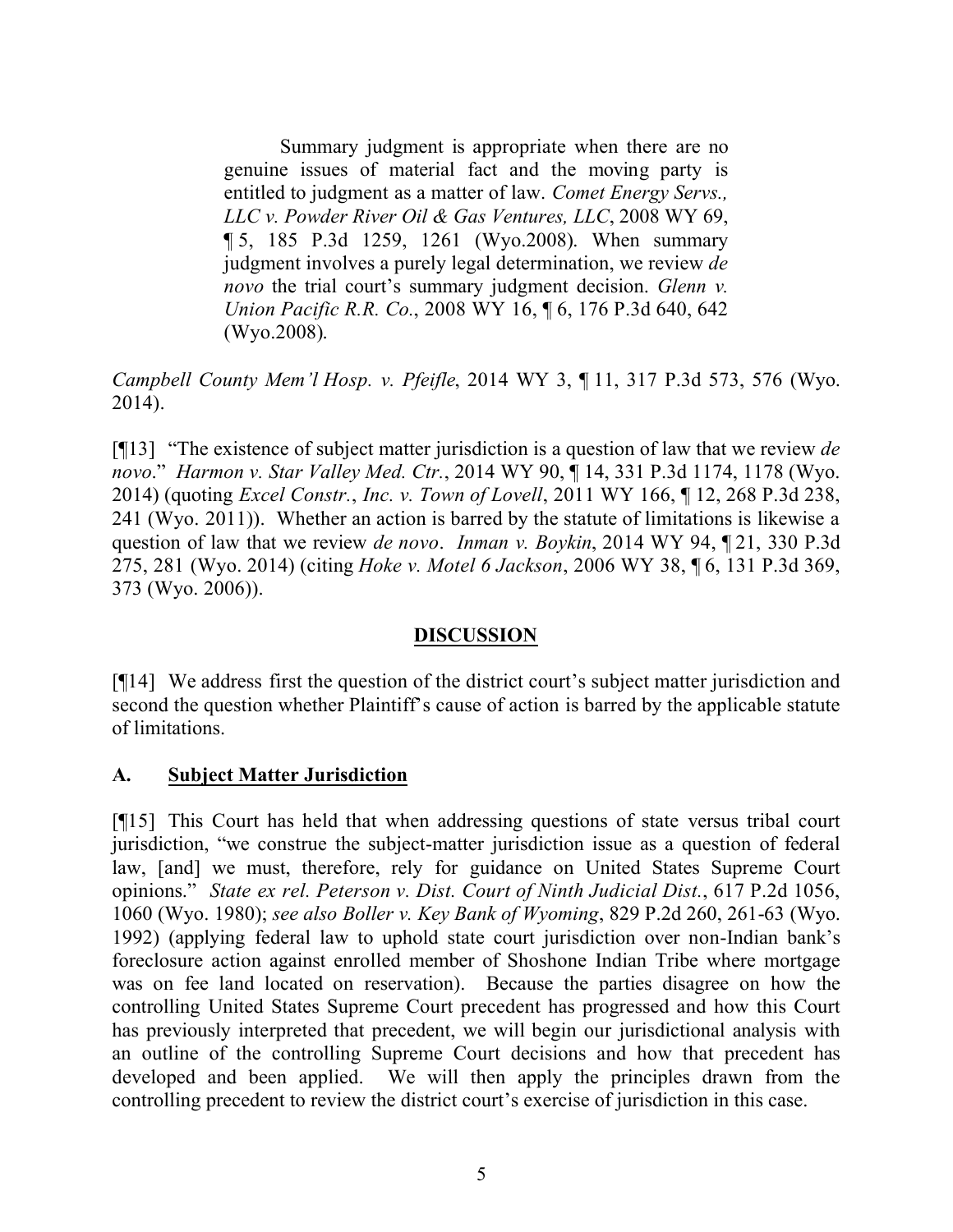> Summary judgment is appropriate when there are no genuine issues of material fact and the moving party is entitled to judgment as a matter of law. *Comet Energy Servs., LLC v. Powder River Oil & Gas Ventures, LLC*, 2008 WY 69, ¶ 5, 185 P.3d 1259, 1261 (Wyo.2008). When summary judgment involves a purely legal determination, we review *de novo* the trial court's summary judgment decision. *Glenn v. Union Pacific R.R. Co.*, 2008 WY 16, ¶ 6, 176 P.3d 640, 642 (Wyo.2008).

*Campbell County Mem'l Hosp. v. Pfeifle*, 2014 WY 3, ¶ 11, 317 P.3d 573, 576 (Wyo. 2014).

[¶13] "The existence of subject matter jurisdiction is a question of law that we review *de novo*." *Harmon v. Star Valley Med. Ctr.*, 2014 WY 90, ¶ 14, 331 P.3d 1174, 1178 (Wyo. 2014) (quoting *Excel Constr., Inc. v. Town of Lovell*, 2011 WY 166, ¶ 12, 268 P.3d 238, 241 (Wyo. 2011)). Whether an action is barred by the statute of limitations is likewise a question of law that we review *de novo*. *Inman v. Boykin*, 2014 WY 94, ¶ 21, 330 P.3d 275, 281 (Wyo. 2014) (citing *Hoke v. Motel 6 Jackson*, 2006 WY 38, ¶ 6, 131 P.3d 369, 373 (Wyo. 2006)).

## DISCUSSION

[¶14] We address first the question of the district court's subject matter jurisdiction and second the question whether Plaintiff's cause of action is barred by the applicable statute of limitations.

### A. Subject Matter Jurisdiction

[¶15] This Court has held that when addressing questions of state versus tribal court jurisdiction, "we construe the subject-matter jurisdiction issue as a question of federal law, [and] we must, therefore, rely for guidance on United States Supreme Court opinions." *State ex rel. Peterson v. Dist. Court of Ninth Judicial Dist.*, 617 P.2d 1056, 1060 (Wyo. 1980); *see also Boller v. Key Bank of Wyoming*, 829 P.2d 260, 261-63 (Wyo. 1992) (applying federal law to uphold state court jurisdiction over non-Indian bank's foreclosure action against enrolled member of Shoshone Indian Tribe where mortgage was on fee land located on reservation). Because the parties disagree on how the controlling United States Supreme Court precedent has progressed and how this Court has previously interpreted that precedent, we will begin our jurisdictional analysis with an outline of the controlling Supreme Court decisions and how that precedent has developed and been applied. We will then apply the principles drawn from the controlling precedent to review the district court's exercise of jurisdiction in this case.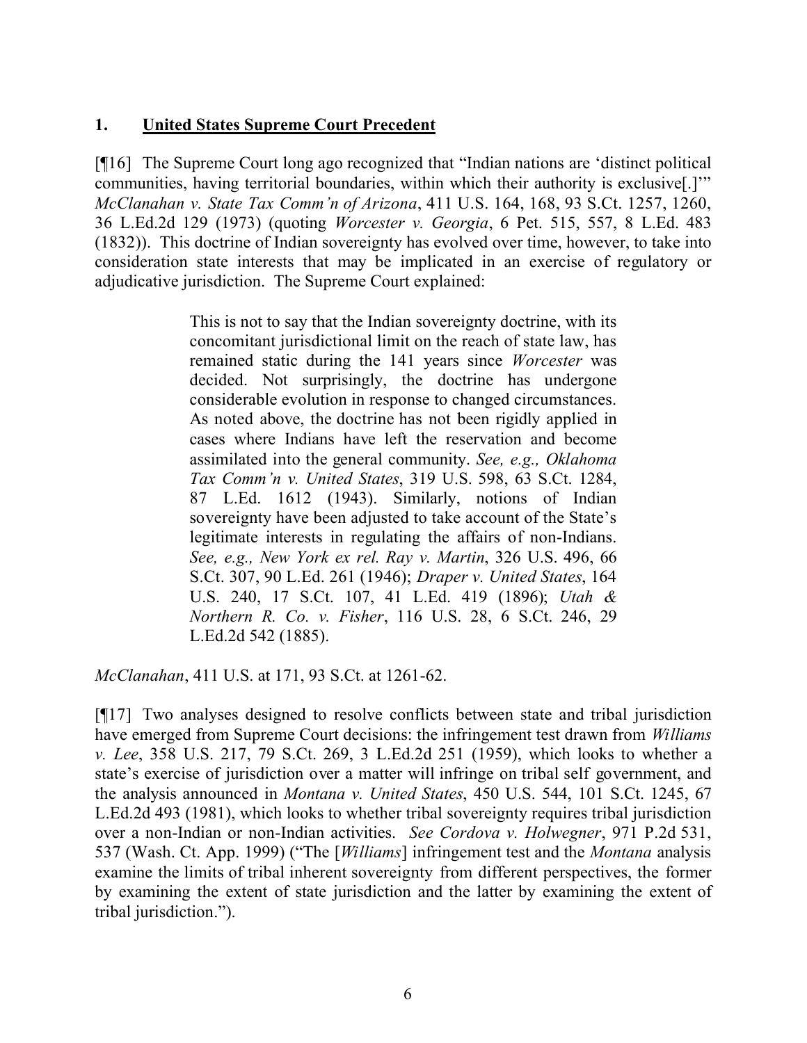## 1. **United States Supreme Court Precedent**

[¶16] The Supreme Court long ago recognized that "Indian nations are 'distinct political communities, having territorial boundaries, within which their authority is exclusive[.]'" *McClanahan v. State Tax Comm'n of Arizona*, 411 U.S. 164, 168, 93 S.Ct. 1257, 1260, 36 L.Ed.2d 129 (1973) (quoting *Worcester v. Georgia*, 6 Pet. 515, 557, 8 L.Ed. 483 (1832)). This doctrine of Indian sovereignty has evolved over time, however, to take into consideration state interests that may be implicated in an exercise of regulatory or adjudicative jurisdiction. The Supreme Court explained:

> This is not to say that the Indian sovereignty doctrine, with its concomitant jurisdictional limit on the reach of state law, has remained static during the 141 years since *Worcester* was decided. Not surprisingly, the doctrine has undergone considerable evolution in response to changed circumstances. As noted above, the doctrine has not been rigidly applied in cases where Indians have left the reservation and become assimilated into the general community. *See, e.g., Oklahoma Tax Comm'n v. United States*, 319 U.S. 598, 63 S.Ct. 1284, 87 L.Ed. 1612 (1943). Similarly, notions of Indian sovereignty have been adjusted to take account of the State's legitimate interests in regulating the affairs of non-Indians. *See, e.g., New York ex rel. Ray v. Martin*, 326 U.S. 496, 66 S.Ct. 307, 90 L.Ed. 261 (1946); *Draper v. United States*, 164 U.S. 240, 17 S.Ct. 107, 41 L.Ed. 419 (1896); *Utah & Northern R. Co. v. Fisher*, 116 U.S. 28, 6 S.Ct. 246, 29 L.Ed.2d 542 (1885).

*McClanahan*, 411 U.S. at 171, 93 S.Ct. at 1261-62.

[¶17] Two analyses designed to resolve conflicts between state and tribal jurisdiction have emerged from Supreme Court decisions: the infringement test drawn from *Williams v. Lee*, 358 U.S. 217, 79 S.Ct. 269, 3 L.Ed.2d 251 (1959), which looks to whether a state's exercise of jurisdiction over a matter will infringe on tribal self government, and the analysis announced in *Montana v. United States*, 450 U.S. 544, 101 S.Ct. 1245, 67 L.Ed.2d 493 (1981), which looks to whether tribal sovereignty requires tribal jurisdiction over a non-Indian or non-Indian activities. *See Cordova v. Holwegner*, 971 P.2d 531, 537 (Wash. Ct. App. 1999) ("The [*Williams*] infringement test and the *Montana* analysis examine the limits of tribal inherent sovereignty from different perspectives, the former by examining the extent of state jurisdiction and the latter by examining the extent of tribal jurisdiction.").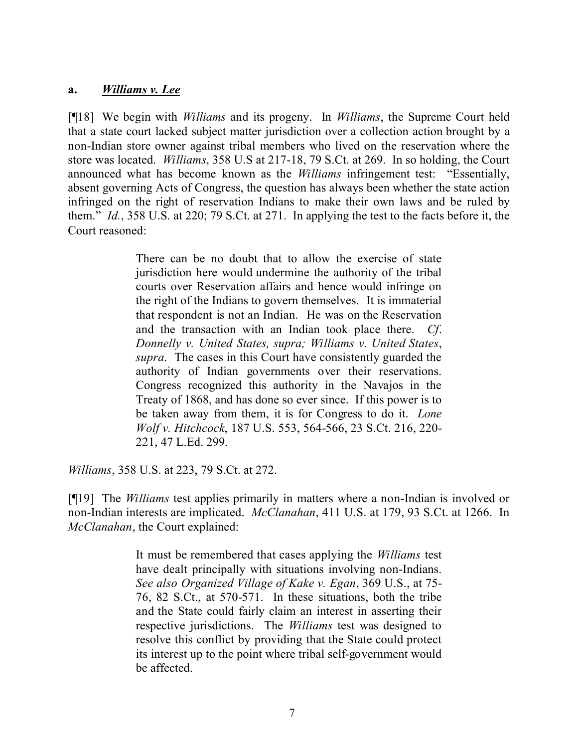### a. ***Williams v. Lee***

[¶18] We begin with *Williams* and its progeny. In *Williams*, the Supreme Court held that a state court lacked subject matter jurisdiction over a collection action brought by a non-Indian store owner against tribal members who lived on the reservation where the store was located. *Williams*, 358 U.S at 217-18, 79 S.Ct. at 269. In so holding, the Court announced what has become known as the *Williams* infringement test: "Essentially, absent governing Acts of Congress, the question has always been whether the state action infringed on the right of reservation Indians to make their own laws and be ruled by them." *Id.*, 358 U.S. at 220; 79 S.Ct. at 271. In applying the test to the facts before it, the Court reasoned:

> There can be no doubt that to allow the exercise of state jurisdiction here would undermine the authority of the tribal courts over Reservation affairs and hence would infringe on the right of the Indians to govern themselves. It is immaterial that respondent is not an Indian. He was on the Reservation and the transaction with an Indian took place there. *Cf. Donnelly v. United States, supra; Williams v. United States, supra*. The cases in this Court have consistently guarded the authority of Indian governments over their reservations. Congress recognized this authority in the Navajos in the Treaty of 1868, and has done so ever since. If this power is to be taken away from them, it is for Congress to do it. *Lone Wolf v. Hitchcock*, 187 U.S. 553, 564-566, 23 S.Ct. 216, 220-221, 47 L.Ed. 299.

*Williams*, 358 U.S. at 223, 79 S.Ct. at 272.

[¶19] The *Williams* test applies primarily in matters where a non-Indian is involved or non-Indian interests are implicated. *McClanahan*, 411 U.S. at 179, 93 S.Ct. at 1266. In *McClanahan*, the Court explained:

> It must be remembered that cases applying the *Williams* test have dealt principally with situations involving non-Indians. *See also Organized Village of Kake v. Egan*, 369 U.S., at 75-76, 82 S.Ct., at 570-571. In these situations, both the tribe and the State could fairly claim an interest in asserting their respective jurisdictions. The *Williams* test was designed to resolve this conflict by providing that the State could protect its interest up to the point where tribal self-government would be affected.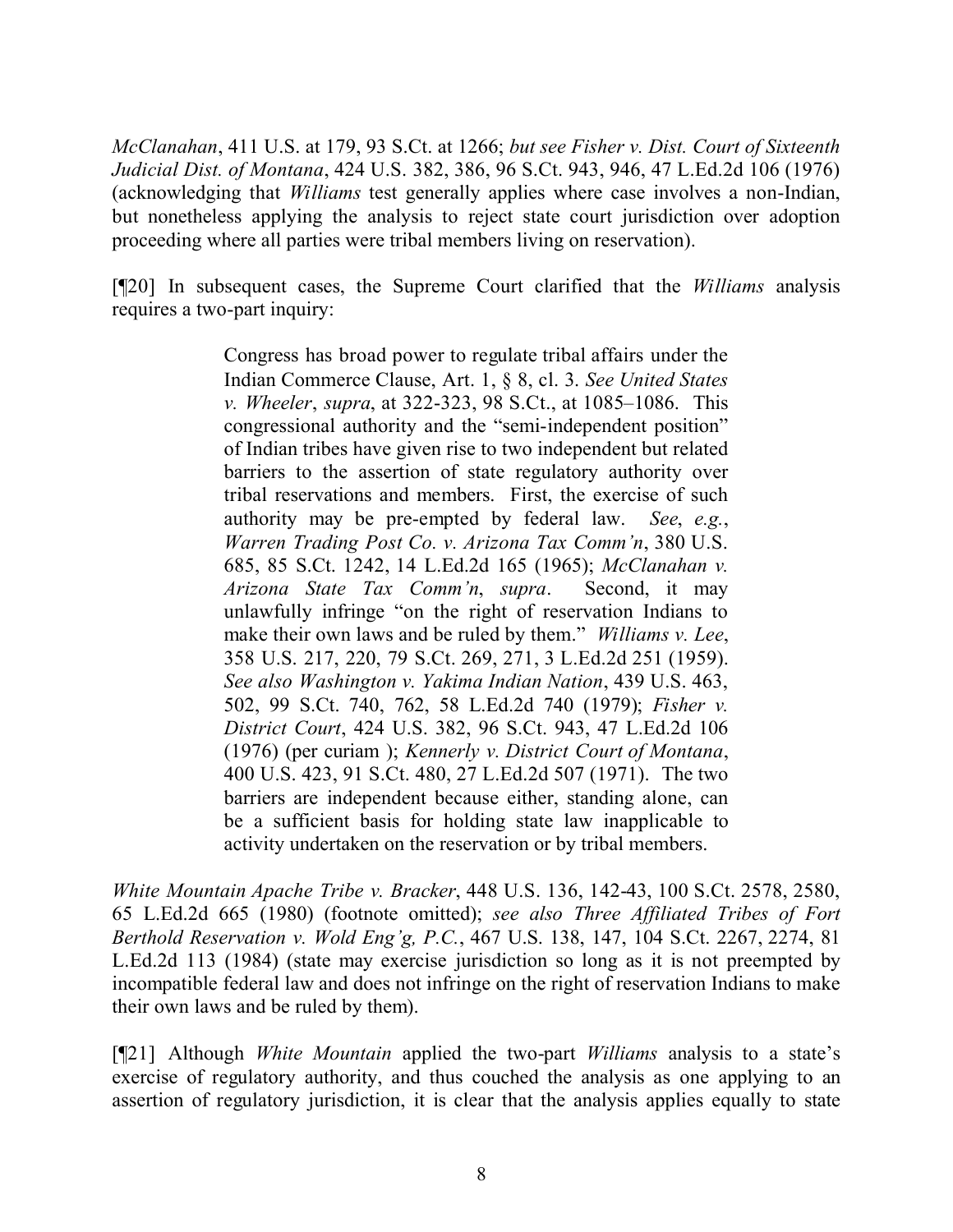*McClanahan*, 411 U.S. at 179, 93 S.Ct. at 1266; *but see Fisher v. Dist. Court of Sixteenth Judicial Dist. of Montana*, 424 U.S. 382, 386, 96 S.Ct. 943, 946, 47 L.Ed.2d 106 (1976) (acknowledging that *Williams* test generally applies where case involves a non-Indian, but nonetheless applying the analysis to reject state court jurisdiction over adoption proceeding where all parties were tribal members living on reservation).

[¶20] In subsequent cases, the Supreme Court clarified that the *Williams* analysis requires a two-part inquiry:

> Congress has broad power to regulate tribal affairs under the Indian Commerce Clause, Art. 1, § 8, cl. 3. *See United States v. Wheeler*, *supra*, at 322-323, 98 S.Ct., at 1085–1086. This congressional authority and the "semi-independent position" of Indian tribes have given rise to two independent but related barriers to the assertion of state regulatory authority over tribal reservations and members. First, the exercise of such authority may be pre-empted by federal law. *See*, *e.g.*, *Warren Trading Post Co. v. Arizona Tax Comm'n*, 380 U.S. 685, 85 S.Ct. 1242, 14 L.Ed.2d 165 (1965); *McClanahan v. Arizona State Tax Comm'n*, *supra*. Second, it may unlawfully infringe "on the right of reservation Indians to make their own laws and be ruled by them." *Williams v. Lee*, 358 U.S. 217, 220, 79 S.Ct. 269, 271, 3 L.Ed.2d 251 (1959). *See also Washington v. Yakima Indian Nation*, 439 U.S. 463, 502, 99 S.Ct. 740, 762, 58 L.Ed.2d 740 (1979); *Fisher v. District Court*, 424 U.S. 382, 96 S.Ct. 943, 47 L.Ed.2d 106 (1976) (per curiam ); *Kennerly v. District Court of Montana*, 400 U.S. 423, 91 S.Ct. 480, 27 L.Ed.2d 507 (1971). The two barriers are independent because either, standing alone, can be a sufficient basis for holding state law inapplicable to activity undertaken on the reservation or by tribal members.

*White Mountain Apache Tribe v. Bracker*, 448 U.S. 136, 142-43, 100 S.Ct. 2578, 2580, 65 L.Ed.2d 665 (1980) (footnote omitted); *see also Three Affiliated Tribes of Fort Berthold Reservation v. Wold Eng'g, P.C.*, 467 U.S. 138, 147, 104 S.Ct. 2267, 2274, 81 L.Ed.2d 113 (1984) (state may exercise jurisdiction so long as it is not preempted by incompatible federal law and does not infringe on the right of reservation Indians to make their own laws and be ruled by them).

[¶21] Although *White Mountain* applied the two-part *Williams* analysis to a state's exercise of regulatory authority, and thus couched the analysis as one applying to an assertion of regulatory jurisdiction, it is clear that the analysis applies equally to state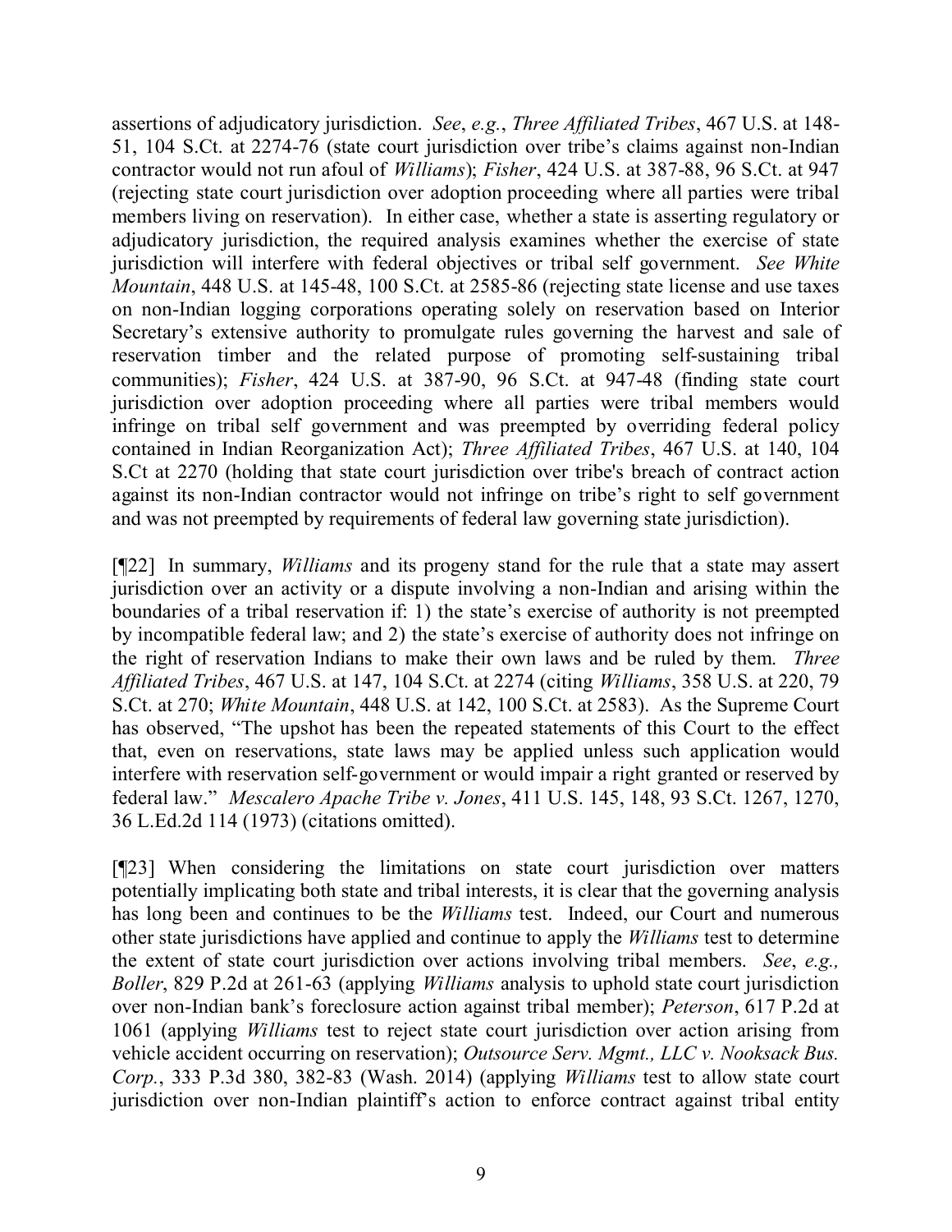assertions of adjudicatory jurisdiction. *See*, *e.g.*, *Three Affiliated Tribes*, 467 U.S. at 148-51, 104 S.Ct. at 2274-76 (state court jurisdiction over tribe's claims against non-Indian contractor would not run afoul of *Williams*); *Fisher*, 424 U.S. at 387-88, 96 S.Ct. at 947 (rejecting state court jurisdiction over adoption proceeding where all parties were tribal members living on reservation). In either case, whether a state is asserting regulatory or adjudicatory jurisdiction, the required analysis examines whether the exercise of state jurisdiction will interfere with federal objectives or tribal self government. *See White Mountain*, 448 U.S. at 145-48, 100 S.Ct. at 2585-86 (rejecting state license and use taxes on non-Indian logging corporations operating solely on reservation based on Interior Secretary's extensive authority to promulgate rules governing the harvest and sale of reservation timber and the related purpose of promoting self-sustaining tribal communities); *Fisher*, 424 U.S. at 387-90, 96 S.Ct. at 947-48 (finding state court jurisdiction over adoption proceeding where all parties were tribal members would infringe on tribal self government and was preempted by overriding federal policy contained in Indian Reorganization Act); *Three Affiliated Tribes*, 467 U.S. at 140, 104 S.Ct at 2270 (holding that state court jurisdiction over tribe's breach of contract action against its non-Indian contractor would not infringe on tribe's right to self government and was not preempted by requirements of federal law governing state jurisdiction).

[¶22] In summary, *Williams* and its progeny stand for the rule that a state may assert jurisdiction over an activity or a dispute involving a non-Indian and arising within the boundaries of a tribal reservation if: 1) the state's exercise of authority is not preempted by incompatible federal law; and 2) the state's exercise of authority does not infringe on the right of reservation Indians to make their own laws and be ruled by them. *Three Affiliated Tribes*, 467 U.S. at 147, 104 S.Ct. at 2274 (citing *Williams*, 358 U.S. at 220, 79 S.Ct. at 270; *White Mountain*, 448 U.S. at 142, 100 S.Ct. at 2583). As the Supreme Court has observed, "The upshot has been the repeated statements of this Court to the effect that, even on reservations, state laws may be applied unless such application would interfere with reservation self-government or would impair a right granted or reserved by federal law." *Mescalero Apache Tribe v. Jones*, 411 U.S. 145, 148, 93 S.Ct. 1267, 1270, 36 L.Ed.2d 114 (1973) (citations omitted).

[¶23] When considering the limitations on state court jurisdiction over matters potentially implicating both state and tribal interests, it is clear that the governing analysis has long been and continues to be the *Williams* test. Indeed, our Court and numerous other state jurisdictions have applied and continue to apply the *Williams* test to determine the extent of state court jurisdiction over actions involving tribal members. *See*, *e.g.*, *Boller*, 829 P.2d at 261-63 (applying *Williams* analysis to uphold state court jurisdiction over non-Indian bank's foreclosure action against tribal member); *Peterson*, 617 P.2d at 1061 (applying *Williams* test to reject state court jurisdiction over action arising from vehicle accident occurring on reservation); *Outsource Serv. Mgmt., LLC v. Nooksack Bus. Corp.*, 333 P.3d 380, 382-83 (Wash. 2014) (applying *Williams* test to allow state court jurisdiction over non-Indian plaintiff's action to enforce contract against tribal entity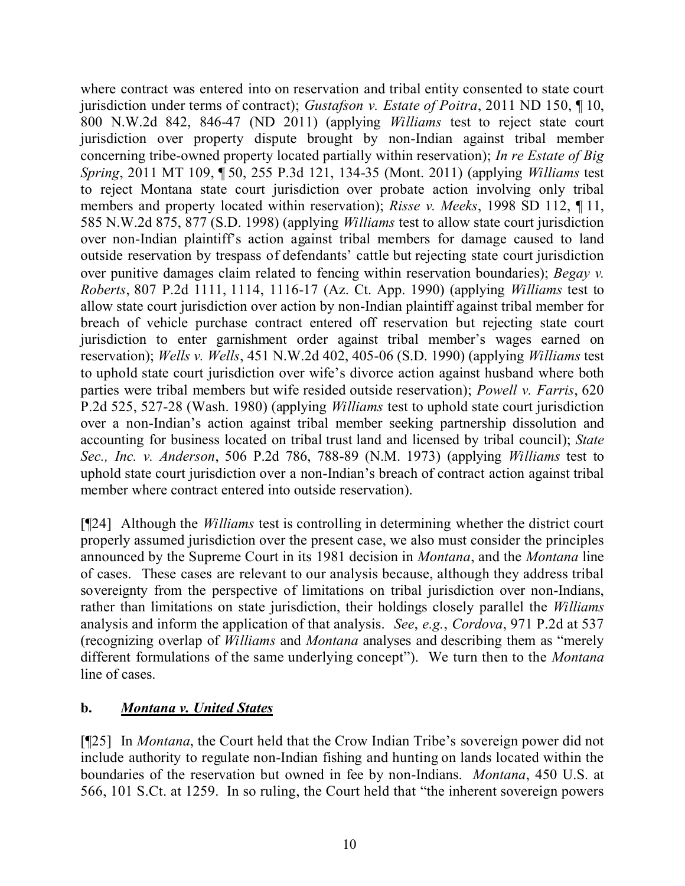where contract was entered into on reservation and tribal entity consented to state court jurisdiction under terms of contract); *Gustafson v. Estate of Poitra*, 2011 ND 150, ¶ 10, 800 N.W.2d 842, 846-47 (ND 2011) (applying *Williams* test to reject state court jurisdiction over property dispute brought by non-Indian against tribal member concerning tribe-owned property located partially within reservation); *In re Estate of Big Spring*, 2011 MT 109, ¶ 50, 255 P.3d 121, 134-35 (Mont. 2011) (applying *Williams* test to reject Montana state court jurisdiction over probate action involving only tribal members and property located within reservation); *Risse v. Meeks*, 1998 SD 112, ¶ 11, 585 N.W.2d 875, 877 (S.D. 1998) (applying *Williams* test to allow state court jurisdiction over non-Indian plaintiff's action against tribal members for damage caused to land outside reservation by trespass of defendants' cattle but rejecting state court jurisdiction over punitive damages claim related to fencing within reservation boundaries); *Begay v. Roberts*, 807 P.2d 1111, 1114, 1116-17 (Az. Ct. App. 1990) (applying *Williams* test to allow state court jurisdiction over action by non-Indian plaintiff against tribal member for breach of vehicle purchase contract entered off reservation but rejecting state court jurisdiction to enter garnishment order against tribal member's wages earned on reservation); *Wells v. Wells*, 451 N.W.2d 402, 405-06 (S.D. 1990) (applying *Williams* test to uphold state court jurisdiction over wife's divorce action against husband where both parties were tribal members but wife resided outside reservation); *Powell v. Farris*, 620 P.2d 525, 527-28 (Wash. 1980) (applying *Williams* test to uphold state court jurisdiction over a non-Indian's action against tribal member seeking partnership dissolution and accounting for business located on tribal trust land and licensed by tribal council); *State Sec., Inc. v. Anderson*, 506 P.2d 786, 788-89 (N.M. 1973) (applying *Williams* test to uphold state court jurisdiction over a non-Indian's breach of contract action against tribal member where contract entered into outside reservation).

[¶24] Although the *Williams* test is controlling in determining whether the district court properly assumed jurisdiction over the present case, we also must consider the principles announced by the Supreme Court in its 1981 decision in *Montana*, and the *Montana* line of cases. These cases are relevant to our analysis because, although they address tribal sovereignty from the perspective of limitations on tribal jurisdiction over non-Indians, rather than limitations on state jurisdiction, their holdings closely parallel the *Williams* analysis and inform the application of that analysis. *See*, *e.g.*, *Cordova*, 971 P.2d at 537 (recognizing overlap of *Williams* and *Montana* analyses and describing them as "merely different formulations of the same underlying concept"). We turn then to the *Montana* line of cases.

### b. *Montana v. United States*

[¶25] In *Montana*, the Court held that the Crow Indian Tribe's sovereign power did not include authority to regulate non-Indian fishing and hunting on lands located within the boundaries of the reservation but owned in fee by non-Indians. *Montana*, 450 U.S. at 566, 101 S.Ct. at 1259. In so ruling, the Court held that "the inherent sovereign powers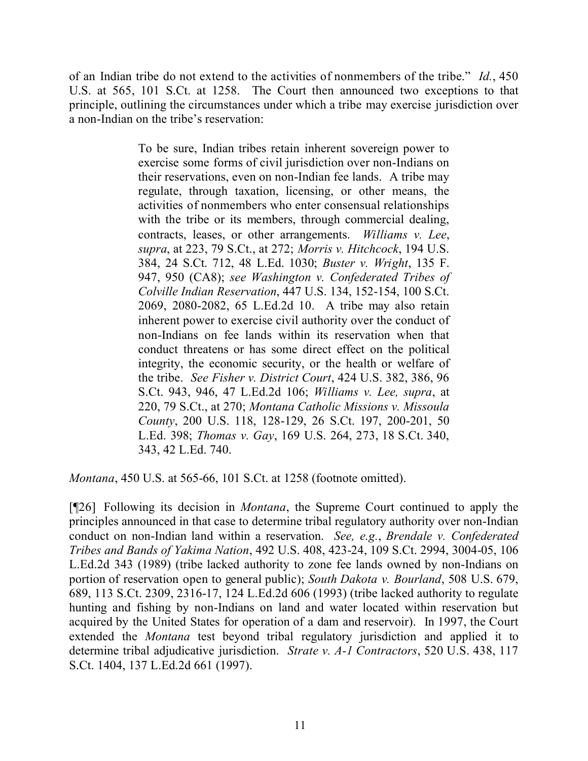of an Indian tribe do not extend to the activities of nonmembers of the tribe." *Id.*, 450 U.S. at 565, 101 S.Ct. at 1258. The Court then announced two exceptions to that principle, outlining the circumstances under which a tribe may exercise jurisdiction over a non-Indian on the tribe's reservation:

> To be sure, Indian tribes retain inherent sovereign power to exercise some forms of civil jurisdiction over non-Indians on their reservations, even on non-Indian fee lands. A tribe may regulate, through taxation, licensing, or other means, the activities of nonmembers who enter consensual relationships with the tribe or its members, through commercial dealing, contracts, leases, or other arrangements. *Williams v. Lee*, *supra*, at 223, 79 S.Ct., at 272; *Morris v. Hitchcock*, 194 U.S. 384, 24 S.Ct. 712, 48 L.Ed. 1030; *Buster v. Wright*, 135 F. 947, 950 (CA8); *see Washington v. Confederated Tribes of Colville Indian Reservation*, 447 U.S. 134, 152-154, 100 S.Ct. 2069, 2080-2082, 65 L.Ed.2d 10. A tribe may also retain inherent power to exercise civil authority over the conduct of non-Indians on fee lands within its reservation when that conduct threatens or has some direct effect on the political integrity, the economic security, or the health or welfare of the tribe. *See Fisher v. District Court*, 424 U.S. 382, 386, 96 S.Ct. 943, 946, 47 L.Ed.2d 106; *Williams v. Lee, supra*, at 220, 79 S.Ct., at 270; *Montana Catholic Missions v. Missoula County*, 200 U.S. 118, 128-129, 26 S.Ct. 197, 200-201, 50 L.Ed. 398; *Thomas v. Gay*, 169 U.S. 264, 273, 18 S.Ct. 340, 343, 42 L.Ed. 740.

*Montana*, 450 U.S. at 565-66, 101 S.Ct. at 1258 (footnote omitted).

[¶26] Following its decision in *Montana*, the Supreme Court continued to apply the principles announced in that case to determine tribal regulatory authority over non-Indian conduct on non-Indian land within a reservation. *See, e.g.*, *Brendale v. Confederated Tribes and Bands of Yakima Nation*, 492 U.S. 408, 423-24, 109 S.Ct. 2994, 3004-05, 106 L.Ed.2d 343 (1989) (tribe lacked authority to zone fee lands owned by non-Indians on portion of reservation open to general public); *South Dakota v. Bourland*, 508 U.S. 679, 689, 113 S.Ct. 2309, 2316-17, 124 L.Ed.2d 606 (1993) (tribe lacked authority to regulate hunting and fishing by non-Indians on land and water located within reservation but acquired by the United States for operation of a dam and reservoir). In 1997, the Court extended the *Montana* test beyond tribal regulatory jurisdiction and applied it to determine tribal adjudicative jurisdiction. *Strate v. A-1 Contractors*, 520 U.S. 438, 117 S.Ct. 1404, 137 L.Ed.2d 661 (1997).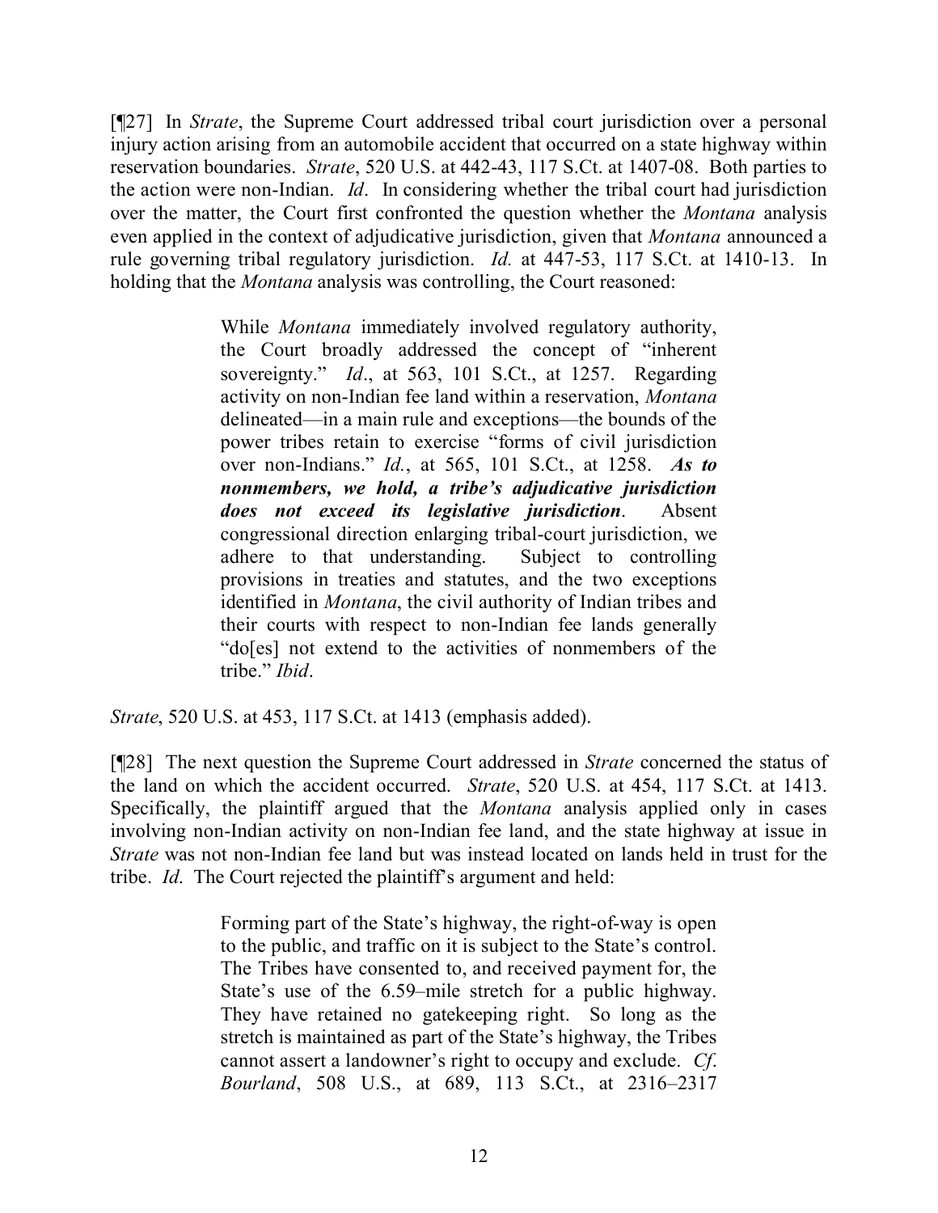[¶27] In *Strate*, the Supreme Court addressed tribal court jurisdiction over a personal injury action arising from an automobile accident that occurred on a state highway within reservation boundaries. *Strate*, 520 U.S. at 442-43, 117 S.Ct. at 1407-08. Both parties to the action were non-Indian. *Id*. In considering whether the tribal court had jurisdiction over the matter, the Court first confronted the question whether the *Montana* analysis even applied in the context of adjudicative jurisdiction, given that *Montana* announced a rule governing tribal regulatory jurisdiction. *Id.* at 447-53, 117 S.Ct. at 1410-13. In holding that the *Montana* analysis was controlling, the Court reasoned:

> While *Montana* immediately involved regulatory authority, the Court broadly addressed the concept of "inherent sovereignty." *Id*., at 563, 101 S.Ct., at 1257. Regarding activity on non-Indian fee land within a reservation, *Montana* delineated—in a main rule and exceptions—the bounds of the power tribes retain to exercise "forms of civil jurisdiction over non-Indians." *Id.*, at 565, 101 S.Ct., at 1258. ***As to nonmembers, we hold, a tribe's adjudicative jurisdiction does not exceed its legislative jurisdiction***. Absent congressional direction enlarging tribal-court jurisdiction, we adhere to that understanding. Subject to controlling provisions in treaties and statutes, and the two exceptions identified in *Montana*, the civil authority of Indian tribes and their courts with respect to non-Indian fee lands generally "do[es] not extend to the activities of nonmembers of the tribe." *Ibid*.

*Strate*, 520 U.S. at 453, 117 S.Ct. at 1413 (emphasis added).

[¶28] The next question the Supreme Court addressed in *Strate* concerned the status of the land on which the accident occurred. *Strate*, 520 U.S. at 454, 117 S.Ct. at 1413. Specifically, the plaintiff argued that the *Montana* analysis applied only in cases involving non-Indian activity on non-Indian fee land, and the state highway at issue in *Strate* was not non-Indian fee land but was instead located on lands held in trust for the tribe. *Id*. The Court rejected the plaintiff's argument and held:

> Forming part of the State's highway, the right-of-way is open to the public, and traffic on it is subject to the State's control. The Tribes have consented to, and received payment for, the State's use of the 6.59–mile stretch for a public highway. They have retained no gatekeeping right. So long as the stretch is maintained as part of the State's highway, the Tribes cannot assert a landowner's right to occupy and exclude. *Cf*. *Bourland*, 508 U.S., at 689, 113 S.Ct., at 2316–2317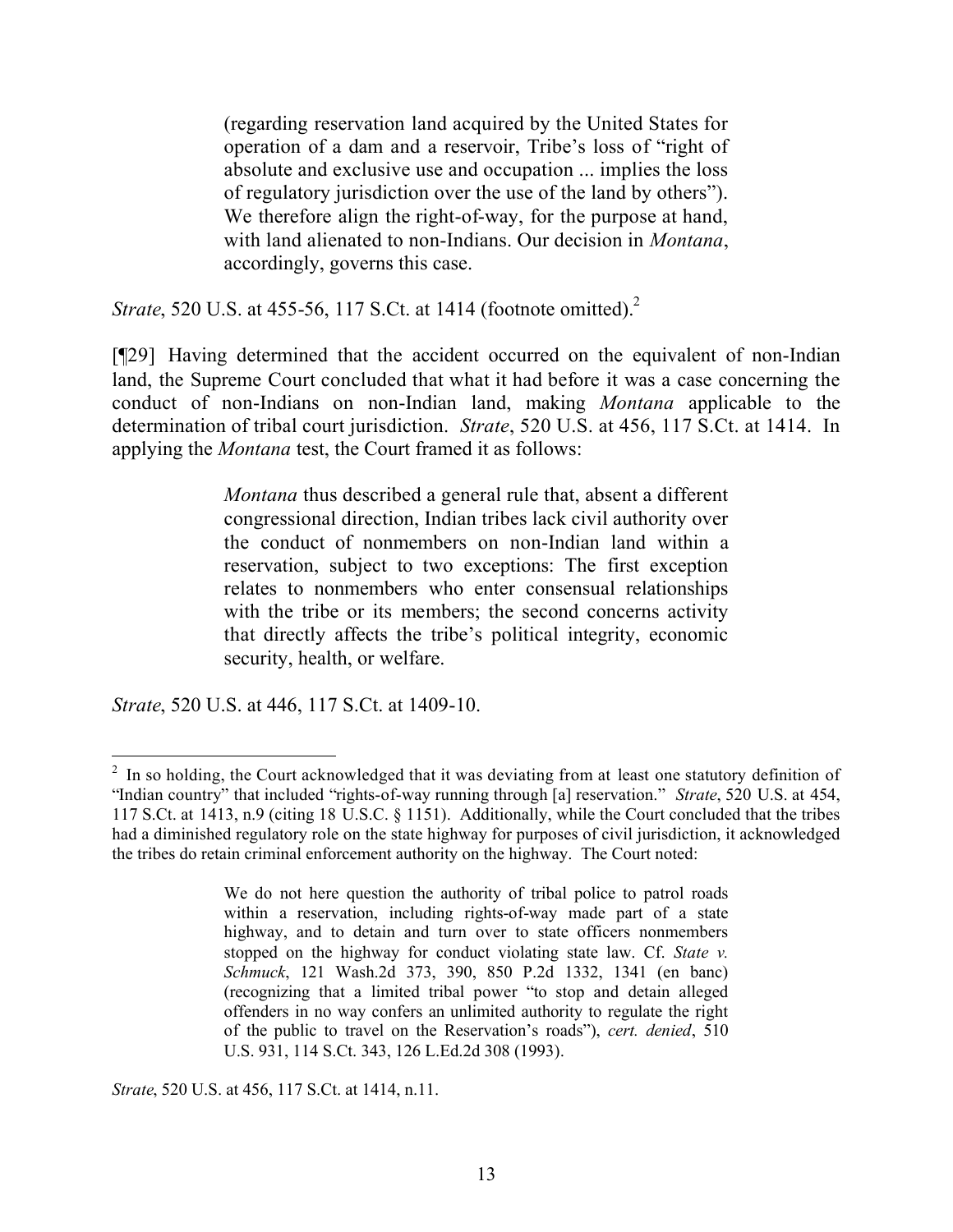> (regarding reservation land acquired by the United States for operation of a dam and a reservoir, Tribe's loss of "right of absolute and exclusive use and occupation ... implies the loss of regulatory jurisdiction over the use of the land by others"). We therefore align the right-of-way, for the purpose at hand, with land alienated to non-Indians. Our decision in *Montana*, accordingly, governs this case.

*Strate*, 520 U.S. at 455-56, 117 S.Ct. at 1414 (footnote omitted).[2]

[¶29] Having determined that the accident occurred on the equivalent of non-Indian land, the Supreme Court concluded that what it had before it was a case concerning the conduct of non-Indians on non-Indian land, making *Montana* applicable to the determination of tribal court jurisdiction. *Strate*, 520 U.S. at 456, 117 S.Ct. at 1414. In applying the *Montana* test, the Court framed it as follows:

> *Montana* thus described a general rule that, absent a different congressional direction, Indian tribes lack civil authority over the conduct of nonmembers on non-Indian land within a reservation, subject to two exceptions: The first exception relates to nonmembers who enter consensual relationships with the tribe or its members; the second concerns activity that directly affects the tribe's political integrity, economic security, health, or welfare.

*Strate*, 520 U.S. at 446, 117 S.Ct. at 1409-10.

---

[2] In so holding, the Court acknowledged that it was deviating from at least one statutory definition of "Indian country" that included "rights-of-way running through [a] reservation." *Strate*, 520 U.S. at 454, 117 S.Ct. at 1413, n.9 (citing 18 U.S.C. § 1151). Additionally, while the Court concluded that the tribes had a diminished regulatory role on the state highway for purposes of civil jurisdiction, it acknowledged the tribes do retain criminal enforcement authority on the highway. The Court noted:

> We do not here question the authority of tribal police to patrol roads within a reservation, including rights-of-way made part of a state highway, and to detain and turn over to state officers nonmembers stopped on the highway for conduct violating state law. Cf. *State v. Schmuck*, 121 Wash.2d 373, 390, 850 P.2d 1332, 1341 (en banc) (recognizing that a limited tribal power "to stop and detain alleged offenders in no way confers an unlimited authority to regulate the right of the public to travel on the Reservation's roads"), *cert. denied*, 510 U.S. 931, 114 S.Ct. 343, 126 L.Ed.2d 308 (1993).

*Strate*, 520 U.S. at 456, 117 S.Ct. at 1414, n.11.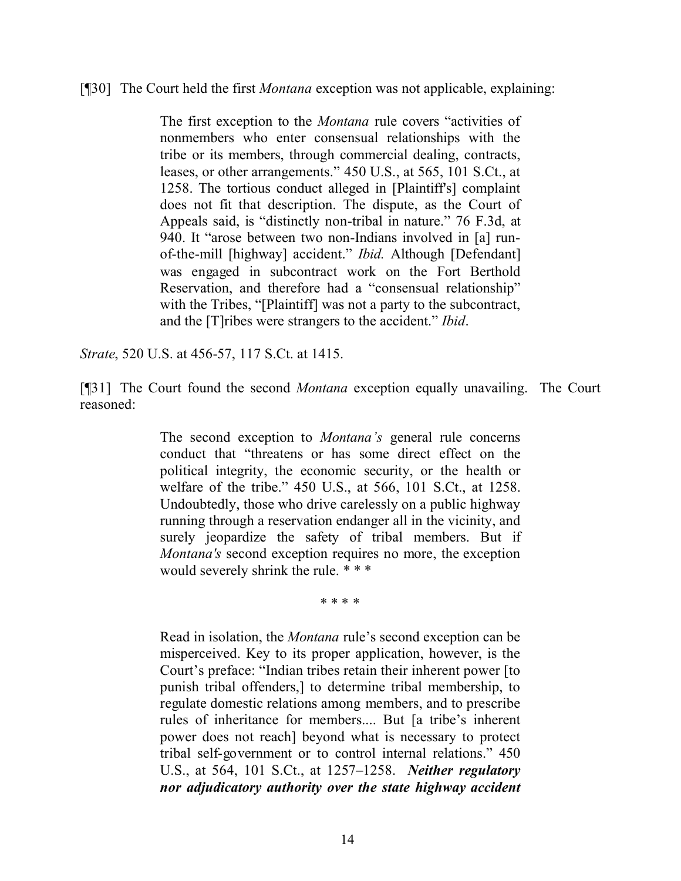[¶30] The Court held the first *Montana* exception was not applicable, explaining:

> The first exception to the *Montana* rule covers "activities of nonmembers who enter consensual relationships with the tribe or its members, through commercial dealing, contracts, leases, or other arrangements." 450 U.S., at 565, 101 S.Ct., at 1258. The tortious conduct alleged in [Plaintiff's] complaint does not fit that description. The dispute, as the Court of Appeals said, is "distinctly non-tribal in nature." 76 F.3d, at 940. It "arose between two non-Indians involved in [a] run-of-the-mill [highway] accident." *Ibid.* Although [Defendant] was engaged in subcontract work on the Fort Berthold Reservation, and therefore had a "consensual relationship" with the Tribes, "[Plaintiff] was not a party to the subcontract, and the [T]ribes were strangers to the accident." *Ibid*.

*Strate*, 520 U.S. at 456-57, 117 S.Ct. at 1415.

[¶31] The Court found the second *Montana* exception equally unavailing. The Court reasoned:

> The second exception to *Montana's* general rule concerns conduct that "threatens or has some direct effect on the political integrity, the economic security, or the health or welfare of the tribe." 450 U.S., at 566, 101 S.Ct., at 1258. Undoubtedly, those who drive carelessly on a public highway running through a reservation endanger all in the vicinity, and surely jeopardize the safety of tribal members. But if *Montana's* second exception requires no more, the exception would severely shrink the rule. * * *
>
> \* \* \* \*
>
> Read in isolation, the *Montana* rule's second exception can be misperceived. Key to its proper application, however, is the Court's preface: "Indian tribes retain their inherent power [to punish tribal offenders,] to determine tribal membership, to regulate domestic relations among members, and to prescribe rules of inheritance for members.... But [a tribe's inherent power does not reach] beyond what is necessary to protect tribal self-government or to control internal relations." 450 U.S., at 564, 101 S.Ct., at 1257–1258. ***Neither regulatory nor adjudicatory authority over the state highway accident***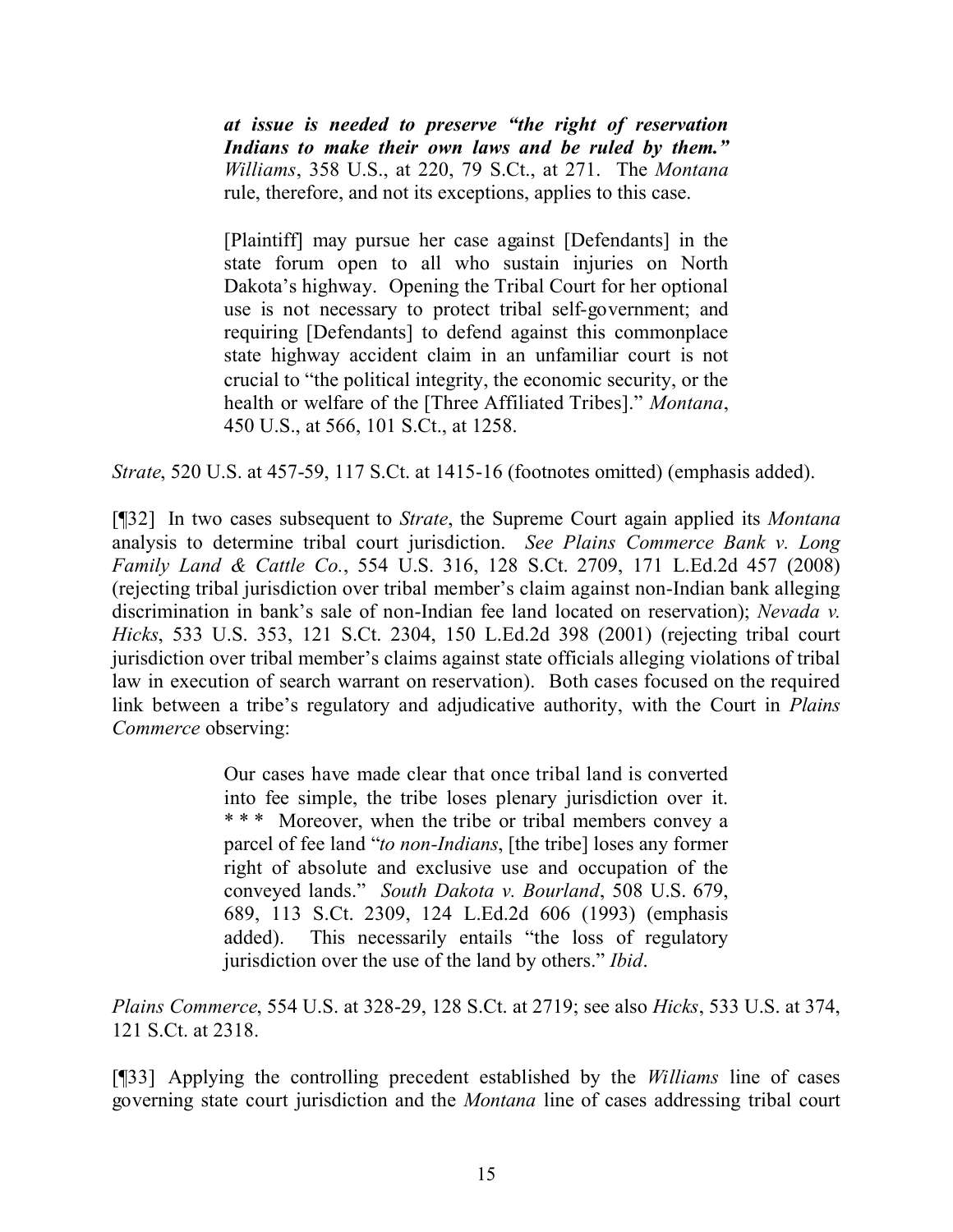> ***at issue is needed to preserve "the right of reservation Indians to make their own laws and be ruled by them."*** *Williams*, 358 U.S., at 220, 79 S.Ct., at 271. The *Montana* rule, therefore, and not its exceptions, applies to this case.
>
> [Plaintiff] may pursue her case against [Defendants] in the state forum open to all who sustain injuries on North Dakota's highway. Opening the Tribal Court for her optional use is not necessary to protect tribal self-government; and requiring [Defendants] to defend against this commonplace state highway accident claim in an unfamiliar court is not crucial to "the political integrity, the economic security, or the health or welfare of the [Three Affiliated Tribes]." *Montana*, 450 U.S., at 566, 101 S.Ct., at 1258.

*Strate*, 520 U.S. at 457-59, 117 S.Ct. at 1415-16 (footnotes omitted) (emphasis added).

[¶32] In two cases subsequent to *Strate*, the Supreme Court again applied its *Montana* analysis to determine tribal court jurisdiction. *See Plains Commerce Bank v. Long Family Land & Cattle Co.*, 554 U.S. 316, 128 S.Ct. 2709, 171 L.Ed.2d 457 (2008) (rejecting tribal jurisdiction over tribal member's claim against non-Indian bank alleging discrimination in bank's sale of non-Indian fee land located on reservation); *Nevada v. Hicks*, 533 U.S. 353, 121 S.Ct. 2304, 150 L.Ed.2d 398 (2001) (rejecting tribal court jurisdiction over tribal member's claims against state officials alleging violations of tribal law in execution of search warrant on reservation). Both cases focused on the required link between a tribe's regulatory and adjudicative authority, with the Court in *Plains Commerce* observing:

> Our cases have made clear that once tribal land is converted into fee simple, the tribe loses plenary jurisdiction over it. * * * Moreover, when the tribe or tribal members convey a parcel of fee land "*to non-Indians*, [the tribe] loses any former right of absolute and exclusive use and occupation of the conveyed lands." *South Dakota v. Bourland*, 508 U.S. 679, 689, 113 S.Ct. 2309, 124 L.Ed.2d 606 (1993) (emphasis added). This necessarily entails "the loss of regulatory jurisdiction over the use of the land by others." *Ibid*.

*Plains Commerce*, 554 U.S. at 328-29, 128 S.Ct. at 2719; see also *Hicks*, 533 U.S. at 374, 121 S.Ct. at 2318.

[¶33] Applying the controlling precedent established by the *Williams* line of cases governing state court jurisdiction and the *Montana* line of cases addressing tribal court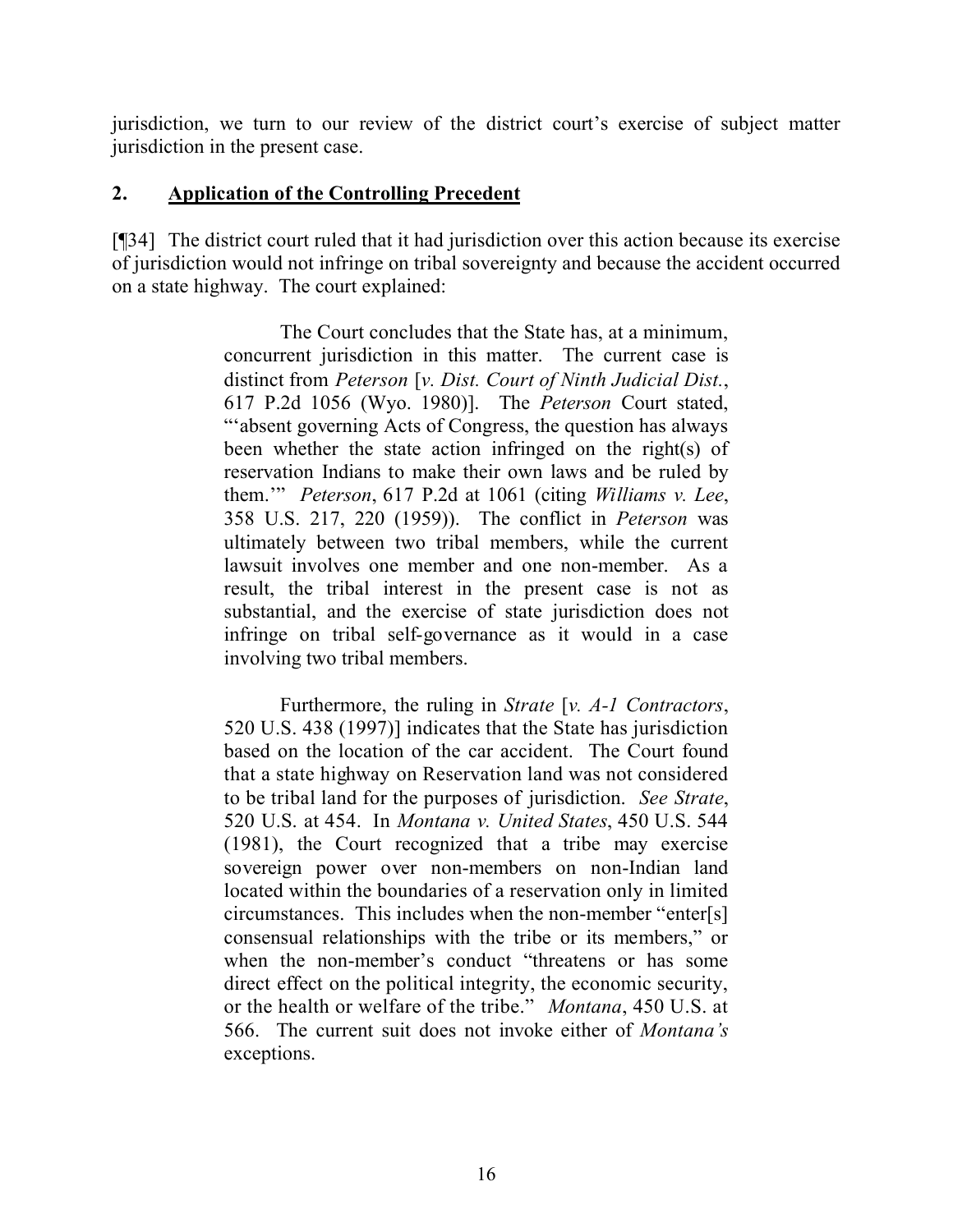jurisdiction, we turn to our review of the district court's exercise of subject matter jurisdiction in the present case.

## 2. Application of the Controlling Precedent

[¶34] The district court ruled that it had jurisdiction over this action because its exercise of jurisdiction would not infringe on tribal sovereignty and because the accident occurred on a state highway. The court explained:

> The Court concludes that the State has, at a minimum, concurrent jurisdiction in this matter. The current case is distinct from *Peterson* [*v. Dist. Court of Ninth Judicial Dist.*, 617 P.2d 1056 (Wyo. 1980)]. The *Peterson* Court stated, "'absent governing Acts of Congress, the question has always been whether the state action infringed on the right(s) of reservation Indians to make their own laws and be ruled by them.'" *Peterson*, 617 P.2d at 1061 (citing *Williams v. Lee*, 358 U.S. 217, 220 (1959)). The conflict in *Peterson* was ultimately between two tribal members, while the current lawsuit involves one member and one non-member. As a result, the tribal interest in the present case is not as substantial, and the exercise of state jurisdiction does not infringe on tribal self-governance as it would in a case involving two tribal members.
>
> Furthermore, the ruling in *Strate* [*v. A-1 Contractors*, 520 U.S. 438 (1997)] indicates that the State has jurisdiction based on the location of the car accident. The Court found that a state highway on Reservation land was not considered to be tribal land for the purposes of jurisdiction. *See Strate*, 520 U.S. at 454. In *Montana v. United States*, 450 U.S. 544 (1981), the Court recognized that a tribe may exercise sovereign power over non-members on non-Indian land located within the boundaries of a reservation only in limited circumstances. This includes when the non-member "enter[s] consensual relationships with the tribe or its members," or when the non-member's conduct "threatens or has some direct effect on the political integrity, the economic security, or the health or welfare of the tribe." *Montana*, 450 U.S. at 566. The current suit does not invoke either of *Montana's* exceptions.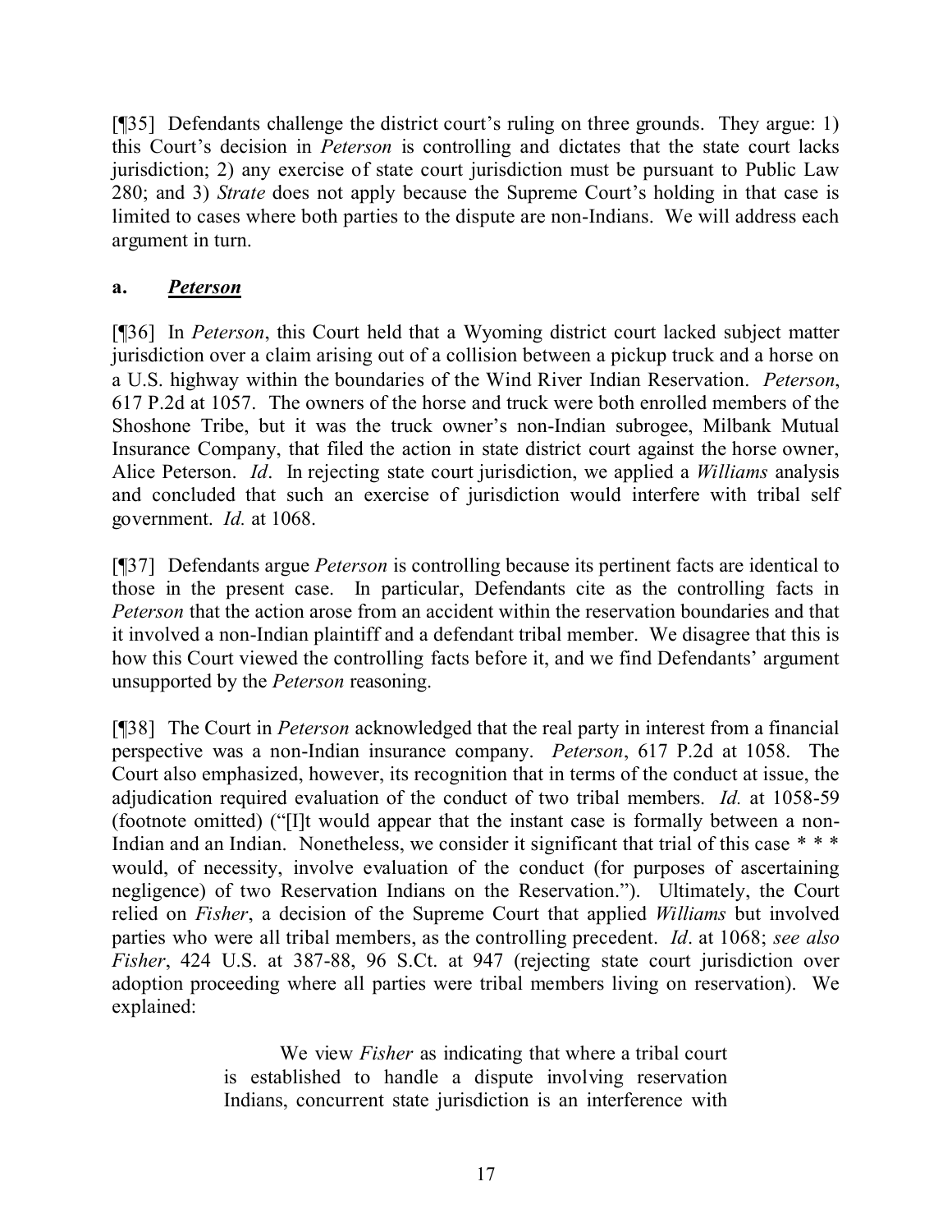[¶35] Defendants challenge the district court's ruling on three grounds. They argue: 1) this Court's decision in *Peterson* is controlling and dictates that the state court lacks jurisdiction; 2) any exercise of state court jurisdiction must be pursuant to Public Law 280; and 3) *Strate* does not apply because the Supreme Court's holding in that case is limited to cases where both parties to the dispute are non-Indians. We will address each argument in turn.

**a. *Peterson***

[¶36] In *Peterson*, this Court held that a Wyoming district court lacked subject matter jurisdiction over a claim arising out of a collision between a pickup truck and a horse on a U.S. highway within the boundaries of the Wind River Indian Reservation. *Peterson*, 617 P.2d at 1057. The owners of the horse and truck were both enrolled members of the Shoshone Tribe, but it was the truck owner's non-Indian subrogee, Milbank Mutual Insurance Company, that filed the action in state district court against the horse owner, Alice Peterson. *Id*. In rejecting state court jurisdiction, we applied a *Williams* analysis and concluded that such an exercise of jurisdiction would interfere with tribal self government. *Id.* at 1068.

[¶37] Defendants argue *Peterson* is controlling because its pertinent facts are identical to those in the present case. In particular, Defendants cite as the controlling facts in *Peterson* that the action arose from an accident within the reservation boundaries and that it involved a non-Indian plaintiff and a defendant tribal member. We disagree that this is how this Court viewed the controlling facts before it, and we find Defendants' argument unsupported by the *Peterson* reasoning.

[¶38] The Court in *Peterson* acknowledged that the real party in interest from a financial perspective was a non-Indian insurance company. *Peterson*, 617 P.2d at 1058. The Court also emphasized, however, its recognition that in terms of the conduct at issue, the adjudication required evaluation of the conduct of two tribal members. *Id.* at 1058-59 (footnote omitted) ("[I]t would appear that the instant case is formally between a non-Indian and an Indian. Nonetheless, we consider it significant that trial of this case * * * would, of necessity, involve evaluation of the conduct (for purposes of ascertaining negligence) of two Reservation Indians on the Reservation."). Ultimately, the Court relied on *Fisher*, a decision of the Supreme Court that applied *Williams* but involved parties who were all tribal members, as the controlling precedent. *Id*. at 1068; *see also Fisher*, 424 U.S. at 387-88, 96 S.Ct. at 947 (rejecting state court jurisdiction over adoption proceeding where all parties were tribal members living on reservation). We explained:

> We view *Fisher* as indicating that where a tribal court is established to handle a dispute involving reservation Indians, concurrent state jurisdiction is an interference with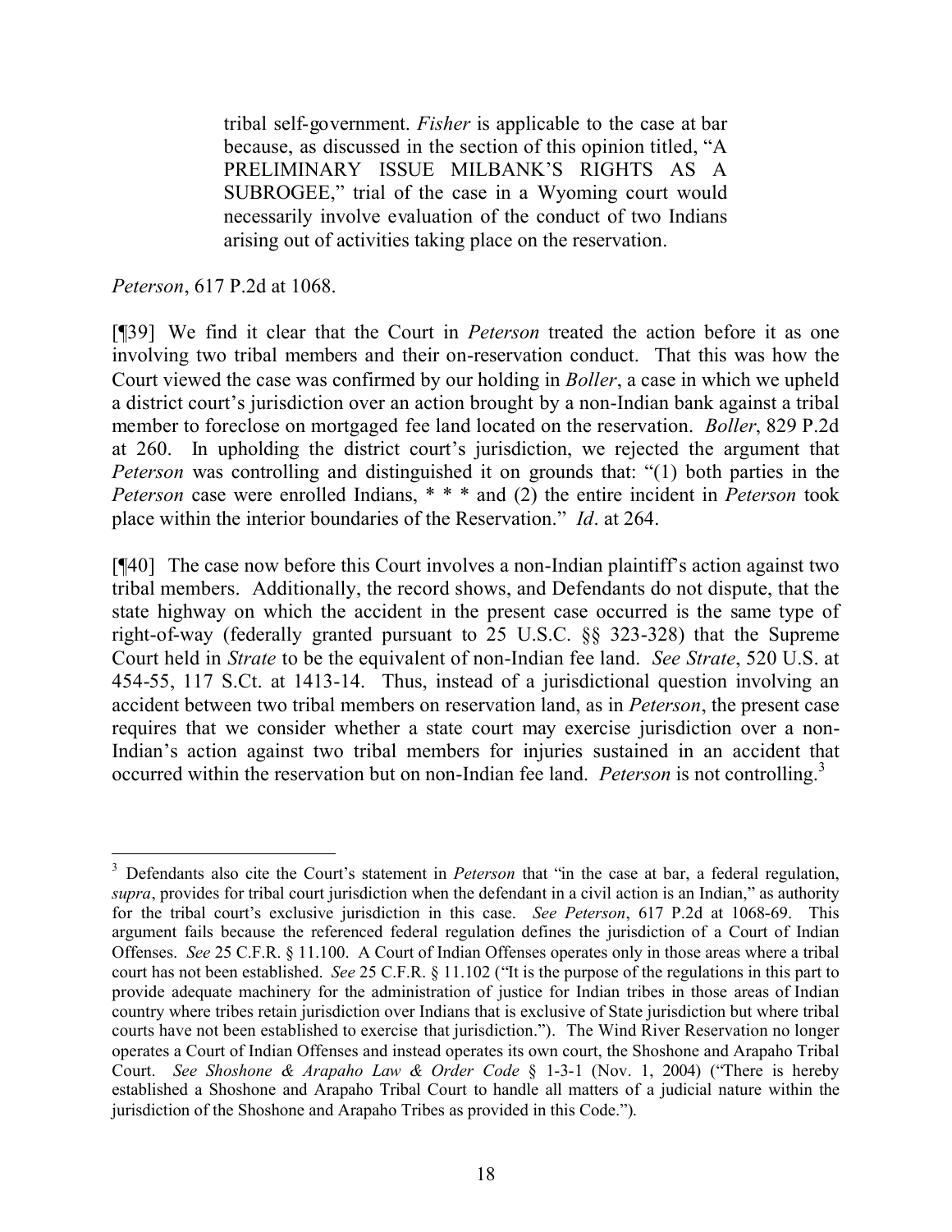> tribal self-government. *Fisher* is applicable to the case at bar because, as discussed in the section of this opinion titled, "A PRELIMINARY ISSUE MILBANK'S RIGHTS AS A SUBROGEE," trial of the case in a Wyoming court would necessarily involve evaluation of the conduct of two Indians arising out of activities taking place on the reservation.

*Peterson*, 617 P.2d at 1068.

[¶39] We find it clear that the Court in *Peterson* treated the action before it as one involving two tribal members and their on-reservation conduct. That this was how the Court viewed the case was confirmed by our holding in *Boller*, a case in which we upheld a district court's jurisdiction over an action brought by a non-Indian bank against a tribal member to foreclose on mortgaged fee land located on the reservation. *Boller*, 829 P.2d at 260. In upholding the district court's jurisdiction, we rejected the argument that *Peterson* was controlling and distinguished it on grounds that: "(1) both parties in the *Peterson* case were enrolled Indians, * * * and (2) the entire incident in *Peterson* took place within the interior boundaries of the Reservation." *Id*. at 264.

[¶40] The case now before this Court involves a non-Indian plaintiff's action against two tribal members. Additionally, the record shows, and Defendants do not dispute, that the state highway on which the accident in the present case occurred is the same type of right-of-way (federally granted pursuant to 25 U.S.C. §§ 323-328) that the Supreme Court held in *Strate* to be the equivalent of non-Indian fee land. *See Strate*, 520 U.S. at 454-55, 117 S.Ct. at 1413-14. Thus, instead of a jurisdictional question involving an accident between two tribal members on reservation land, as in *Peterson*, the present case requires that we consider whether a state court may exercise jurisdiction over a non-Indian's action against two tribal members for injuries sustained in an accident that occurred within the reservation but on non-Indian fee land. *Peterson* is not controlling.[3]

---

[3] Defendants also cite the Court's statement in *Peterson* that "in the case at bar, a federal regulation, *supra*, provides for tribal court jurisdiction when the defendant in a civil action is an Indian," as authority for the tribal court's exclusive jurisdiction in this case. *See Peterson*, 617 P.2d at 1068-69. This argument fails because the referenced federal regulation defines the jurisdiction of a Court of Indian Offenses. *See* 25 C.F.R. § 11.100. A Court of Indian Offenses operates only in those areas where a tribal court has not been established. *See* 25 C.F.R. § 11.102 ("It is the purpose of the regulations in this part to provide adequate machinery for the administration of justice for Indian tribes in those areas of Indian country where tribes retain jurisdiction over Indians that is exclusive of State jurisdiction but where tribal courts have not been established to exercise that jurisdiction."). The Wind River Reservation no longer operates a Court of Indian Offenses and instead operates its own court, the Shoshone and Arapaho Tribal Court. *See Shoshone & Arapaho Law & Order Code* § 1-3-1 (Nov. 1, 2004) ("There is hereby established a Shoshone and Arapaho Tribal Court to handle all matters of a judicial nature within the jurisdiction of the Shoshone and Arapaho Tribes as provided in this Code.").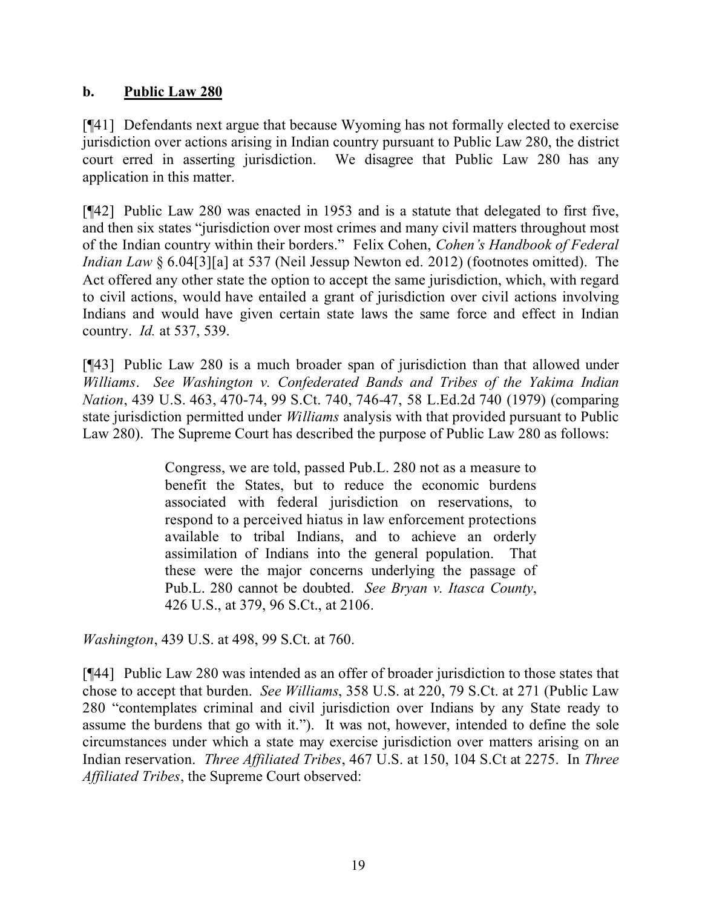**b. <u>Public Law 280</u>**

[¶41] Defendants next argue that because Wyoming has not formally elected to exercise jurisdiction over actions arising in Indian country pursuant to Public Law 280, the district court erred in asserting jurisdiction. We disagree that Public Law 280 has any application in this matter.

[¶42] Public Law 280 was enacted in 1953 and is a statute that delegated to first five, and then six states "jurisdiction over most crimes and many civil matters throughout most of the Indian country within their borders." Felix Cohen, *Cohen's Handbook of Federal Indian Law* § 6.04[3][a] at 537 (Neil Jessup Newton ed. 2012) (footnotes omitted). The Act offered any other state the option to accept the same jurisdiction, which, with regard to civil actions, would have entailed a grant of jurisdiction over civil actions involving Indians and would have given certain state laws the same force and effect in Indian country. *Id.* at 537, 539.

[¶43] Public Law 280 is a much broader span of jurisdiction than that allowed under *Williams*. *See Washington v. Confederated Bands and Tribes of the Yakima Indian Nation*, 439 U.S. 463, 470-74, 99 S.Ct. 740, 746-47, 58 L.Ed.2d 740 (1979) (comparing state jurisdiction permitted under *Williams* analysis with that provided pursuant to Public Law 280). The Supreme Court has described the purpose of Public Law 280 as follows:

> Congress, we are told, passed Pub.L. 280 not as a measure to benefit the States, but to reduce the economic burdens associated with federal jurisdiction on reservations, to respond to a perceived hiatus in law enforcement protections available to tribal Indians, and to achieve an orderly assimilation of Indians into the general population. That these were the major concerns underlying the passage of Pub.L. 280 cannot be doubted. *See Bryan v. Itasca County*, 426 U.S., at 379, 96 S.Ct., at 2106.

*Washington*, 439 U.S. at 498, 99 S.Ct. at 760.

[¶44] Public Law 280 was intended as an offer of broader jurisdiction to those states that chose to accept that burden. *See Williams*, 358 U.S. at 220, 79 S.Ct. at 271 (Public Law 280 "contemplates criminal and civil jurisdiction over Indians by any State ready to assume the burdens that go with it."). It was not, however, intended to define the sole circumstances under which a state may exercise jurisdiction over matters arising on an Indian reservation. *Three Affiliated Tribes*, 467 U.S. at 150, 104 S.Ct at 2275. In *Three Affiliated Tribes*, the Supreme Court observed: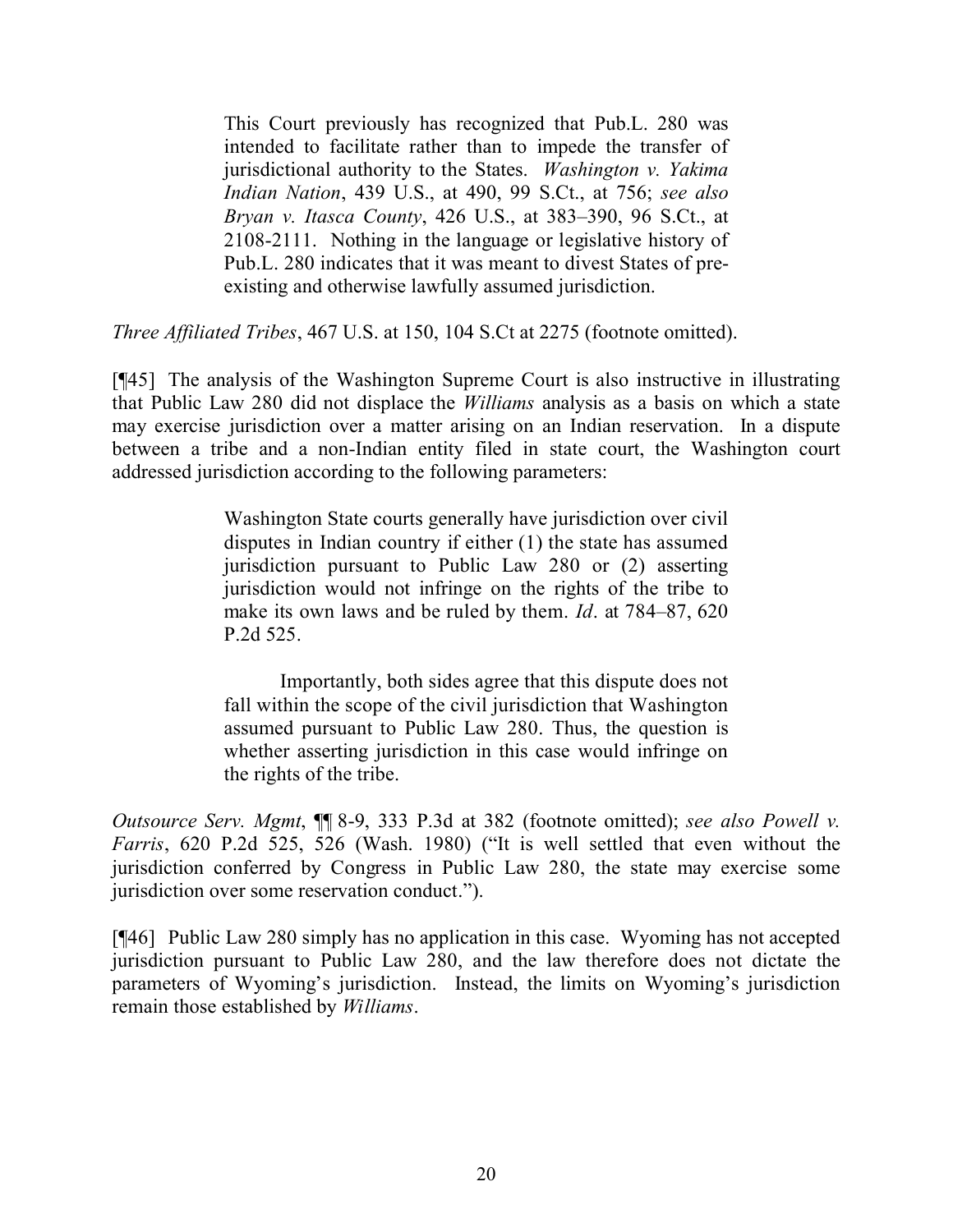> This Court previously has recognized that Pub.L. 280 was intended to facilitate rather than to impede the transfer of jurisdictional authority to the States. *Washington v. Yakima Indian Nation*, 439 U.S., at 490, 99 S.Ct., at 756; *see also Bryan v. Itasca County*, 426 U.S., at 383–390, 96 S.Ct., at 2108-2111. Nothing in the language or legislative history of Pub.L. 280 indicates that it was meant to divest States of pre-existing and otherwise lawfully assumed jurisdiction.

*Three Affiliated Tribes*, 467 U.S. at 150, 104 S.Ct at 2275 (footnote omitted).

[¶45] The analysis of the Washington Supreme Court is also instructive in illustrating that Public Law 280 did not displace the *Williams* analysis as a basis on which a state may exercise jurisdiction over a matter arising on an Indian reservation. In a dispute between a tribe and a non-Indian entity filed in state court, the Washington court addressed jurisdiction according to the following parameters:

> Washington State courts generally have jurisdiction over civil disputes in Indian country if either (1) the state has assumed jurisdiction pursuant to Public Law 280 or (2) asserting jurisdiction would not infringe on the rights of the tribe to make its own laws and be ruled by them. *Id*. at 784–87, 620 P.2d 525.
>
> Importantly, both sides agree that this dispute does not fall within the scope of the civil jurisdiction that Washington assumed pursuant to Public Law 280. Thus, the question is whether asserting jurisdiction in this case would infringe on the rights of the tribe.

*Outsource Serv. Mgmt*, ¶¶ 8-9, 333 P.3d at 382 (footnote omitted); *see also Powell v. Farris*, 620 P.2d 525, 526 (Wash. 1980) ("It is well settled that even without the jurisdiction conferred by Congress in Public Law 280, the state may exercise some jurisdiction over some reservation conduct.").

[¶46] Public Law 280 simply has no application in this case. Wyoming has not accepted jurisdiction pursuant to Public Law 280, and the law therefore does not dictate the parameters of Wyoming's jurisdiction. Instead, the limits on Wyoming's jurisdiction remain those established by *Williams*.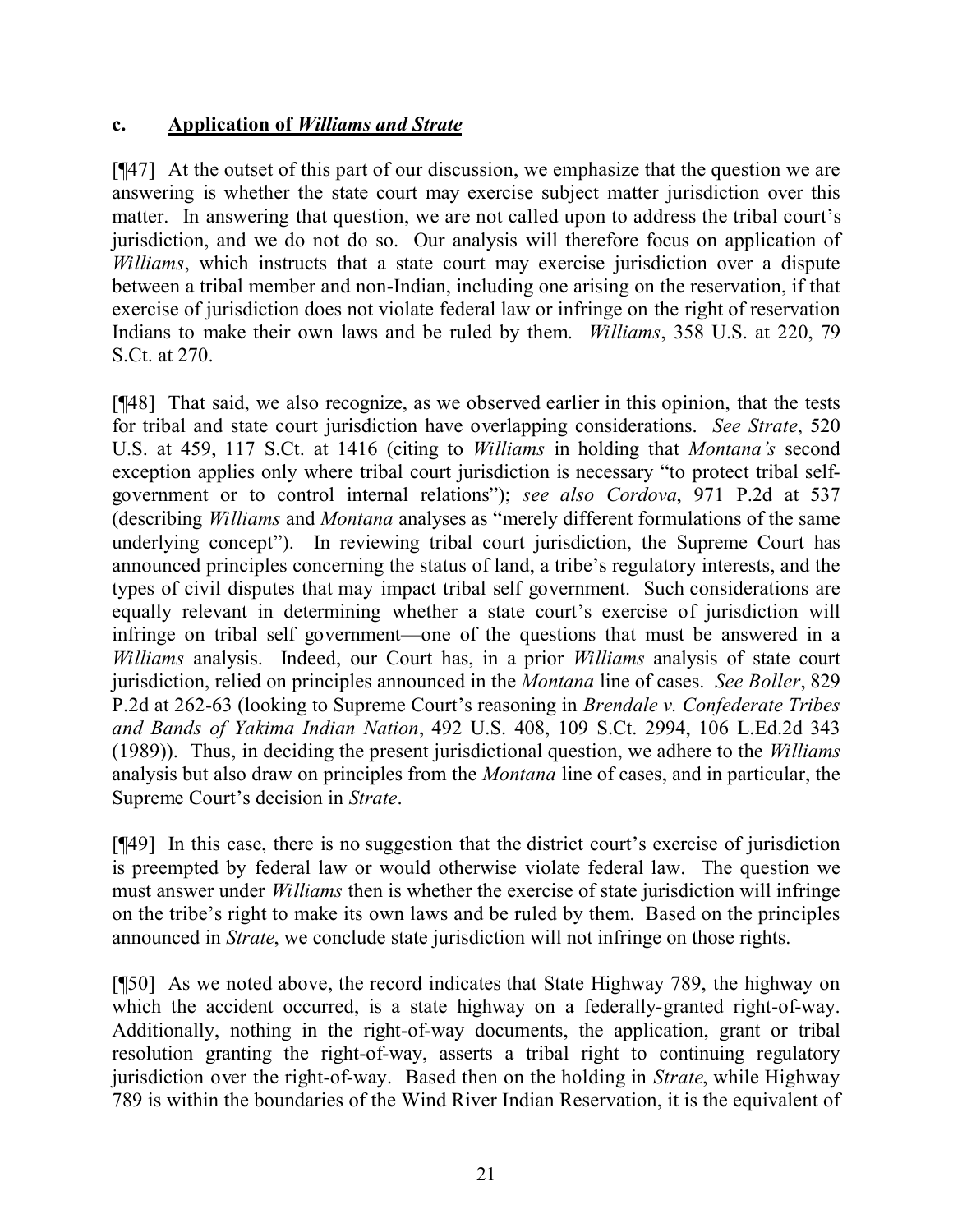### c. ***Application of Williams and Strate***

[¶47] At the outset of this part of our discussion, we emphasize that the question we are answering is whether the state court may exercise subject matter jurisdiction over this matter. In answering that question, we are not called upon to address the tribal court's jurisdiction, and we do not do so. Our analysis will therefore focus on application of *Williams*, which instructs that a state court may exercise jurisdiction over a dispute between a tribal member and non-Indian, including one arising on the reservation, if that exercise of jurisdiction does not violate federal law or infringe on the right of reservation Indians to make their own laws and be ruled by them. *Williams*, 358 U.S. at 220, 79 S.Ct. at 270.

[¶48] That said, we also recognize, as we observed earlier in this opinion, that the tests for tribal and state court jurisdiction have overlapping considerations. *See Strate*, 520 U.S. at 459, 117 S.Ct. at 1416 (citing to *Williams* in holding that *Montana's* second exception applies only where tribal court jurisdiction is necessary "to protect tribal self-government or to control internal relations"); *see also Cordova*, 971 P.2d at 537 (describing *Williams* and *Montana* analyses as "merely different formulations of the same underlying concept"). In reviewing tribal court jurisdiction, the Supreme Court has announced principles concerning the status of land, a tribe's regulatory interests, and the types of civil disputes that may impact tribal self government. Such considerations are equally relevant in determining whether a state court's exercise of jurisdiction will infringe on tribal self government—one of the questions that must be answered in a *Williams* analysis. Indeed, our Court has, in a prior *Williams* analysis of state court jurisdiction, relied on principles announced in the *Montana* line of cases. *See Boller*, 829 P.2d at 262-63 (looking to Supreme Court's reasoning in *Brendale v. Confederate Tribes and Bands of Yakima Indian Nation*, 492 U.S. 408, 109 S.Ct. 2994, 106 L.Ed.2d 343 (1989)). Thus, in deciding the present jurisdictional question, we adhere to the *Williams* analysis but also draw on principles from the *Montana* line of cases, and in particular, the Supreme Court's decision in *Strate*.

[¶49] In this case, there is no suggestion that the district court's exercise of jurisdiction is preempted by federal law or would otherwise violate federal law. The question we must answer under *Williams* then is whether the exercise of state jurisdiction will infringe on the tribe's right to make its own laws and be ruled by them. Based on the principles announced in *Strate*, we conclude state jurisdiction will not infringe on those rights.

[¶50] As we noted above, the record indicates that State Highway 789, the highway on which the accident occurred, is a state highway on a federally-granted right-of-way. Additionally, nothing in the right-of-way documents, the application, grant or tribal resolution granting the right-of-way, asserts a tribal right to continuing regulatory jurisdiction over the right-of-way. Based then on the holding in *Strate*, while Highway 789 is within the boundaries of the Wind River Indian Reservation, it is the equivalent of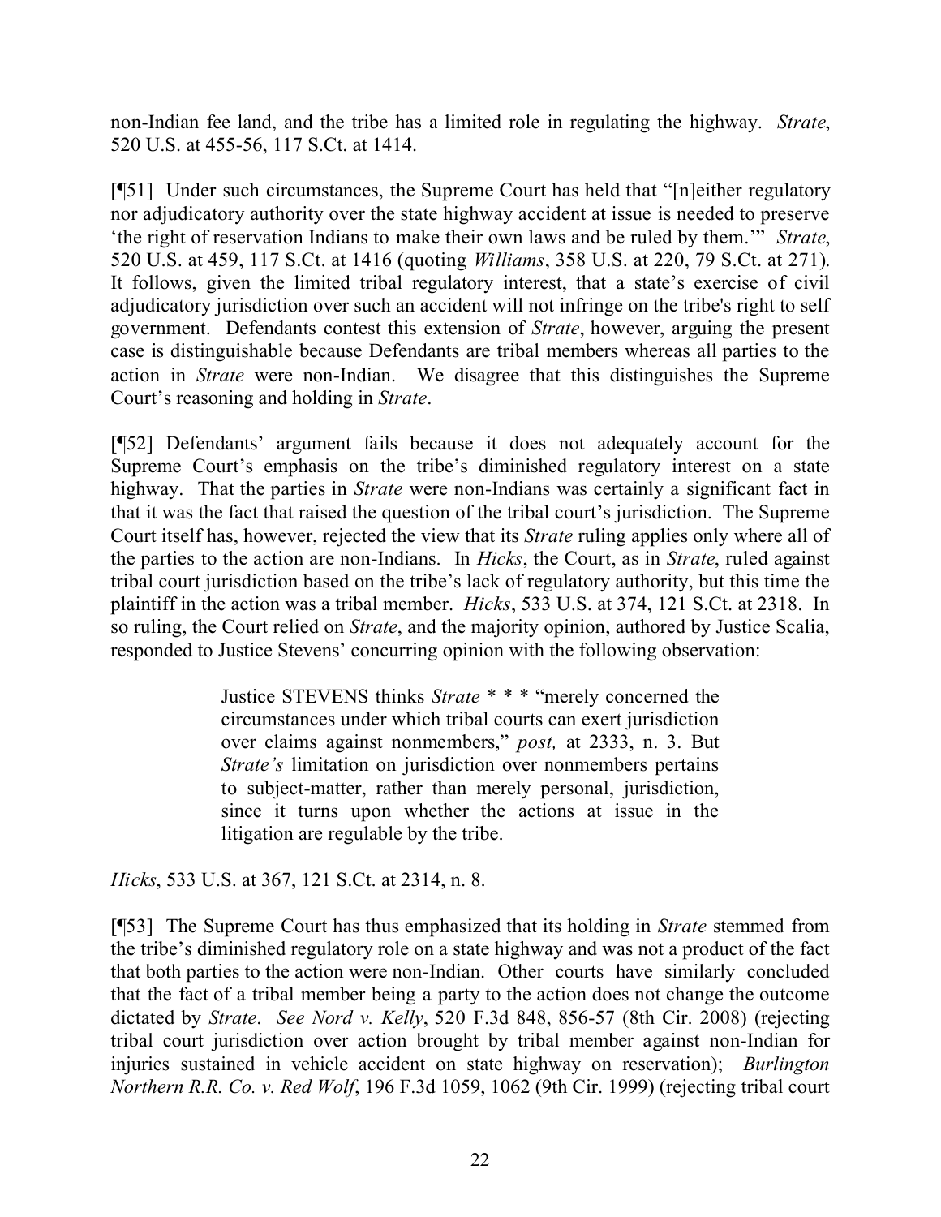non-Indian fee land, and the tribe has a limited role in regulating the highway. *Strate*, 520 U.S. at 455-56, 117 S.Ct. at 1414.

[¶51] Under such circumstances, the Supreme Court has held that "[n]either regulatory nor adjudicatory authority over the state highway accident at issue is needed to preserve 'the right of reservation Indians to make their own laws and be ruled by them.'" *Strate*, 520 U.S. at 459, 117 S.Ct. at 1416 (quoting *Williams*, 358 U.S. at 220, 79 S.Ct. at 271). It follows, given the limited tribal regulatory interest, that a state's exercise of civil adjudicatory jurisdiction over such an accident will not infringe on the tribe's right to self government. Defendants contest this extension of *Strate*, however, arguing the present case is distinguishable because Defendants are tribal members whereas all parties to the action in *Strate* were non-Indian. We disagree that this distinguishes the Supreme Court's reasoning and holding in *Strate*.

[¶52] Defendants' argument fails because it does not adequately account for the Supreme Court's emphasis on the tribe's diminished regulatory interest on a state highway. That the parties in *Strate* were non-Indians was certainly a significant fact in that it was the fact that raised the question of the tribal court's jurisdiction. The Supreme Court itself has, however, rejected the view that its *Strate* ruling applies only where all of the parties to the action are non-Indians. In *Hicks*, the Court, as in *Strate*, ruled against tribal court jurisdiction based on the tribe's lack of regulatory authority, but this time the plaintiff in the action was a tribal member. *Hicks*, 533 U.S. at 374, 121 S.Ct. at 2318. In so ruling, the Court relied on *Strate*, and the majority opinion, authored by Justice Scalia, responded to Justice Stevens' concurring opinion with the following observation:

> Justice STEVENS thinks *Strate* * * * "merely concerned the circumstances under which tribal courts can exert jurisdiction over claims against nonmembers," *post,* at 2333, n. 3. But *Strate's* limitation on jurisdiction over nonmembers pertains to subject-matter, rather than merely personal, jurisdiction, since it turns upon whether the actions at issue in the litigation are regulable by the tribe.

*Hicks*, 533 U.S. at 367, 121 S.Ct. at 2314, n. 8.

[¶53] The Supreme Court has thus emphasized that its holding in *Strate* stemmed from the tribe's diminished regulatory role on a state highway and was not a product of the fact that both parties to the action were non-Indian. Other courts have similarly concluded that the fact of a tribal member being a party to the action does not change the outcome dictated by *Strate*. *See Nord v. Kelly*, 520 F.3d 848, 856-57 (8th Cir. 2008) (rejecting tribal court jurisdiction over action brought by tribal member against non-Indian for injuries sustained in vehicle accident on state highway on reservation); *Burlington Northern R.R. Co. v. Red Wolf*, 196 F.3d 1059, 1062 (9th Cir. 1999) (rejecting tribal court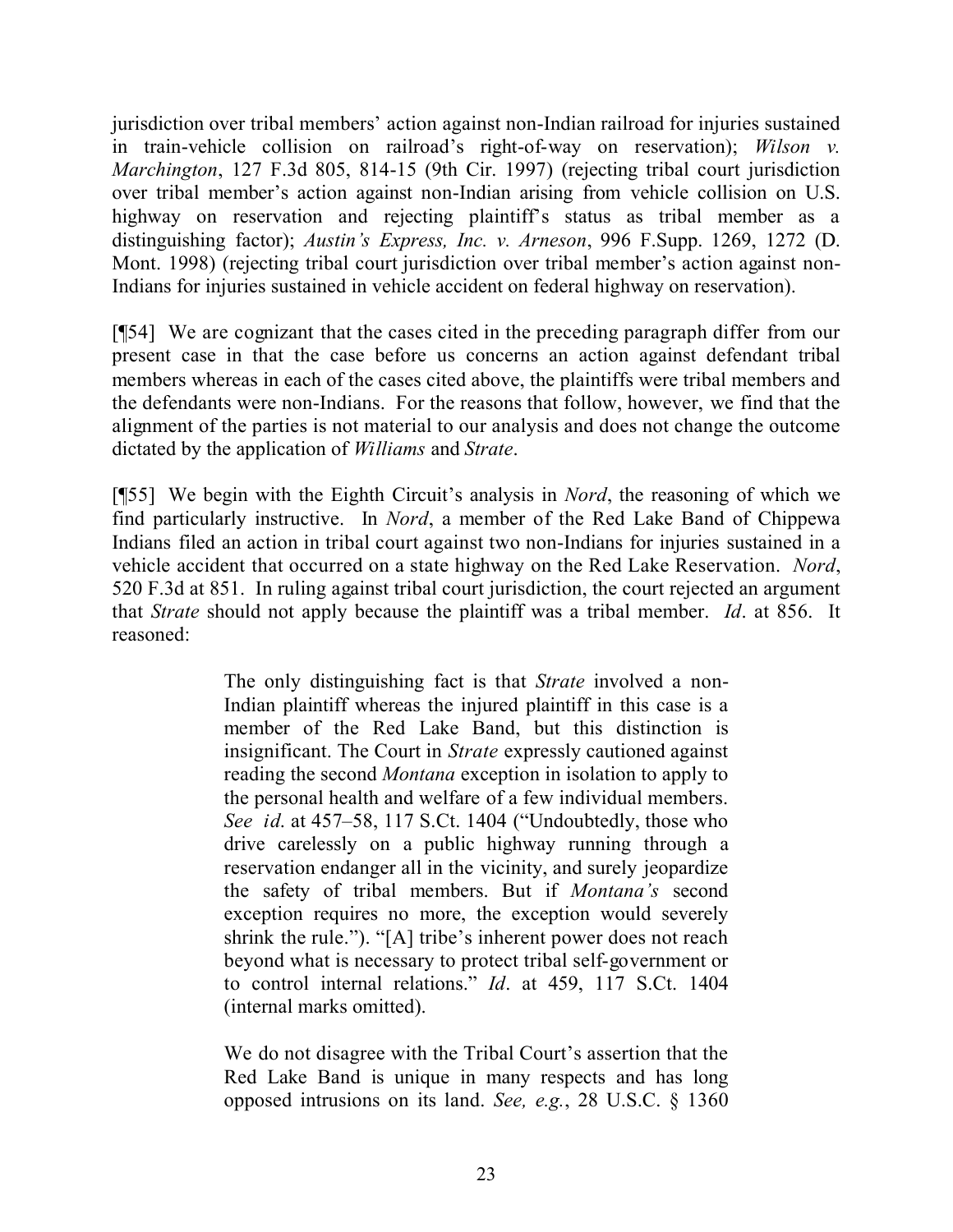jurisdiction over tribal members' action against non-Indian railroad for injuries sustained in train-vehicle collision on railroad's right-of-way on reservation); *Wilson v. Marchington*, 127 F.3d 805, 814-15 (9th Cir. 1997) (rejecting tribal court jurisdiction over tribal member's action against non-Indian arising from vehicle collision on U.S. highway on reservation and rejecting plaintiff's status as tribal member as a distinguishing factor); *Austin's Express, Inc. v. Arneson*, 996 F.Supp. 1269, 1272 (D. Mont. 1998) (rejecting tribal court jurisdiction over tribal member's action against non-Indians for injuries sustained in vehicle accident on federal highway on reservation).

[¶54] We are cognizant that the cases cited in the preceding paragraph differ from our present case in that the case before us concerns an action against defendant tribal members whereas in each of the cases cited above, the plaintiffs were tribal members and the defendants were non-Indians. For the reasons that follow, however, we find that the alignment of the parties is not material to our analysis and does not change the outcome dictated by the application of *Williams* and *Strate*.

[¶55] We begin with the Eighth Circuit's analysis in *Nord*, the reasoning of which we find particularly instructive. In *Nord*, a member of the Red Lake Band of Chippewa Indians filed an action in tribal court against two non-Indians for injuries sustained in a vehicle accident that occurred on a state highway on the Red Lake Reservation. *Nord*, 520 F.3d at 851. In ruling against tribal court jurisdiction, the court rejected an argument that *Strate* should not apply because the plaintiff was a tribal member. *Id*. at 856. It reasoned:

> The only distinguishing fact is that *Strate* involved a non-Indian plaintiff whereas the injured plaintiff in this case is a member of the Red Lake Band, but this distinction is insignificant. The Court in *Strate* expressly cautioned against reading the second *Montana* exception in isolation to apply to the personal health and welfare of a few individual members. *See id*. at 457–58, 117 S.Ct. 1404 ("Undoubtedly, those who drive carelessly on a public highway running through a reservation endanger all in the vicinity, and surely jeopardize the safety of tribal members. But if *Montana's* second exception requires no more, the exception would severely shrink the rule."). "[A] tribe's inherent power does not reach beyond what is necessary to protect tribal self-government or to control internal relations." *Id*. at 459, 117 S.Ct. 1404 (internal marks omitted).
>
> We do not disagree with the Tribal Court's assertion that the Red Lake Band is unique in many respects and has long opposed intrusions on its land. *See, e.g.*, 28 U.S.C. § 1360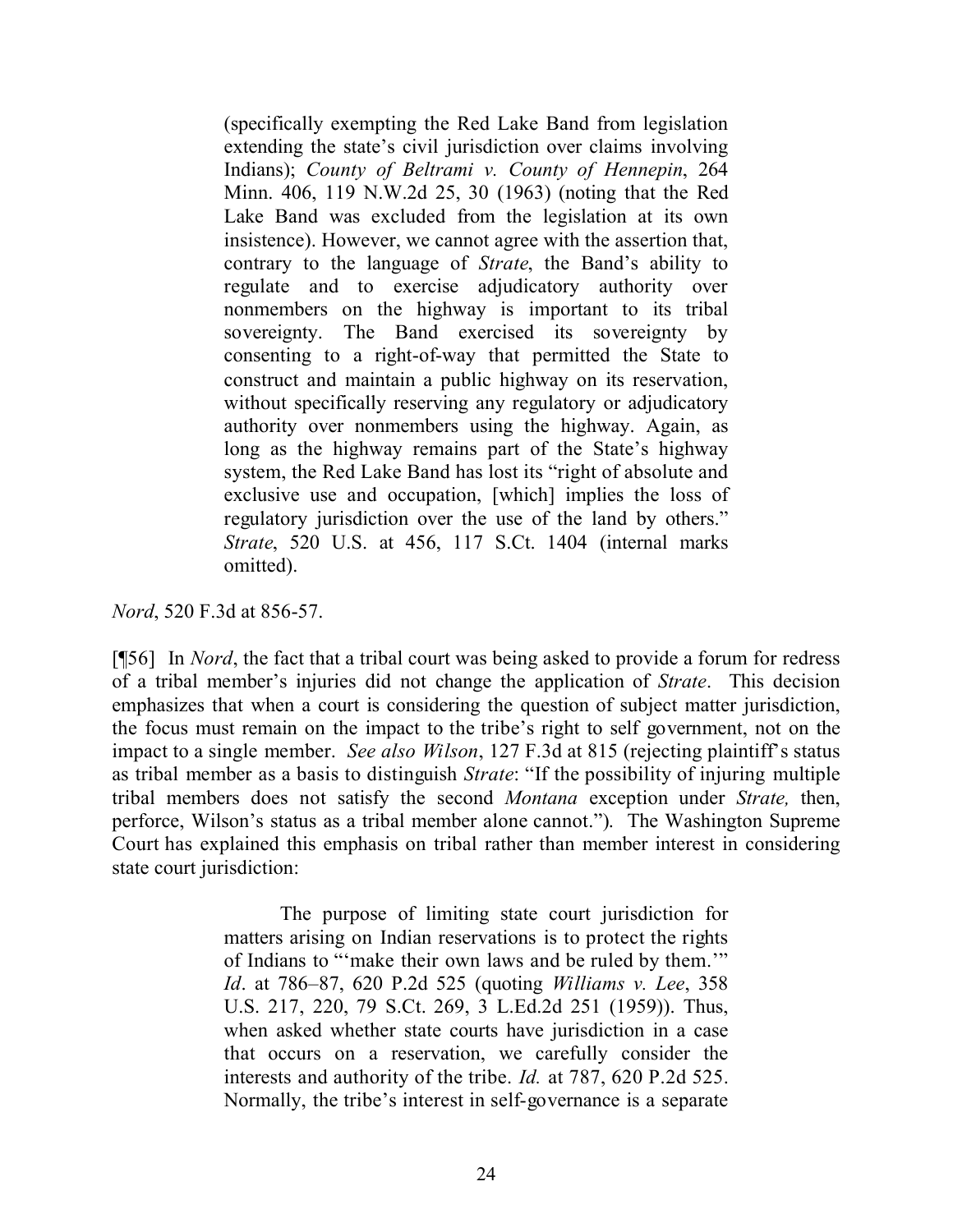> (specifically exempting the Red Lake Band from legislation extending the state's civil jurisdiction over claims involving Indians); *County of Beltrami v. County of Hennepin*, 264 Minn. 406, 119 N.W.2d 25, 30 (1963) (noting that the Red Lake Band was excluded from the legislation at its own insistence). However, we cannot agree with the assertion that, contrary to the language of *Strate*, the Band's ability to regulate and to exercise adjudicatory authority over nonmembers on the highway is important to its tribal sovereignty. The Band exercised its sovereignty by consenting to a right-of-way that permitted the State to construct and maintain a public highway on its reservation, without specifically reserving any regulatory or adjudicatory authority over nonmembers using the highway. Again, as long as the highway remains part of the State's highway system, the Red Lake Band has lost its "right of absolute and exclusive use and occupation, [which] implies the loss of regulatory jurisdiction over the use of the land by others." *Strate*, 520 U.S. at 456, 117 S.Ct. 1404 (internal marks omitted).

*Nord*, 520 F.3d at 856-57.

[¶56] In *Nord*, the fact that a tribal court was being asked to provide a forum for redress of a tribal member's injuries did not change the application of *Strate*. This decision emphasizes that when a court is considering the question of subject matter jurisdiction, the focus must remain on the impact to the tribe's right to self government, not on the impact to a single member. *See also Wilson*, 127 F.3d at 815 (rejecting plaintiff's status as tribal member as a basis to distinguish *Strate*: "If the possibility of injuring multiple tribal members does not satisfy the second *Montana* exception under *Strate,* then, perforce, Wilson's status as a tribal member alone cannot."). The Washington Supreme Court has explained this emphasis on tribal rather than member interest in considering state court jurisdiction:

> The purpose of limiting state court jurisdiction for matters arising on Indian reservations is to protect the rights of Indians to "'make their own laws and be ruled by them.'" *Id*. at 786–87, 620 P.2d 525 (quoting *Williams v. Lee*, 358 U.S. 217, 220, 79 S.Ct. 269, 3 L.Ed.2d 251 (1959)). Thus, when asked whether state courts have jurisdiction in a case that occurs on a reservation, we carefully consider the interests and authority of the tribe. *Id.* at 787, 620 P.2d 525. Normally, the tribe's interest in self-governance is a separate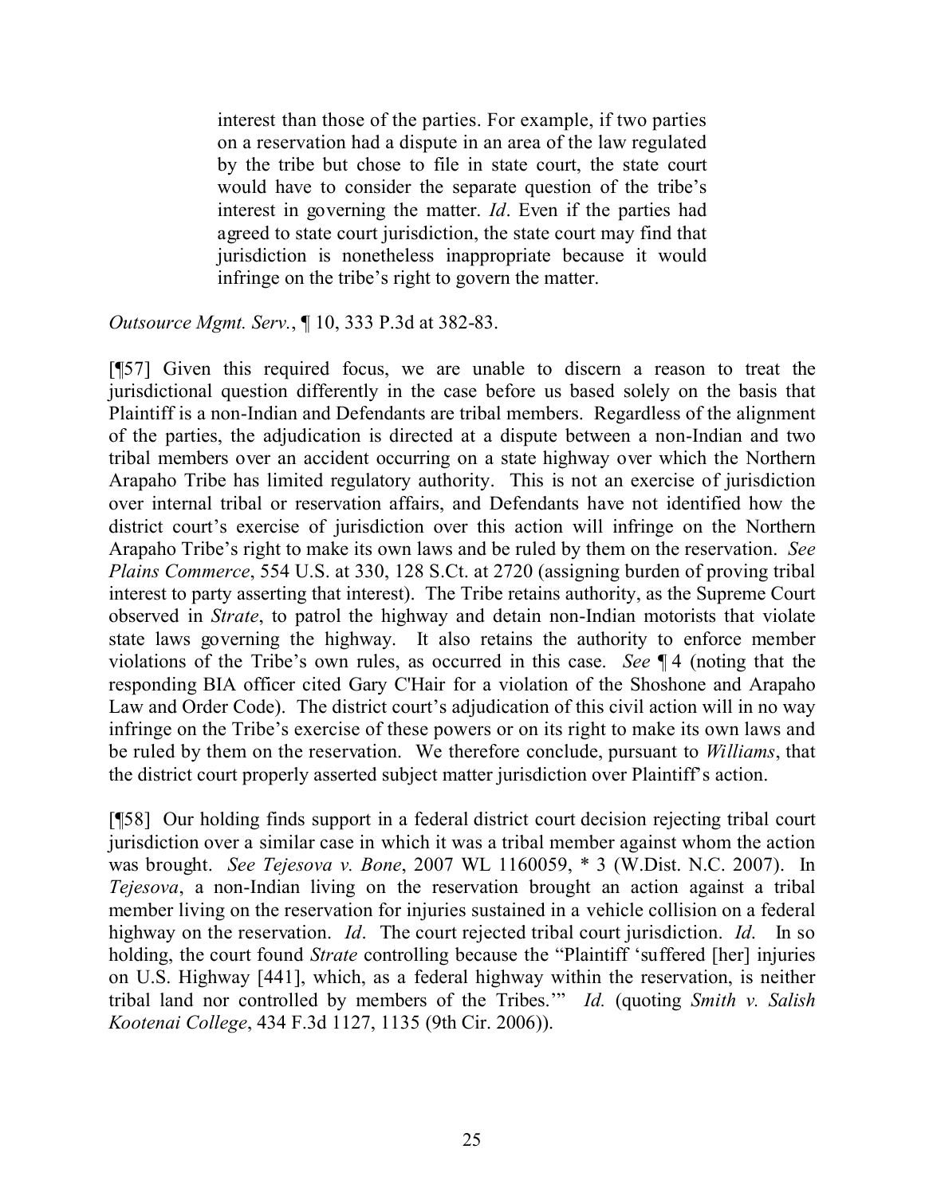> interest than those of the parties. For example, if two parties on a reservation had a dispute in an area of the law regulated by the tribe but chose to file in state court, the state court would have to consider the separate question of the tribe's interest in governing the matter. *Id*. Even if the parties had agreed to state court jurisdiction, the state court may find that jurisdiction is nonetheless inappropriate because it would infringe on the tribe's right to govern the matter.

*Outsource Mgmt. Serv.*, ¶ 10, 333 P.3d at 382-83.

[¶57] Given this required focus, we are unable to discern a reason to treat the jurisdictional question differently in the case before us based solely on the basis that Plaintiff is a non-Indian and Defendants are tribal members. Regardless of the alignment of the parties, the adjudication is directed at a dispute between a non-Indian and two tribal members over an accident occurring on a state highway over which the Northern Arapaho Tribe has limited regulatory authority. This is not an exercise of jurisdiction over internal tribal or reservation affairs, and Defendants have not identified how the district court's exercise of jurisdiction over this action will infringe on the Northern Arapaho Tribe's right to make its own laws and be ruled by them on the reservation. *See Plains Commerce*, 554 U.S. at 330, 128 S.Ct. at 2720 (assigning burden of proving tribal interest to party asserting that interest). The Tribe retains authority, as the Supreme Court observed in *Strate*, to patrol the highway and detain non-Indian motorists that violate state laws governing the highway. It also retains the authority to enforce member violations of the Tribe's own rules, as occurred in this case. *See* ¶ 4 (noting that the responding BIA officer cited Gary C'Hair for a violation of the Shoshone and Arapaho Law and Order Code). The district court's adjudication of this civil action will in no way infringe on the Tribe's exercise of these powers or on its right to make its own laws and be ruled by them on the reservation. We therefore conclude, pursuant to *Williams*, that the district court properly asserted subject matter jurisdiction over Plaintiff's action.

[¶58] Our holding finds support in a federal district court decision rejecting tribal court jurisdiction over a similar case in which it was a tribal member against whom the action was brought. *See Tejesova v. Bone*, 2007 WL 1160059, * 3 (W.Dist. N.C. 2007). In *Tejesova*, a non-Indian living on the reservation brought an action against a tribal member living on the reservation for injuries sustained in a vehicle collision on a federal highway on the reservation. *Id*. The court rejected tribal court jurisdiction. *Id*. In so holding, the court found *Strate* controlling because the "Plaintiff 'suffered [her] injuries on U.S. Highway [441], which, as a federal highway within the reservation, is neither tribal land nor controlled by members of the Tribes.'" *Id.* (quoting *Smith v. Salish Kootenai College*, 434 F.3d 1127, 1135 (9th Cir. 2006)).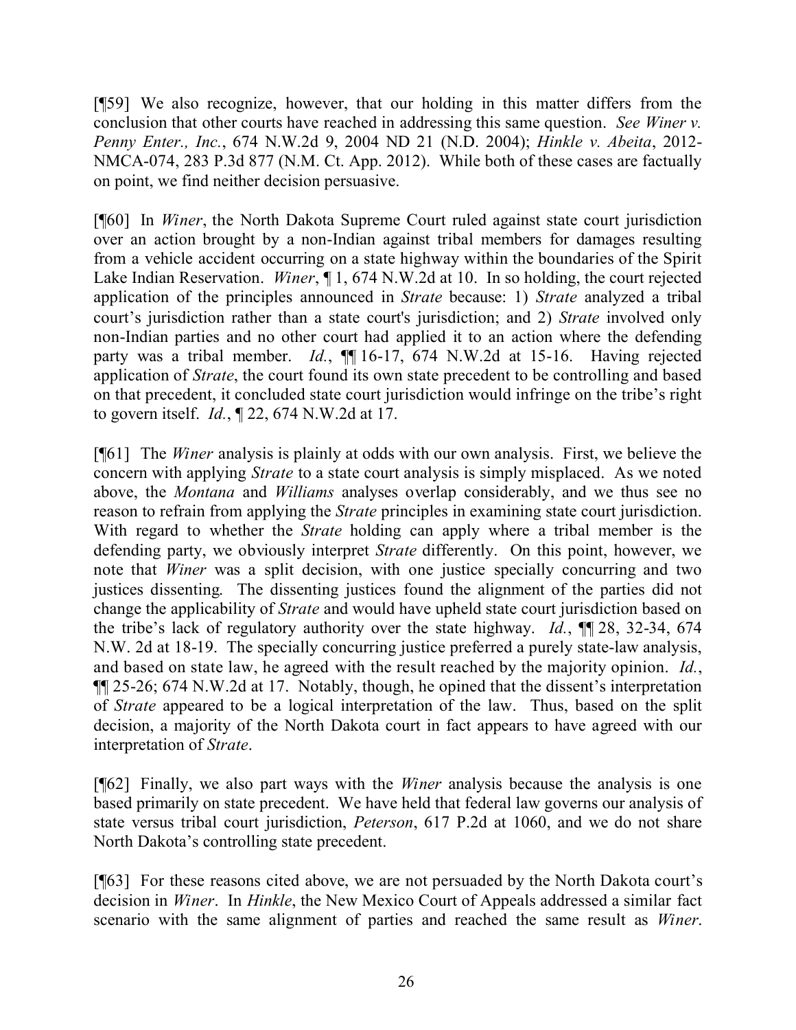[¶59] We also recognize, however, that our holding in this matter differs from the conclusion that other courts have reached in addressing this same question. *See Winer v. Penny Enter., Inc.*, 674 N.W.2d 9, 2004 ND 21 (N.D. 2004); *Hinkle v. Abeita*, 2012-NMCA-074, 283 P.3d 877 (N.M. Ct. App. 2012). While both of these cases are factually on point, we find neither decision persuasive.

[¶60] In *Winer*, the North Dakota Supreme Court ruled against state court jurisdiction over an action brought by a non-Indian against tribal members for damages resulting from a vehicle accident occurring on a state highway within the boundaries of the Spirit Lake Indian Reservation. *Winer*, ¶ 1, 674 N.W.2d at 10. In so holding, the court rejected application of the principles announced in *Strate* because: 1) *Strate* analyzed a tribal court's jurisdiction rather than a state court's jurisdiction; and 2) *Strate* involved only non-Indian parties and no other court had applied it to an action where the defending party was a tribal member. *Id.*, ¶¶ 16-17, 674 N.W.2d at 15-16. Having rejected application of *Strate*, the court found its own state precedent to be controlling and based on that precedent, it concluded state court jurisdiction would infringe on the tribe's right to govern itself. *Id.*, ¶ 22, 674 N.W.2d at 17.

[¶61] The *Winer* analysis is plainly at odds with our own analysis. First, we believe the concern with applying *Strate* to a state court analysis is simply misplaced. As we noted above, the *Montana* and *Williams* analyses overlap considerably, and we thus see no reason to refrain from applying the *Strate* principles in examining state court jurisdiction. With regard to whether the *Strate* holding can apply where a tribal member is the defending party, we obviously interpret *Strate* differently. On this point, however, we note that *Winer* was a split decision, with one justice specially concurring and two justices dissenting. The dissenting justices found the alignment of the parties did not change the applicability of *Strate* and would have upheld state court jurisdiction based on the tribe's lack of regulatory authority over the state highway. *Id.*, ¶¶ 28, 32-34, 674 N.W. 2d at 18-19. The specially concurring justice preferred a purely state-law analysis, and based on state law, he agreed with the result reached by the majority opinion. *Id.*, ¶¶ 25-26; 674 N.W.2d at 17. Notably, though, he opined that the dissent's interpretation of *Strate* appeared to be a logical interpretation of the law. Thus, based on the split decision, a majority of the North Dakota court in fact appears to have agreed with our interpretation of *Strate*.

[¶62] Finally, we also part ways with the *Winer* analysis because the analysis is one based primarily on state precedent. We have held that federal law governs our analysis of state versus tribal court jurisdiction, *Peterson*, 617 P.2d at 1060, and we do not share North Dakota's controlling state precedent.

[¶63] For these reasons cited above, we are not persuaded by the North Dakota court's decision in *Winer*. In *Hinkle*, the New Mexico Court of Appeals addressed a similar fact scenario with the same alignment of parties and reached the same result as *Winer*.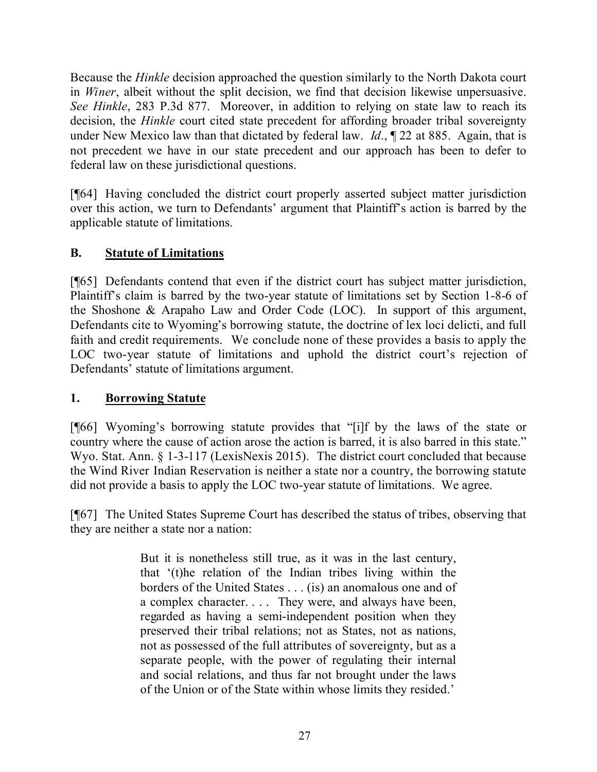Because the *Hinkle* decision approached the question similarly to the North Dakota court in *Winer*, albeit without the split decision, we find that decision likewise unpersuasive. *See Hinkle*, 283 P.3d 877. Moreover, in addition to relying on state law to reach its decision, the *Hinkle* court cited state precedent for affording broader tribal sovereignty under New Mexico law than that dictated by federal law. *Id*., ¶ 22 at 885. Again, that is not precedent we have in our state precedent and our approach has been to defer to federal law on these jurisdictional questions.

[¶64] Having concluded the district court properly asserted subject matter jurisdiction over this action, we turn to Defendants' argument that Plaintiff's action is barred by the applicable statute of limitations.

### B. Statute of Limitations

[¶65] Defendants contend that even if the district court has subject matter jurisdiction, Plaintiff's claim is barred by the two-year statute of limitations set by Section 1-8-6 of the Shoshone & Arapaho Law and Order Code (LOC). In support of this argument, Defendants cite to Wyoming's borrowing statute, the doctrine of lex loci delicti, and full faith and credit requirements. We conclude none of these provides a basis to apply the LOC two-year statute of limitations and uphold the district court's rejection of Defendants' statute of limitations argument.

#### 1. Borrowing Statute

[¶66] Wyoming's borrowing statute provides that "[i]f by the laws of the state or country where the cause of action arose the action is barred, it is also barred in this state." Wyo. Stat. Ann. § 1-3-117 (LexisNexis 2015). The district court concluded that because the Wind River Indian Reservation is neither a state nor a country, the borrowing statute did not provide a basis to apply the LOC two-year statute of limitations. We agree.

[¶67] The United States Supreme Court has described the status of tribes, observing that they are neither a state nor a nation:

> But it is nonetheless still true, as it was in the last century, that '(t)he relation of the Indian tribes living within the borders of the United States . . . (is) an anomalous one and of a complex character. . . . They were, and always have been, regarded as having a semi-independent position when they preserved their tribal relations; not as States, not as nations, not as possessed of the full attributes of sovereignty, but as a separate people, with the power of regulating their internal and social relations, and thus far not brought under the laws of the Union or of the State within whose limits they resided.'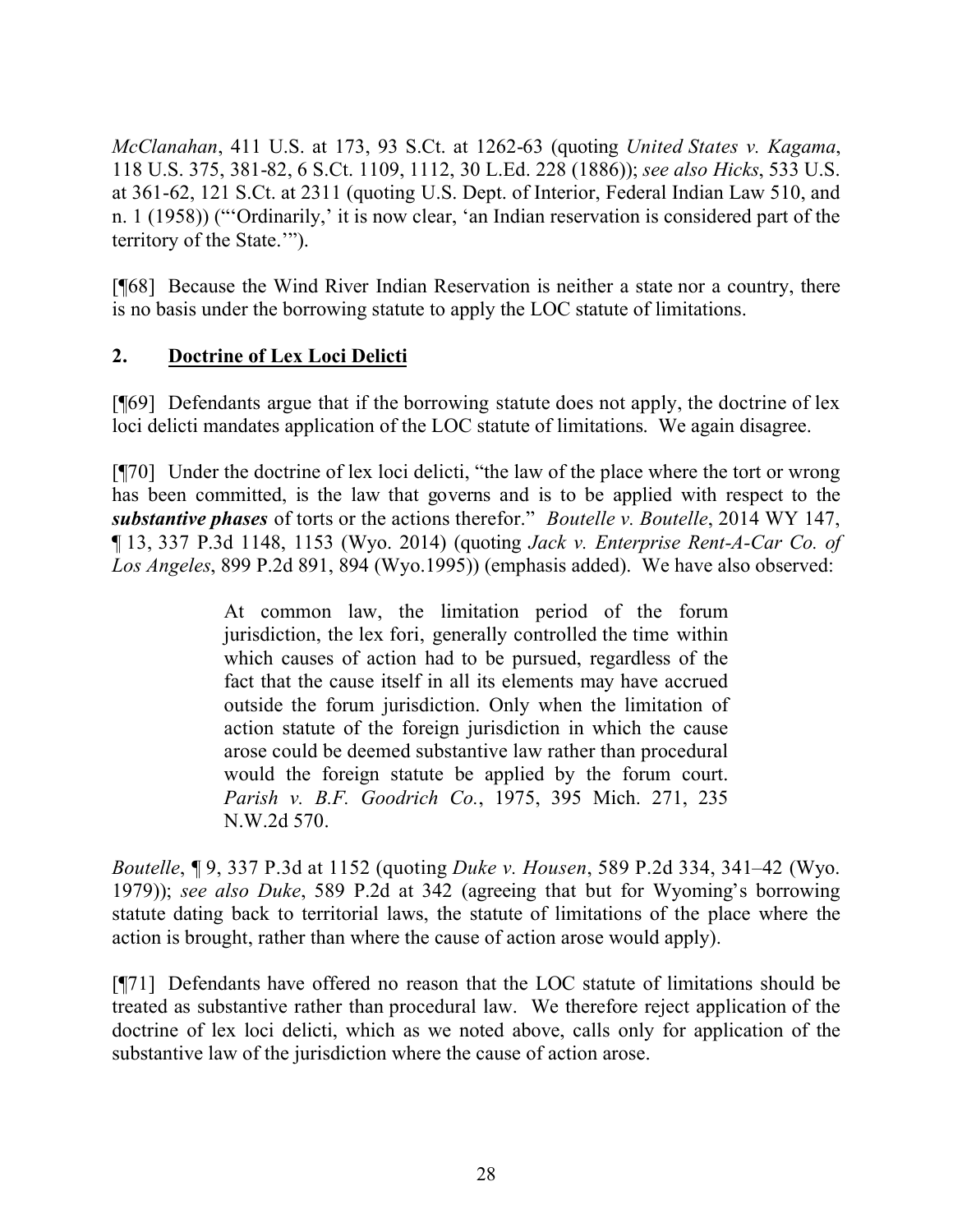*McClanahan*, 411 U.S. at 173, 93 S.Ct. at 1262-63 (quoting *United States v. Kagama*, 118 U.S. 375, 381-82, 6 S.Ct. 1109, 1112, 30 L.Ed. 228 (1886)); *see also Hicks*, 533 U.S. at 361-62, 121 S.Ct. at 2311 (quoting U.S. Dept. of Interior, Federal Indian Law 510, and n. 1 (1958)) ("'Ordinarily,' it is now clear, 'an Indian reservation is considered part of the territory of the State.'").

[¶68] Because the Wind River Indian Reservation is neither a state nor a country, there is no basis under the borrowing statute to apply the LOC statute of limitations.

## 2. <u>Doctrine of Lex Loci Delicti</u>

[¶69] Defendants argue that if the borrowing statute does not apply, the doctrine of lex loci delicti mandates application of the LOC statute of limitations. We again disagree.

[¶70] Under the doctrine of lex loci delicti, "the law of the place where the tort or wrong has been committed, is the law that governs and is to be applied with respect to the ***substantive phases*** of torts or the actions therefor." *Boutelle v. Boutelle*, 2014 WY 147, ¶ 13, 337 P.3d 1148, 1153 (Wyo. 2014) (quoting *Jack v. Enterprise Rent-A-Car Co. of Los Angeles*, 899 P.2d 891, 894 (Wyo.1995)) (emphasis added). We have also observed:

> At common law, the limitation period of the forum jurisdiction, the lex fori, generally controlled the time within which causes of action had to be pursued, regardless of the fact that the cause itself in all its elements may have accrued outside the forum jurisdiction. Only when the limitation of action statute of the foreign jurisdiction in which the cause arose could be deemed substantive law rather than procedural would the foreign statute be applied by the forum court. *Parish v. B.F. Goodrich Co.*, 1975, 395 Mich. 271, 235 N.W.2d 570.

*Boutelle*, ¶ 9, 337 P.3d at 1152 (quoting *Duke v. Housen*, 589 P.2d 334, 341–42 (Wyo. 1979)); *see also Duke*, 589 P.2d at 342 (agreeing that but for Wyoming's borrowing statute dating back to territorial laws, the statute of limitations of the place where the action is brought, rather than where the cause of action arose would apply).

[¶71] Defendants have offered no reason that the LOC statute of limitations should be treated as substantive rather than procedural law. We therefore reject application of the doctrine of lex loci delicti, which as we noted above, calls only for application of the substantive law of the jurisdiction where the cause of action arose.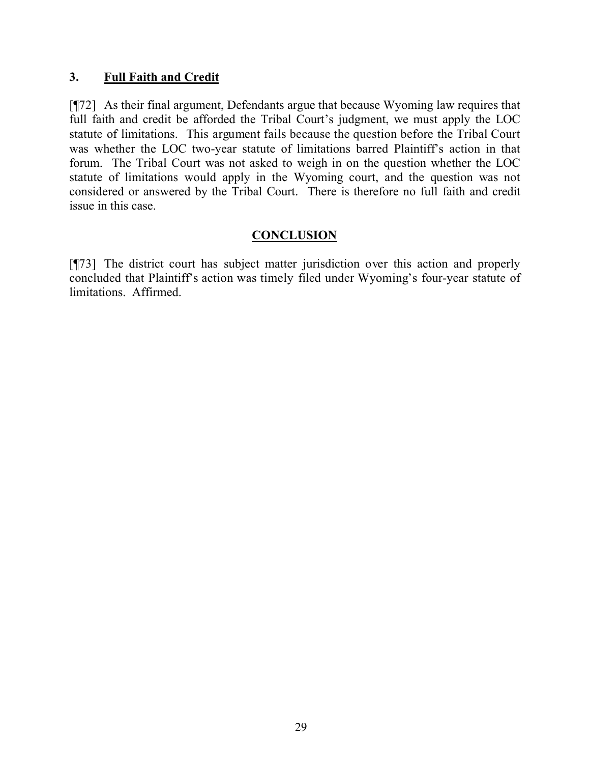### 3. **Full Faith and Credit**

[¶72] As their final argument, Defendants argue that because Wyoming law requires that full faith and credit be afforded the Tribal Court's judgment, we must apply the LOC statute of limitations. This argument fails because the question before the Tribal Court was whether the LOC two-year statute of limitations barred Plaintiff's action in that forum. The Tribal Court was not asked to weigh in on the question whether the LOC statute of limitations would apply in the Wyoming court, and the question was not considered or answered by the Tribal Court. There is therefore no full faith and credit issue in this case.

## **CONCLUSION**

[¶73] The district court has subject matter jurisdiction over this action and properly concluded that Plaintiff's action was timely filed under Wyoming's four-year statute of limitations. Affirmed.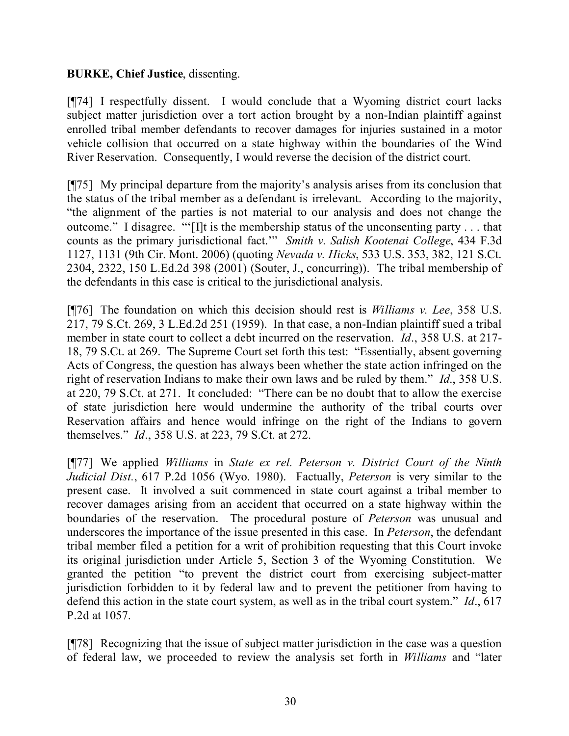**BURKE, Chief Justice**, dissenting.

[¶74] I respectfully dissent. I would conclude that a Wyoming district court lacks subject matter jurisdiction over a tort action brought by a non-Indian plaintiff against enrolled tribal member defendants to recover damages for injuries sustained in a motor vehicle collision that occurred on a state highway within the boundaries of the Wind River Reservation. Consequently, I would reverse the decision of the district court.

[¶75] My principal departure from the majority's analysis arises from its conclusion that the status of the tribal member as a defendant is irrelevant. According to the majority, "the alignment of the parties is not material to our analysis and does not change the outcome." I disagree. "'[I]t is the membership status of the unconsenting party . . . that counts as the primary jurisdictional fact.'" *Smith v. Salish Kootenai College*, 434 F.3d 1127, 1131 (9th Cir. Mont. 2006) (quoting *Nevada v. Hicks*, 533 U.S. 353, 382, 121 S.Ct. 2304, 2322, 150 L.Ed.2d 398 (2001) (Souter, J., concurring)). The tribal membership of the defendants in this case is critical to the jurisdictional analysis.

[¶76] The foundation on which this decision should rest is *Williams v. Lee*, 358 U.S. 217, 79 S.Ct. 269, 3 L.Ed.2d 251 (1959). In that case, a non-Indian plaintiff sued a tribal member in state court to collect a debt incurred on the reservation. *Id*., 358 U.S. at 217-18, 79 S.Ct. at 269. The Supreme Court set forth this test: "Essentially, absent governing Acts of Congress, the question has always been whether the state action infringed on the right of reservation Indians to make their own laws and be ruled by them." *Id*., 358 U.S. at 220, 79 S.Ct. at 271. It concluded: "There can be no doubt that to allow the exercise of state jurisdiction here would undermine the authority of the tribal courts over Reservation affairs and hence would infringe on the right of the Indians to govern themselves." *Id*., 358 U.S. at 223, 79 S.Ct. at 272.

[¶77] We applied *Williams* in *State ex rel. Peterson v. District Court of the Ninth Judicial Dist.*, 617 P.2d 1056 (Wyo. 1980). Factually, *Peterson* is very similar to the present case. It involved a suit commenced in state court against a tribal member to recover damages arising from an accident that occurred on a state highway within the boundaries of the reservation. The procedural posture of *Peterson* was unusual and underscores the importance of the issue presented in this case. In *Peterson*, the defendant tribal member filed a petition for a writ of prohibition requesting that this Court invoke its original jurisdiction under Article 5, Section 3 of the Wyoming Constitution. We granted the petition "to prevent the district court from exercising subject-matter jurisdiction forbidden to it by federal law and to prevent the petitioner from having to defend this action in the state court system, as well as in the tribal court system." *Id*., 617 P.2d at 1057.

[¶78] Recognizing that the issue of subject matter jurisdiction in the case was a question of federal law, we proceeded to review the analysis set forth in *Williams* and "later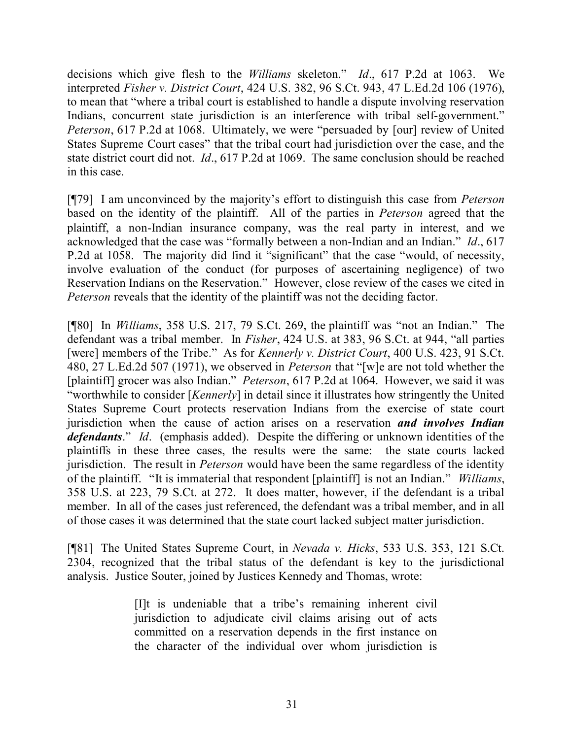decisions which give flesh to the *Williams* skeleton." *Id*., 617 P.2d at 1063. We interpreted *Fisher v. District Court*, 424 U.S. 382, 96 S.Ct. 943, 47 L.Ed.2d 106 (1976), to mean that "where a tribal court is established to handle a dispute involving reservation Indians, concurrent state jurisdiction is an interference with tribal self-government." *Peterson*, 617 P.2d at 1068. Ultimately, we were "persuaded by [our] review of United States Supreme Court cases" that the tribal court had jurisdiction over the case, and the state district court did not. *Id*., 617 P.2d at 1069. The same conclusion should be reached in this case.

[¶79] I am unconvinced by the majority's effort to distinguish this case from *Peterson* based on the identity of the plaintiff. All of the parties in *Peterson* agreed that the plaintiff, a non-Indian insurance company, was the real party in interest, and we acknowledged that the case was "formally between a non-Indian and an Indian." *Id*., 617 P.2d at 1058. The majority did find it "significant" that the case "would, of necessity, involve evaluation of the conduct (for purposes of ascertaining negligence) of two Reservation Indians on the Reservation." However, close review of the cases we cited in *Peterson* reveals that the identity of the plaintiff was not the deciding factor.

[¶80] In *Williams*, 358 U.S. 217, 79 S.Ct. 269, the plaintiff was "not an Indian." The defendant was a tribal member. In *Fisher*, 424 U.S. at 383, 96 S.Ct. at 944, "all parties [were] members of the Tribe." As for *Kennerly v. District Court*, 400 U.S. 423, 91 S.Ct. 480, 27 L.Ed.2d 507 (1971), we observed in *Peterson* that "[w]e are not told whether the [plaintiff] grocer was also Indian." *Peterson*, 617 P.2d at 1064. However, we said it was "worthwhile to consider [*Kennerly*] in detail since it illustrates how stringently the United States Supreme Court protects reservation Indians from the exercise of state court jurisdiction when the cause of action arises on a reservation ***and involves Indian defendants***." *Id*. (emphasis added). Despite the differing or unknown identities of the plaintiffs in these three cases, the results were the same: the state courts lacked jurisdiction. The result in *Peterson* would have been the same regardless of the identity of the plaintiff. "It is immaterial that respondent [plaintiff] is not an Indian." *Williams*, 358 U.S. at 223, 79 S.Ct. at 272. It does matter, however, if the defendant is a tribal member. In all of the cases just referenced, the defendant was a tribal member, and in all of those cases it was determined that the state court lacked subject matter jurisdiction.

[¶81] The United States Supreme Court, in *Nevada v. Hicks*, 533 U.S. 353, 121 S.Ct. 2304, recognized that the tribal status of the defendant is key to the jurisdictional analysis. Justice Souter, joined by Justices Kennedy and Thomas, wrote:

> [I]t is undeniable that a tribe's remaining inherent civil jurisdiction to adjudicate civil claims arising out of acts committed on a reservation depends in the first instance on the character of the individual over whom jurisdiction is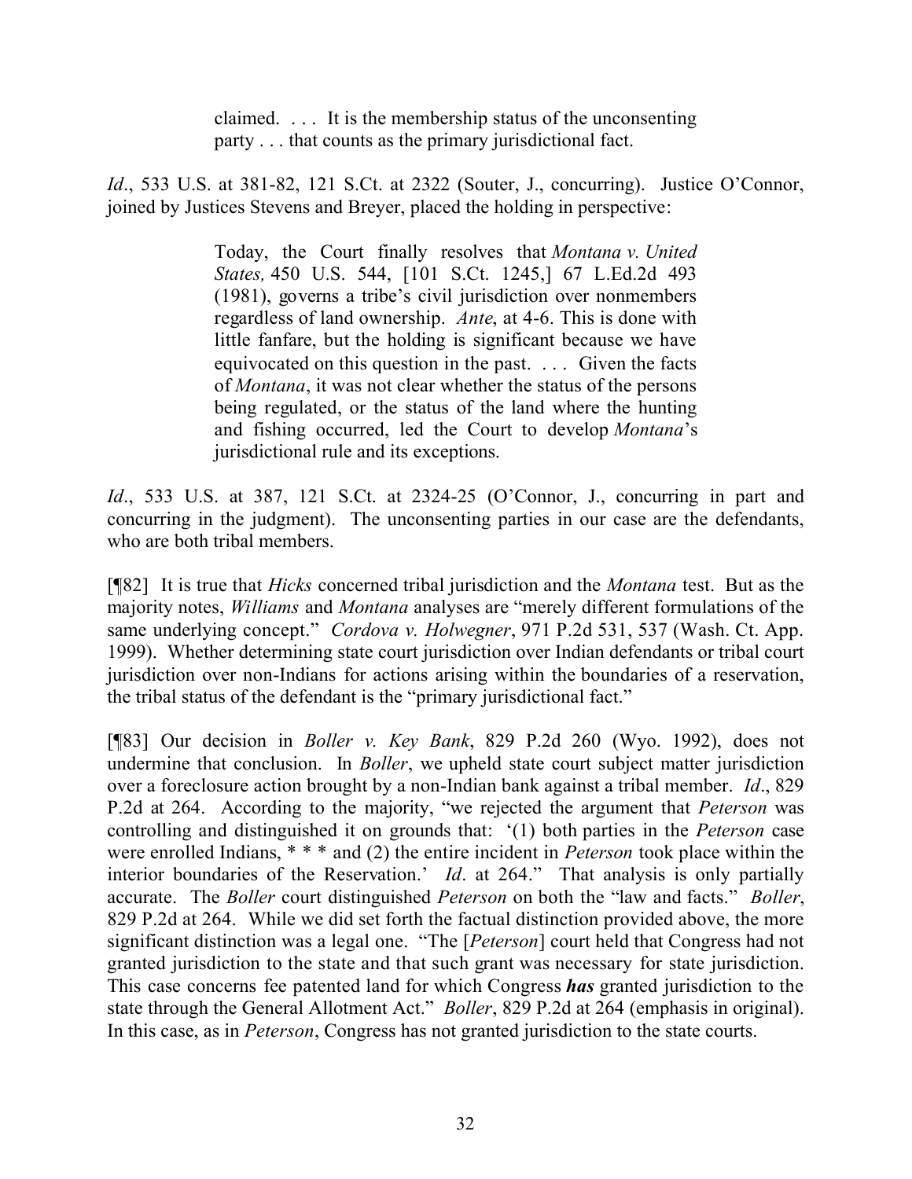> claimed. . . . It is the membership status of the unconsenting party . . . that counts as the primary jurisdictional fact.

*Id*., 533 U.S. at 381-82, 121 S.Ct. at 2322 (Souter, J., concurring). Justice O'Connor, joined by Justices Stevens and Breyer, placed the holding in perspective:

> Today, the Court finally resolves that *Montana v. United States,* 450 U.S. 544, [101 S.Ct. 1245,] 67 L.Ed.2d 493 (1981), governs a tribe's civil jurisdiction over nonmembers regardless of land ownership. *Ante*, at 4-6. This is done with little fanfare, but the holding is significant because we have equivocated on this question in the past. . . . Given the facts of *Montana*, it was not clear whether the status of the persons being regulated, or the status of the land where the hunting and fishing occurred, led the Court to develop *Montana*'s jurisdictional rule and its exceptions.

*Id*., 533 U.S. at 387, 121 S.Ct. at 2324-25 (O'Connor, J., concurring in part and concurring in the judgment). The unconsenting parties in our case are the defendants, who are both tribal members.

[¶82] It is true that *Hicks* concerned tribal jurisdiction and the *Montana* test. But as the majority notes, *Williams* and *Montana* analyses are "merely different formulations of the same underlying concept." *Cordova v. Holwegner*, 971 P.2d 531, 537 (Wash. Ct. App. 1999). Whether determining state court jurisdiction over Indian defendants or tribal court jurisdiction over non-Indians for actions arising within the boundaries of a reservation, the tribal status of the defendant is the "primary jurisdictional fact."

[¶83] Our decision in *Boller v. Key Bank*, 829 P.2d 260 (Wyo. 1992), does not undermine that conclusion. In *Boller*, we upheld state court subject matter jurisdiction over a foreclosure action brought by a non-Indian bank against a tribal member. *Id*., 829 P.2d at 264. According to the majority, "we rejected the argument that *Peterson* was controlling and distinguished it on grounds that: '(1) both parties in the *Peterson* case were enrolled Indians, * * * and (2) the entire incident in *Peterson* took place within the interior boundaries of the Reservation.' *Id*. at 264." That analysis is only partially accurate. The *Boller* court distinguished *Peterson* on both the "law and facts." *Boller*, 829 P.2d at 264. While we did set forth the factual distinction provided above, the more significant distinction was a legal one. "The [*Peterson*] court held that Congress had not granted jurisdiction to the state and that such grant was necessary for state jurisdiction. This case concerns fee patented land for which Congress ***has*** granted jurisdiction to the state through the General Allotment Act." *Boller*, 829 P.2d at 264 (emphasis in original). In this case, as in *Peterson*, Congress has not granted jurisdiction to the state courts.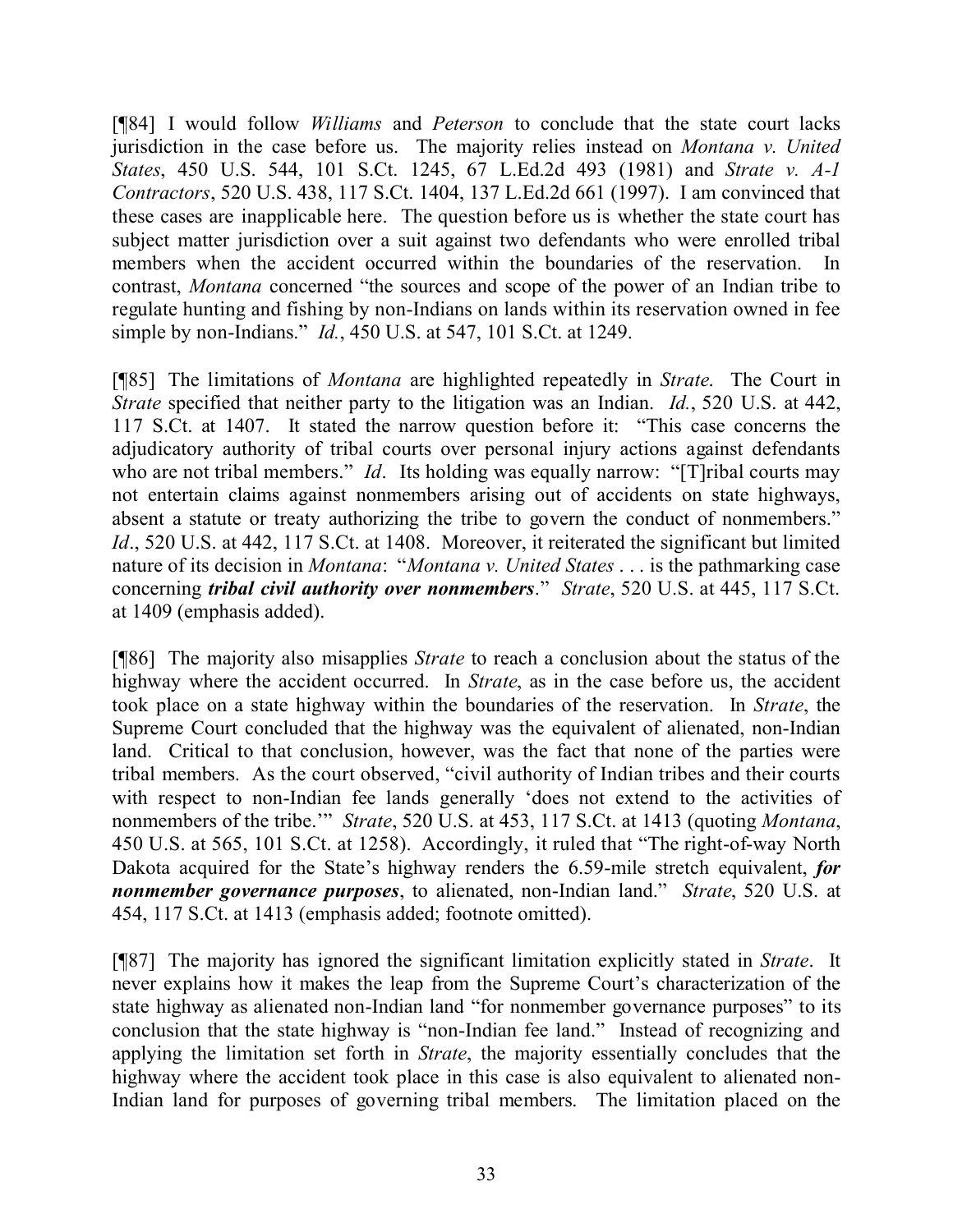[¶84] I would follow *Williams* and *Peterson* to conclude that the state court lacks jurisdiction in the case before us. The majority relies instead on *Montana v. United States*, 450 U.S. 544, 101 S.Ct. 1245, 67 L.Ed.2d 493 (1981) and *Strate v. A-1 Contractors*, 520 U.S. 438, 117 S.Ct. 1404, 137 L.Ed.2d 661 (1997). I am convinced that these cases are inapplicable here. The question before us is whether the state court has subject matter jurisdiction over a suit against two defendants who were enrolled tribal members when the accident occurred within the boundaries of the reservation. In contrast, *Montana* concerned "the sources and scope of the power of an Indian tribe to regulate hunting and fishing by non-Indians on lands within its reservation owned in fee simple by non-Indians." *Id.*, 450 U.S. at 547, 101 S.Ct. at 1249.

[¶85] The limitations of *Montana* are highlighted repeatedly in *Strate*. The Court in *Strate* specified that neither party to the litigation was an Indian. *Id.*, 520 U.S. at 442, 117 S.Ct. at 1407. It stated the narrow question before it: "This case concerns the adjudicatory authority of tribal courts over personal injury actions against defendants who are not tribal members." *Id*. Its holding was equally narrow: "[T]ribal courts may not entertain claims against nonmembers arising out of accidents on state highways, absent a statute or treaty authorizing the tribe to govern the conduct of nonmembers." *Id*., 520 U.S. at 442, 117 S.Ct. at 1408. Moreover, it reiterated the significant but limited nature of its decision in *Montana*: "*Montana v. United States* . . . is the pathmarking case concerning ***tribal civil authority over nonmembers***." *Strate*, 520 U.S. at 445, 117 S.Ct. at 1409 (emphasis added).

[¶86] The majority also misapplies *Strate* to reach a conclusion about the status of the highway where the accident occurred. In *Strate*, as in the case before us, the accident took place on a state highway within the boundaries of the reservation. In *Strate*, the Supreme Court concluded that the highway was the equivalent of alienated, non-Indian land. Critical to that conclusion, however, was the fact that none of the parties were tribal members. As the court observed, "civil authority of Indian tribes and their courts with respect to non-Indian fee lands generally 'does not extend to the activities of nonmembers of the tribe.'" *Strate*, 520 U.S. at 453, 117 S.Ct. at 1413 (quoting *Montana*, 450 U.S. at 565, 101 S.Ct. at 1258). Accordingly, it ruled that "The right-of-way North Dakota acquired for the State's highway renders the 6.59-mile stretch equivalent, ***for nonmember governance purposes***, to alienated, non-Indian land." *Strate*, 520 U.S. at 454, 117 S.Ct. at 1413 (emphasis added; footnote omitted).

[¶87] The majority has ignored the significant limitation explicitly stated in *Strate*. It never explains how it makes the leap from the Supreme Court's characterization of the state highway as alienated non-Indian land "for nonmember governance purposes" to its conclusion that the state highway is "non-Indian fee land." Instead of recognizing and applying the limitation set forth in *Strate*, the majority essentially concludes that the highway where the accident took place in this case is also equivalent to alienated non-Indian land for purposes of governing tribal members. The limitation placed on the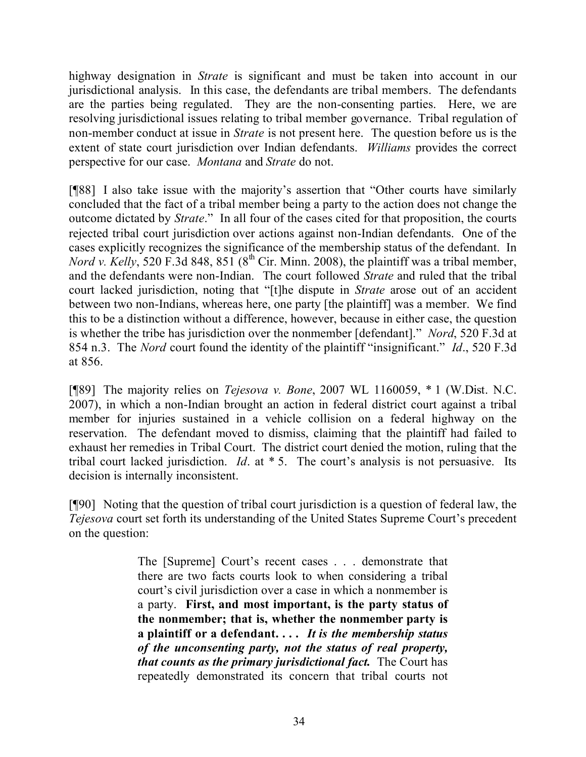highway designation in *Strate* is significant and must be taken into account in our jurisdictional analysis. In this case, the defendants are tribal members. The defendants are the parties being regulated. They are the non-consenting parties. Here, we are resolving jurisdictional issues relating to tribal member governance. Tribal regulation of non-member conduct at issue in *Strate* is not present here. The question before us is the extent of state court jurisdiction over Indian defendants. *Williams* provides the correct perspective for our case. *Montana* and *Strate* do not.

[¶88] I also take issue with the majority's assertion that "Other courts have similarly concluded that the fact of a tribal member being a party to the action does not change the outcome dictated by *Strate*." In all four of the cases cited for that proposition, the courts rejected tribal court jurisdiction over actions against non-Indian defendants. One of the cases explicitly recognizes the significance of the membership status of the defendant. In *Nord v. Kelly*, 520 F.3d 848, 851 (8th Cir. Minn. 2008), the plaintiff was a tribal member, and the defendants were non-Indian. The court followed *Strate* and ruled that the tribal court lacked jurisdiction, noting that "[t]he dispute in *Strate* arose out of an accident between two non-Indians, whereas here, one party [the plaintiff] was a member. We find this to be a distinction without a difference, however, because in either case, the question is whether the tribe has jurisdiction over the nonmember [defendant]." *Nord*, 520 F.3d at 854 n.3. The *Nord* court found the identity of the plaintiff "insignificant." *Id*., 520 F.3d at 856.

[¶89] The majority relies on *Tejesova v. Bone*, 2007 WL 1160059, * 1 (W.Dist. N.C. 2007), in which a non-Indian brought an action in federal district court against a tribal member for injuries sustained in a vehicle collision on a federal highway on the reservation. The defendant moved to dismiss, claiming that the plaintiff had failed to exhaust her remedies in Tribal Court. The district court denied the motion, ruling that the tribal court lacked jurisdiction. *Id*. at * 5. The court's analysis is not persuasive. Its decision is internally inconsistent.

[¶90] Noting that the question of tribal court jurisdiction is a question of federal law, the *Tejesova* court set forth its understanding of the United States Supreme Court's precedent on the question:

> The [Supreme] Court's recent cases . . . demonstrate that there are two facts courts look to when considering a tribal court's civil jurisdiction over a case in which a nonmember is a party. **First, and most important, is the party status of the nonmember; that is, whether the nonmember party is a plaintiff or a defendant. . . .** ***It is the membership status of the unconsenting party, not the status of real property, that counts as the primary jurisdictional fact.*** The Court has repeatedly demonstrated its concern that tribal courts not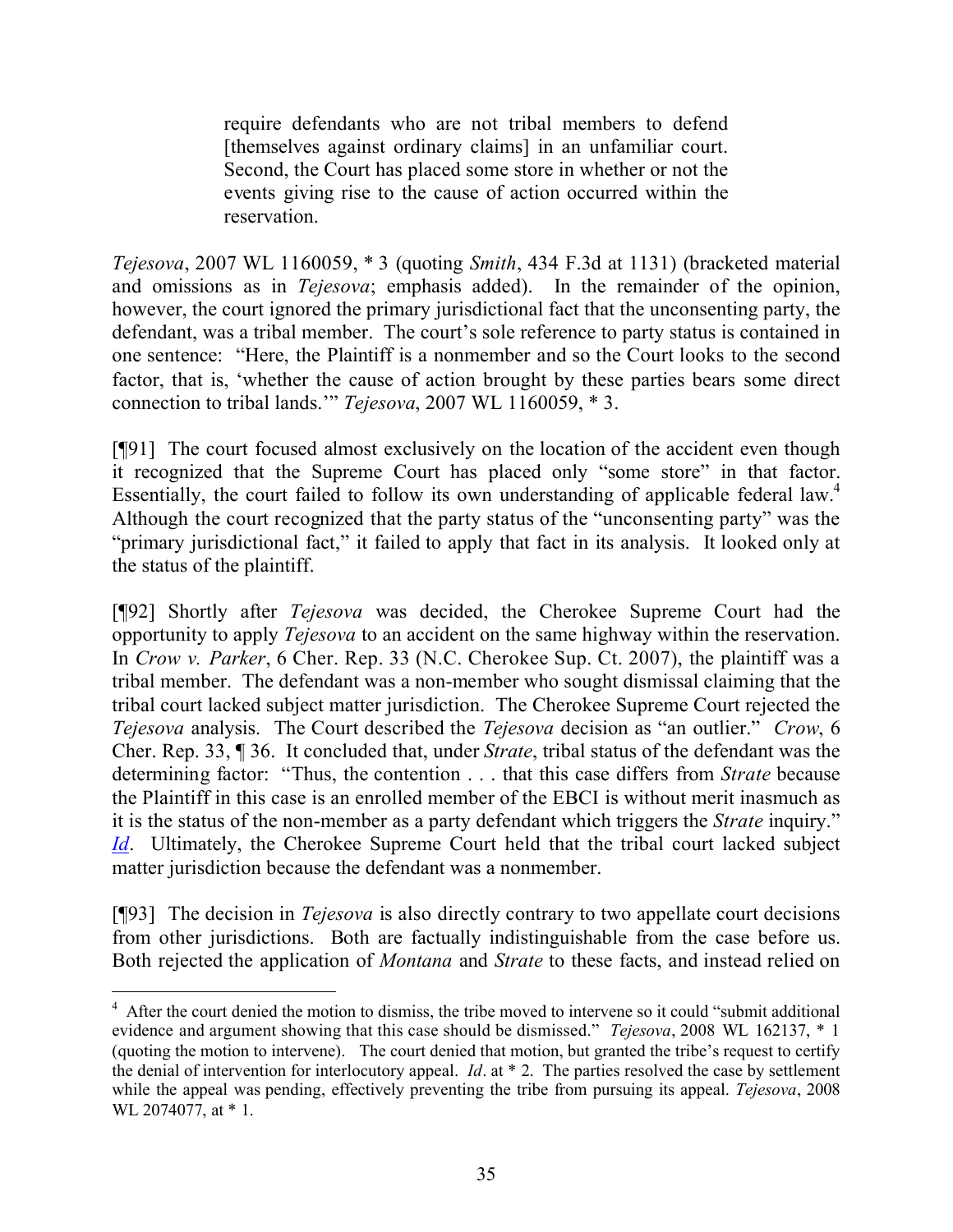> require defendants who are not tribal members to defend [themselves against ordinary claims] in an unfamiliar court. Second, the Court has placed some store in whether or not the events giving rise to the cause of action occurred within the reservation.

*Tejesova*, 2007 WL 1160059, * 3 (quoting *Smith*, 434 F.3d at 1131) (bracketed material and omissions as in *Tejesova*; emphasis added). In the remainder of the opinion, however, the court ignored the primary jurisdictional fact that the unconsenting party, the defendant, was a tribal member. The court's sole reference to party status is contained in one sentence: "Here, the Plaintiff is a nonmember and so the Court looks to the second factor, that is, 'whether the cause of action brought by these parties bears some direct connection to tribal lands.'" *Tejesova*, 2007 WL 1160059, * 3.

[¶91] The court focused almost exclusively on the location of the accident even though it recognized that the Supreme Court has placed only "some store" in that factor. Essentially, the court failed to follow its own understanding of applicable federal law.[4] Although the court recognized that the party status of the "unconsenting party" was the "primary jurisdictional fact," it failed to apply that fact in its analysis. It looked only at the status of the plaintiff.

[¶92] Shortly after *Tejesova* was decided, the Cherokee Supreme Court had the opportunity to apply *Tejesova* to an accident on the same highway within the reservation. In *Crow v. Parker*, 6 Cher. Rep. 33 (N.C. Cherokee Sup. Ct. 2007), the plaintiff was a tribal member. The defendant was a non-member who sought dismissal claiming that the tribal court lacked subject matter jurisdiction. The Cherokee Supreme Court rejected the *Tejesova* analysis. The Court described the *Tejesova* decision as "an outlier." *Crow*, 6 Cher. Rep. 33, ¶ 36. It concluded that, under *Strate*, tribal status of the defendant was the determining factor: "Thus, the contention . . . that this case differs from *Strate* because the Plaintiff in this case is an enrolled member of the EBCI is without merit inasmuch as it is the status of the non-member as a party defendant which triggers the *Strate* inquiry." *Id*. Ultimately, the Cherokee Supreme Court held that the tribal court lacked subject matter jurisdiction because the defendant was a nonmember.

[¶93] The decision in *Tejesova* is also directly contrary to two appellate court decisions from other jurisdictions. Both are factually indistinguishable from the case before us. Both rejected the application of *Montana* and *Strate* to these facts, and instead relied on

[4] After the court denied the motion to dismiss, the tribe moved to intervene so it could "submit additional evidence and argument showing that this case should be dismissed." *Tejesova*, 2008 WL 162137, * 1 (quoting the motion to intervene). The court denied that motion, but granted the tribe's request to certify the denial of intervention for interlocutory appeal. *Id*. at * 2. The parties resolved the case by settlement while the appeal was pending, effectively preventing the tribe from pursuing its appeal. *Tejesova*, 2008 WL 2074077, at * 1.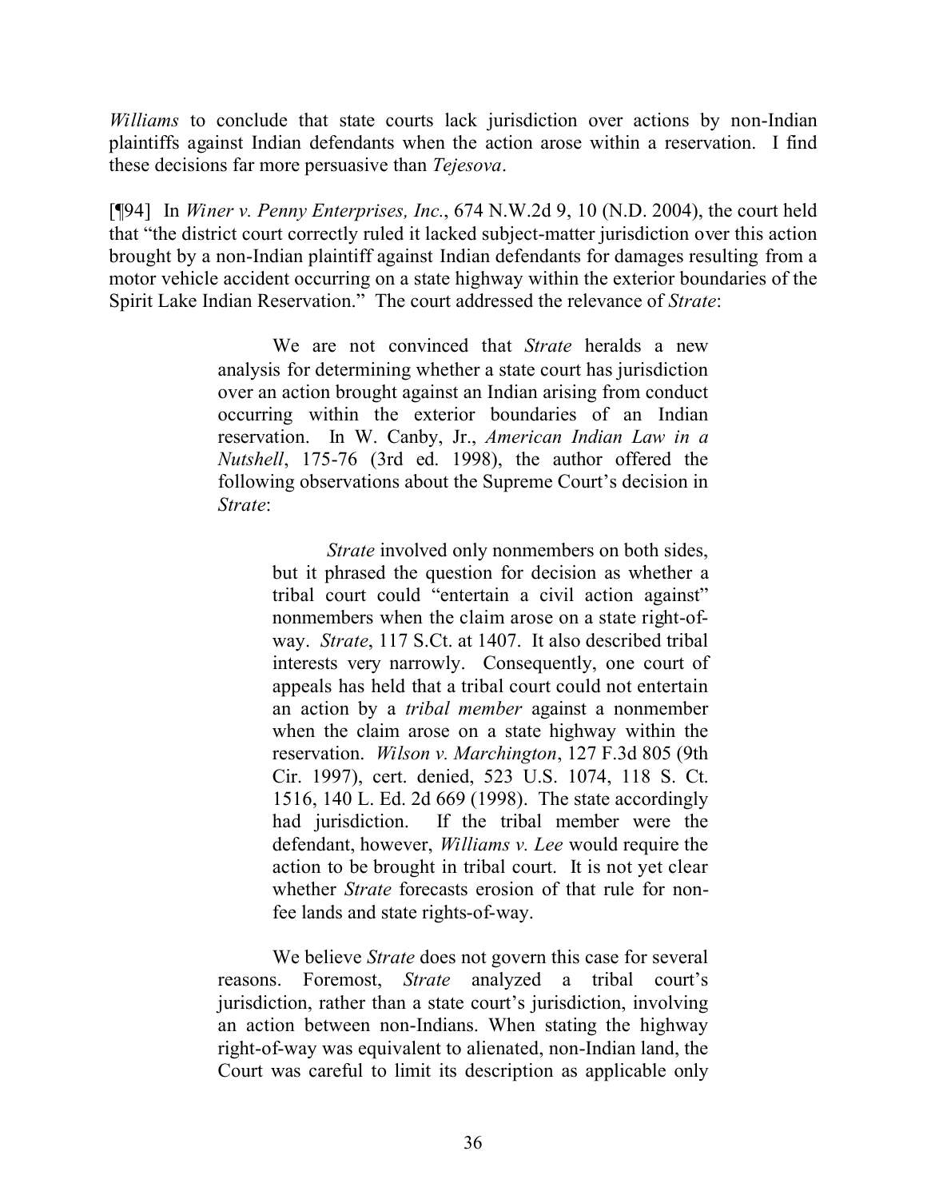*Williams* to conclude that state courts lack jurisdiction over actions by non-Indian plaintiffs against Indian defendants when the action arose within a reservation. I find these decisions far more persuasive than *Tejesova*.

[¶94] In *Winer v. Penny Enterprises, Inc.*, 674 N.W.2d 9, 10 (N.D. 2004), the court held that "the district court correctly ruled it lacked subject-matter jurisdiction over this action brought by a non-Indian plaintiff against Indian defendants for damages resulting from a motor vehicle accident occurring on a state highway within the exterior boundaries of the Spirit Lake Indian Reservation." The court addressed the relevance of *Strate*:

> We are not convinced that *Strate* heralds a new analysis for determining whether a state court has jurisdiction over an action brought against an Indian arising from conduct occurring within the exterior boundaries of an Indian reservation. In W. Canby, Jr., *American Indian Law in a Nutshell*, 175-76 (3rd ed. 1998), the author offered the following observations about the Supreme Court's decision in *Strate*:
>
>> *Strate* involved only nonmembers on both sides, but it phrased the question for decision as whether a tribal court could "entertain a civil action against" nonmembers when the claim arose on a state right-of-way. *Strate*, 117 S.Ct. at 1407. It also described tribal interests very narrowly. Consequently, one court of appeals has held that a tribal court could not entertain an action by a *tribal member* against a nonmember when the claim arose on a state highway within the reservation. *Wilson v. Marchington*, 127 F.3d 805 (9th Cir. 1997), cert. denied, 523 U.S. 1074, 118 S. Ct. 1516, 140 L. Ed. 2d 669 (1998). The state accordingly had jurisdiction. If the tribal member were the defendant, however, *Williams v. Lee* would require the action to be brought in tribal court. It is not yet clear whether *Strate* forecasts erosion of that rule for non-fee lands and state rights-of-way.
>
> We believe *Strate* does not govern this case for several reasons. Foremost, *Strate* analyzed a tribal court's jurisdiction, rather than a state court's jurisdiction, involving an action between non-Indians. When stating the highway right-of-way was equivalent to alienated, non-Indian land, the Court was careful to limit its description as applicable only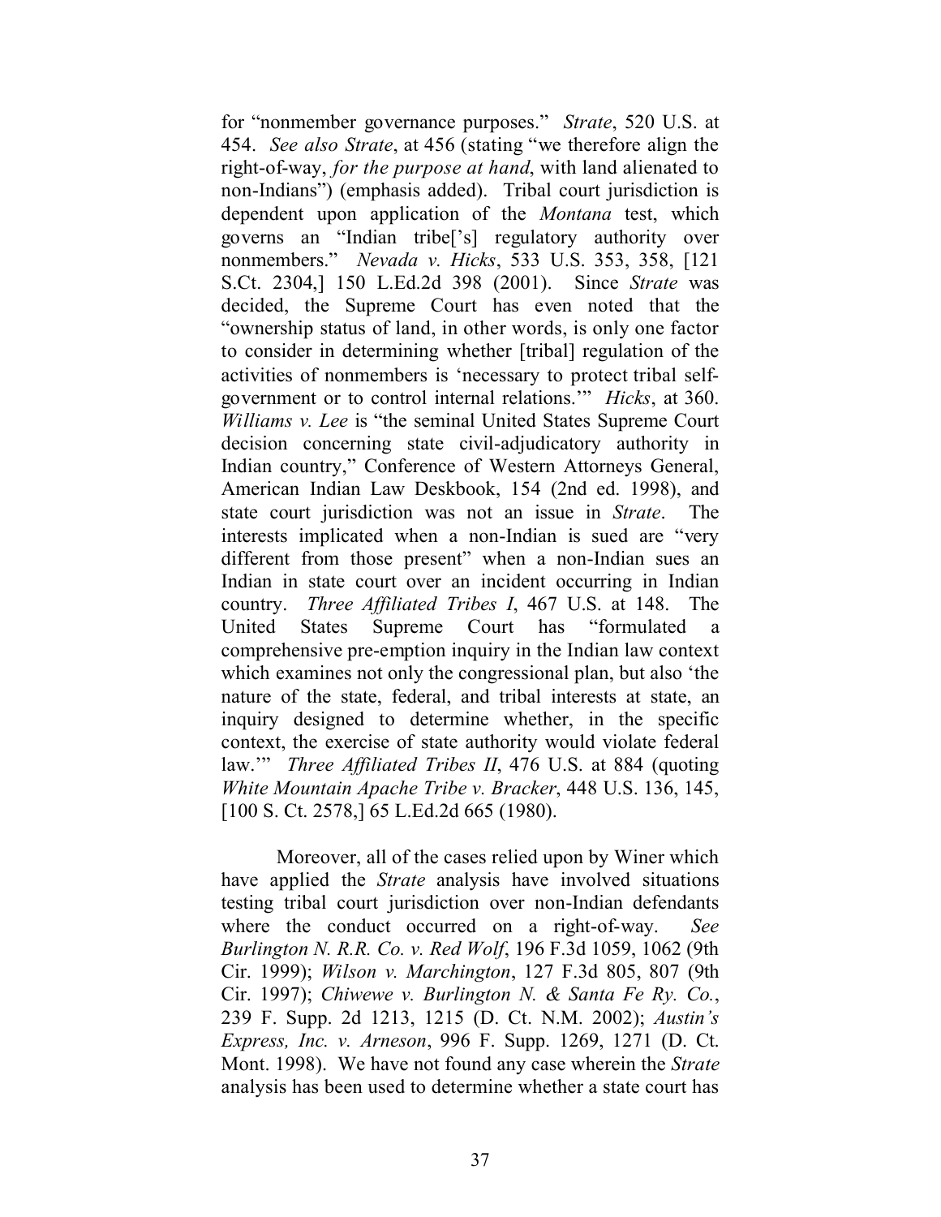for "nonmember governance purposes." *Strate*, 520 U.S. at 454. *See also Strate*, at 456 (stating "we therefore align the right-of-way, *for the purpose at hand*, with land alienated to non-Indians") (emphasis added). Tribal court jurisdiction is dependent upon application of the *Montana* test, which governs an "Indian tribe['s] regulatory authority over nonmembers." *Nevada v. Hicks*, 533 U.S. 353, 358, [121 S.Ct. 2304,] 150 L.Ed.2d 398 (2001). Since *Strate* was decided, the Supreme Court has even noted that the "ownership status of land, in other words, is only one factor to consider in determining whether [tribal] regulation of the activities of nonmembers is 'necessary to protect tribal self-government or to control internal relations.'" *Hicks*, at 360. *Williams v. Lee* is "the seminal United States Supreme Court decision concerning state civil-adjudicatory authority in Indian country," Conference of Western Attorneys General, American Indian Law Deskbook, 154 (2nd ed. 1998), and state court jurisdiction was not an issue in *Strate*. The interests implicated when a non-Indian is sued are "very different from those present" when a non-Indian sues an Indian in state court over an incident occurring in Indian country. *Three Affiliated Tribes I*, 467 U.S. at 148. The United States Supreme Court has "formulated a comprehensive pre-emption inquiry in the Indian law context which examines not only the congressional plan, but also 'the nature of the state, federal, and tribal interests at state, an inquiry designed to determine whether, in the specific context, the exercise of state authority would violate federal law.'" *Three Affiliated Tribes II*, 476 U.S. at 884 (quoting *White Mountain Apache Tribe v. Bracker*, 448 U.S. 136, 145, [100 S. Ct. 2578,] 65 L.Ed.2d 665 (1980).

Moreover, all of the cases relied upon by Winer which have applied the *Strate* analysis have involved situations testing tribal court jurisdiction over non-Indian defendants where the conduct occurred on a right-of-way. *See Burlington N. R.R. Co. v. Red Wolf*, 196 F.3d 1059, 1062 (9th Cir. 1999); *Wilson v. Marchington*, 127 F.3d 805, 807 (9th Cir. 1997); *Chiwewe v. Burlington N. & Santa Fe Ry. Co.*, 239 F. Supp. 2d 1213, 1215 (D. Ct. N.M. 2002); *Austin's Express, Inc. v. Arneson*, 996 F. Supp. 1269, 1271 (D. Ct. Mont. 1998). We have not found any case wherein the *Strate* analysis has been used to determine whether a state court has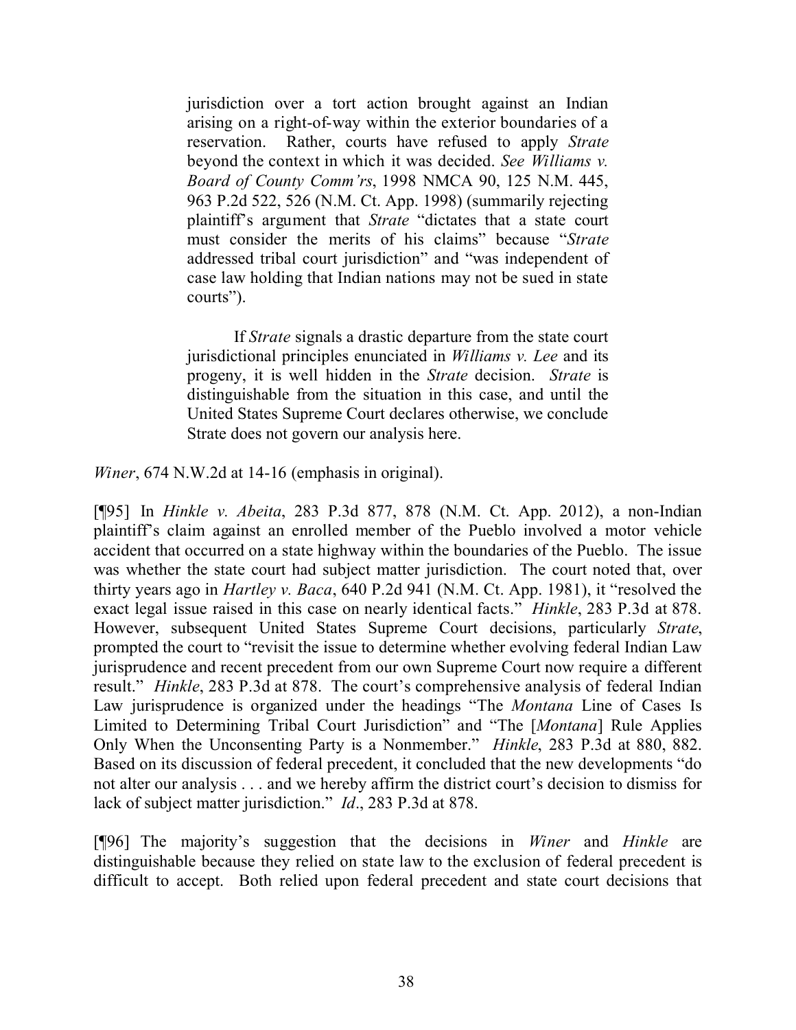> jurisdiction over a tort action brought against an Indian arising on a right-of-way within the exterior boundaries of a reservation. Rather, courts have refused to apply *Strate* beyond the context in which it was decided. *See Williams v. Board of County Comm'rs*, 1998 NMCA 90, 125 N.M. 445, 963 P.2d 522, 526 (N.M. Ct. App. 1998) (summarily rejecting plaintiff's argument that *Strate* "dictates that a state court must consider the merits of his claims" because "*Strate* addressed tribal court jurisdiction" and "was independent of case law holding that Indian nations may not be sued in state courts").
>
> If *Strate* signals a drastic departure from the state court jurisdictional principles enunciated in *Williams v. Lee* and its progeny, it is well hidden in the *Strate* decision. *Strate* is distinguishable from the situation in this case, and until the United States Supreme Court declares otherwise, we conclude Strate does not govern our analysis here.

*Winer*, 674 N.W.2d at 14-16 (emphasis in original).

[¶95] In *Hinkle v. Abeita*, 283 P.3d 877, 878 (N.M. Ct. App. 2012), a non-Indian plaintiff's claim against an enrolled member of the Pueblo involved a motor vehicle accident that occurred on a state highway within the boundaries of the Pueblo. The issue was whether the state court had subject matter jurisdiction. The court noted that, over thirty years ago in *Hartley v. Baca*, 640 P.2d 941 (N.M. Ct. App. 1981), it "resolved the exact legal issue raised in this case on nearly identical facts." *Hinkle*, 283 P.3d at 878. However, subsequent United States Supreme Court decisions, particularly *Strate*, prompted the court to "revisit the issue to determine whether evolving federal Indian Law jurisprudence and recent precedent from our own Supreme Court now require a different result." *Hinkle*, 283 P.3d at 878. The court's comprehensive analysis of federal Indian Law jurisprudence is organized under the headings "The *Montana* Line of Cases Is Limited to Determining Tribal Court Jurisdiction" and "The [*Montana*] Rule Applies Only When the Unconsenting Party is a Nonmember." *Hinkle*, 283 P.3d at 880, 882. Based on its discussion of federal precedent, it concluded that the new developments "do not alter our analysis . . . and we hereby affirm the district court's decision to dismiss for lack of subject matter jurisdiction." *Id*., 283 P.3d at 878.

[¶96] The majority's suggestion that the decisions in *Winer* and *Hinkle* are distinguishable because they relied on state law to the exclusion of federal precedent is difficult to accept. Both relied upon federal precedent and state court decisions that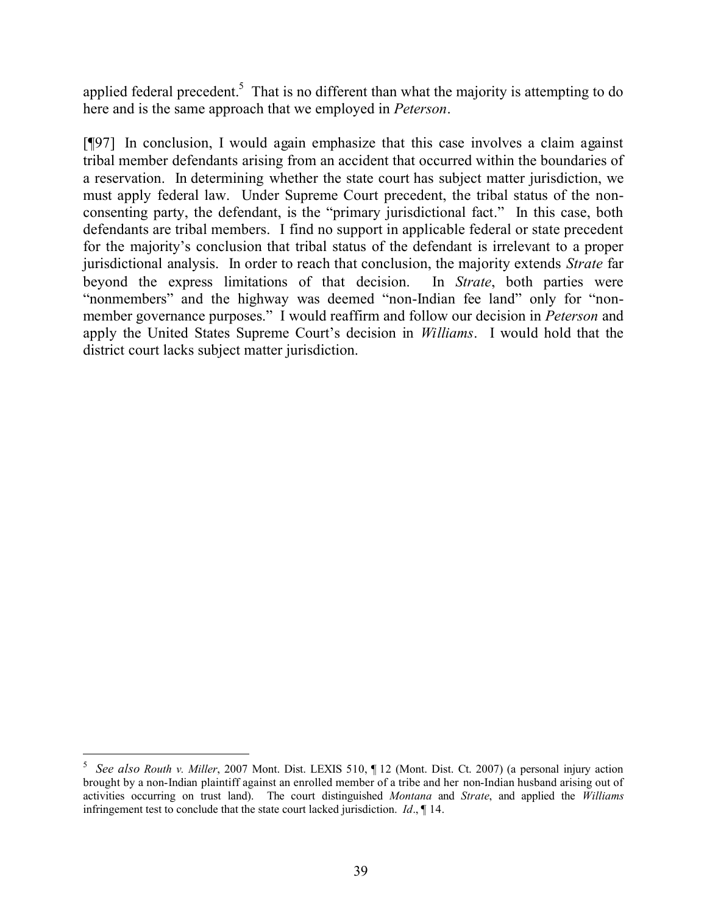applied federal precedent.[5] That is no different than what the majority is attempting to do here and is the same approach that we employed in *Peterson*.

[¶97] In conclusion, I would again emphasize that this case involves a claim against tribal member defendants arising from an accident that occurred within the boundaries of a reservation. In determining whether the state court has subject matter jurisdiction, we must apply federal law. Under Supreme Court precedent, the tribal status of the non-consenting party, the defendant, is the "primary jurisdictional fact." In this case, both defendants are tribal members. I find no support in applicable federal or state precedent for the majority's conclusion that tribal status of the defendant is irrelevant to a proper jurisdictional analysis. In order to reach that conclusion, the majority extends *Strate* far beyond the express limitations of that decision. In *Strate*, both parties were "nonmembers" and the highway was deemed "non-Indian fee land" only for "non-member governance purposes." I would reaffirm and follow our decision in *Peterson* and apply the United States Supreme Court's decision in *Williams*. I would hold that the district court lacks subject matter jurisdiction.

---

[5] *See also Routh v. Miller*, 2007 Mont. Dist. LEXIS 510, ¶ 12 (Mont. Dist. Ct. 2007) (a personal injury action brought by a non-Indian plaintiff against an enrolled member of a tribe and her non-Indian husband arising out of activities occurring on trust land). The court distinguished *Montana* and *Strate*, and applied the *Williams* infringement test to conclude that the state court lacked jurisdiction. *Id*., ¶ 14.